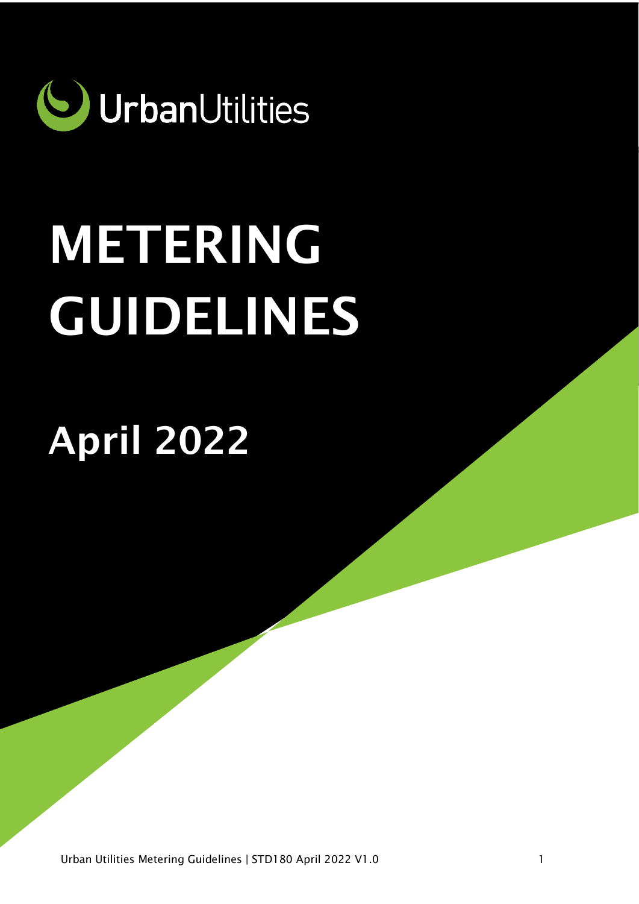UrbanUtilities

# METERING GUIDELINES

## April 2022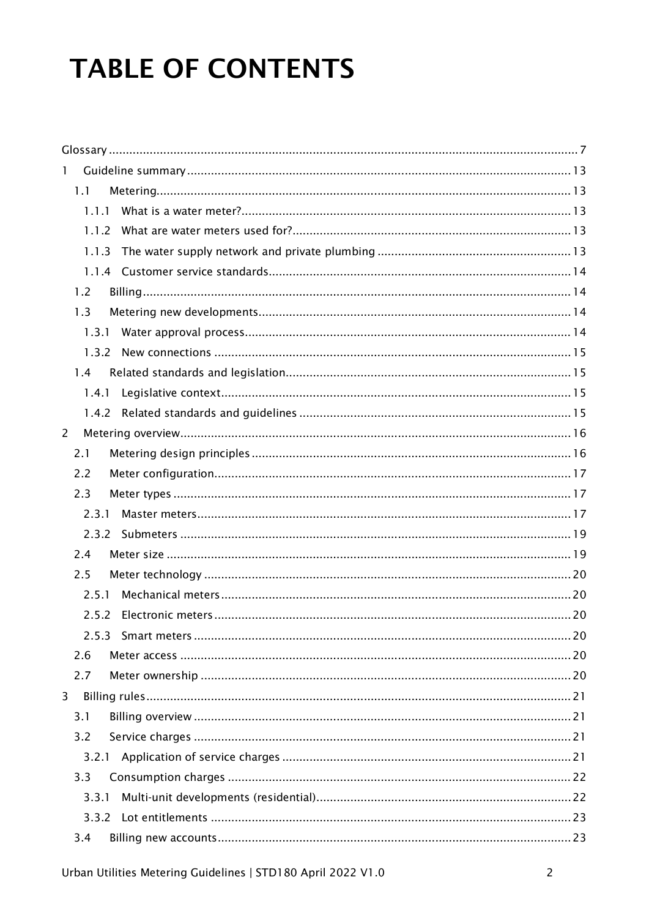# TABLE OF CONTENTS

- Glossary ..... 7
- 1 Guideline summary ..... 13
  - 1.1 Metering ..... 13
    - 1.1.1 What is a water meter? ..... 13
    - 1.1.2 What are water meters used for? ..... 13
    - 1.1.3 The water supply network and private plumbing ..... 13
    - 1.1.4 Customer service standards ..... 14
  - 1.2 Billing ..... 14
  - 1.3 Metering new developments ..... 14
    - 1.3.1 Water approval process ..... 14
    - 1.3.2 New connections ..... 15
  - 1.4 Related standards and legislation ..... 15
    - 1.4.1 Legislative context ..... 15
    - 1.4.2 Related standards and guidelines ..... 15
- 2 Metering overview ..... 16
  - 2.1 Metering design principles ..... 16
  - 2.2 Meter configuration ..... 17
  - 2.3 Meter types ..... 17
    - 2.3.1 Master meters ..... 17
    - 2.3.2 Submeters ..... 19
  - 2.4 Meter size ..... 19
  - 2.5 Meter technology ..... 20
    - 2.5.1 Mechanical meters ..... 20
    - 2.5.2 Electronic meters ..... 20
    - 2.5.3 Smart meters ..... 20
  - 2.6 Meter access ..... 20
  - 2.7 Meter ownership ..... 20
- 3 Billing rules ..... 21
  - 3.1 Billing overview ..... 21
  - 3.2 Service charges ..... 21
    - 3.2.1 Application of service charges ..... 21
  - 3.3 Consumption charges ..... 22
    - 3.3.1 Multi-unit developments (residential) ..... 22
    - 3.3.2 Lot entitlements ..... 23
  - 3.4 Billing new accounts ..... 23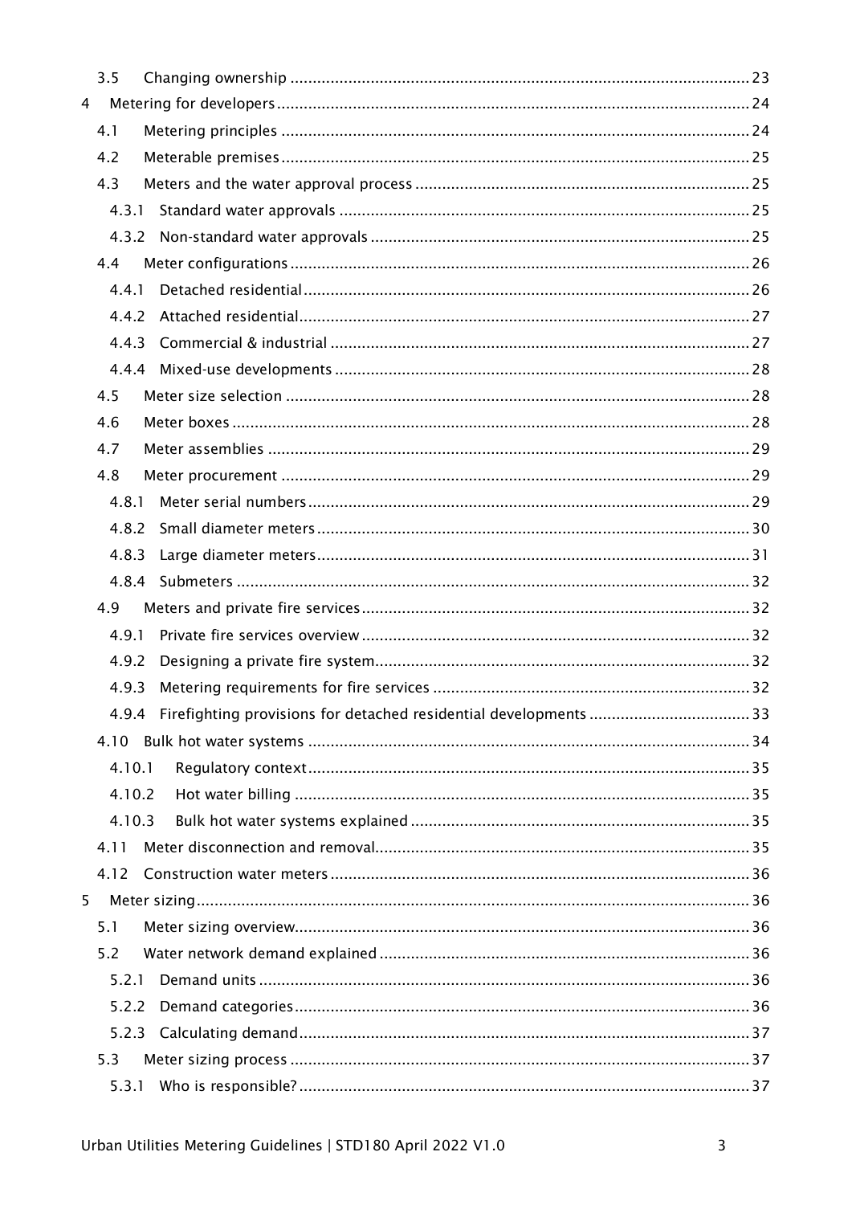3.5 Changing ownership ........................................................................................................ 23

4 Metering for developers ........................................................................................................ 24

4.1 Metering principles ........................................................................................................ 24

4.2 Meterable premises ........................................................................................................ 25

4.3 Meters and the water approval process ........................................................................... 25

4.3.1 Standard water approvals ........................................................................................... 25

4.3.2 Non-standard water approvals ..................................................................................... 25

4.4 Meter configurations ........................................................................................................ 26

4.4.1 Detached residential ..................................................................................................... 26

4.4.2 Attached residential ...................................................................................................... 27

4.4.3 Commercial & industrial ............................................................................................... 27

4.4.4 Mixed-use developments ............................................................................................. 28

4.5 Meter size selection ........................................................................................................ 28

4.6 Meter boxes .................................................................................................................... 28

4.7 Meter assemblies ............................................................................................................ 29

4.8 Meter procurement .......................................................................................................... 29

4.8.1 Meter serial numbers .................................................................................................... 29

4.8.2 Small diameter meters .................................................................................................. 30

4.8.3 Large diameter meters .................................................................................................. 31

4.8.4 Submeters .................................................................................................................... 32

4.9 Meters and private fire services ....................................................................................... 32

4.9.1 Private fire services overview ....................................................................................... 32

4.9.2 Designing a private fire system ..................................................................................... 32

4.9.3 Metering requirements for fire services ........................................................................ 32

4.9.4 Firefighting provisions for detached residential developments ..................................... 33

4.10 Bulk hot water systems .................................................................................................. 34

4.10.1 Regulatory context ...................................................................................................... 35

4.10.2 Hot water billing ......................................................................................................... 35

4.10.3 Bulk hot water systems explained ............................................................................... 35

4.11 Meter disconnection and removal .................................................................................... 35

4.12 Construction water meters .............................................................................................. 36

5 Meter sizing ........................................................................................................................... 36

5.1 Meter sizing overview ...................................................................................................... 36

5.2 Water network demand explained .................................................................................... 36

5.2.1 Demand units ............................................................................................................... 36

5.2.2 Demand categories ....................................................................................................... 36

5.2.3 Calculating demand ...................................................................................................... 37

5.3 Meter sizing process ........................................................................................................ 37

5.3.1 Who is responsible? ...................................................................................................... 37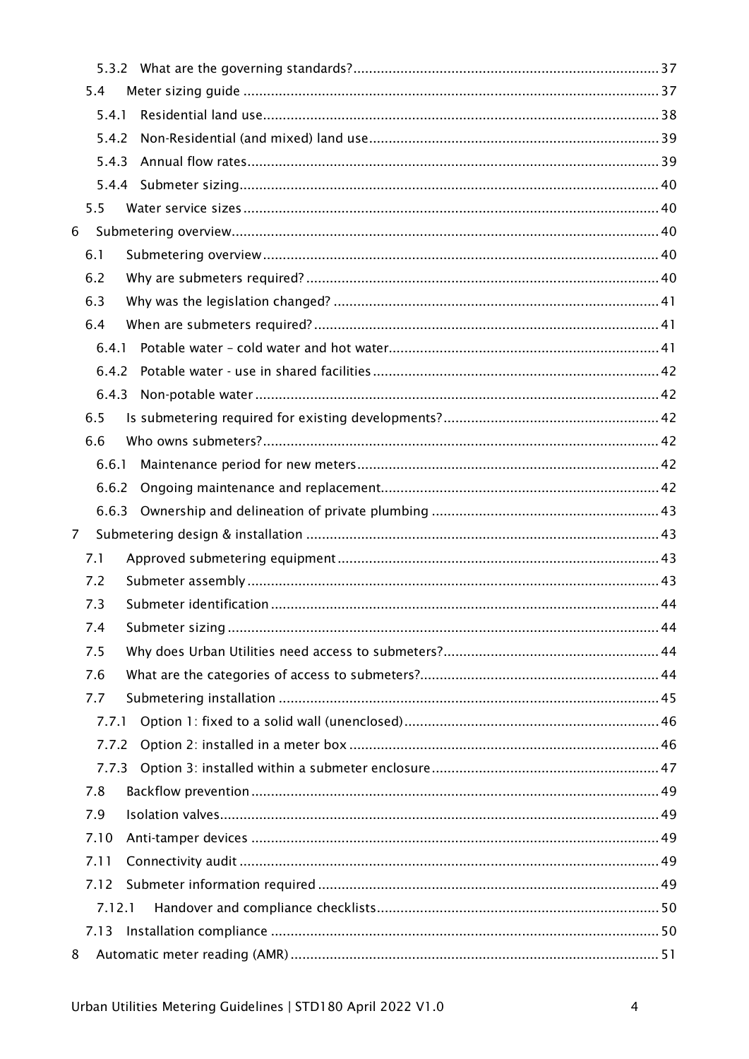5.3.2 What are the governing standards? 37

5.4 Meter sizing guide 37

5.4.1 Residential land use 38

5.4.2 Non-Residential (and mixed) land use 39

5.4.3 Annual flow rates 39

5.4.4 Submeter sizing 40

5.5 Water service sizes 40

6 Submetering overview 40

6.1 Submetering overview 40

6.2 Why are submeters required? 40

6.3 Why was the legislation changed? 41

6.4 When are submeters required? 41

6.4.1 Potable water – cold water and hot water 41

6.4.2 Potable water - use in shared facilities 42

6.4.3 Non-potable water 42

6.5 Is submetering required for existing developments? 42

6.6 Who owns submeters? 42

6.6.1 Maintenance period for new meters 42

6.6.2 Ongoing maintenance and replacement 42

6.6.3 Ownership and delineation of private plumbing 43

7 Submetering design & installation 43

7.1 Approved submetering equipment 43

7.2 Submeter assembly 43

7.3 Submeter identification 44

7.4 Submeter sizing 44

7.5 Why does Urban Utilities need access to submeters? 44

7.6 What are the categories of access to submeters? 44

7.7 Submetering installation 45

7.7.1 Option 1: fixed to a solid wall (unenclosed) 46

7.7.2 Option 2: installed in a meter box 46

7.7.3 Option 3: installed within a submeter enclosure 47

7.8 Backflow prevention 49

7.9 Isolation valves 49

7.10 Anti-tamper devices 49

7.11 Connectivity audit 49

7.12 Submeter information required 49

7.12.1 Handover and compliance checklists 50

7.13 Installation compliance 50

8 Automatic meter reading (AMR) 51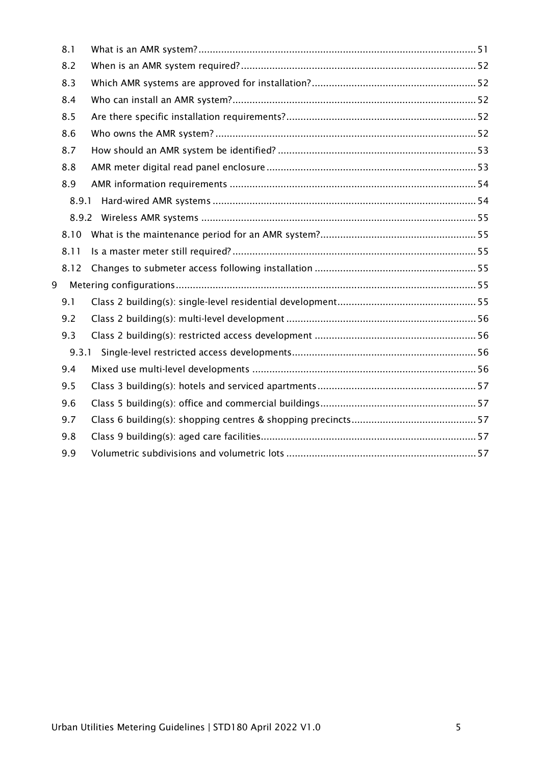- 8.1 What is an AMR system? ..... 51
- 8.2 When is an AMR system required? ..... 52
- 8.3 Which AMR systems are approved for installation? ..... 52
- 8.4 Who can install an AMR system? ..... 52
- 8.5 Are there specific installation requirements? ..... 52
- 8.6 Who owns the AMR system? ..... 52
- 8.7 How should an AMR system be identified? ..... 53
- 8.8 AMR meter digital read panel enclosure ..... 53
- 8.9 AMR information requirements ..... 54
  - 8.9.1 Hard-wired AMR systems ..... 54
  - 8.9.2 Wireless AMR systems ..... 55
- 8.10 What is the maintenance period for an AMR system? ..... 55
- 8.11 Is a master meter still required? ..... 55
- 8.12 Changes to submeter access following installation ..... 55

9 Metering configurations ..... 55

- 9.1 Class 2 building(s): single-level residential development ..... 55
- 9.2 Class 2 building(s): multi-level development ..... 56
- 9.3 Class 2 building(s): restricted access development ..... 56
  - 9.3.1 Single-level restricted access developments ..... 56
- 9.4 Mixed use multi-level developments ..... 56
- 9.5 Class 3 building(s): hotels and serviced apartments ..... 57
- 9.6 Class 5 building(s): office and commercial buildings ..... 57
- 9.7 Class 6 building(s): shopping centres & shopping precincts ..... 57
- 9.8 Class 9 building(s): aged care facilities ..... 57
- 9.9 Volumetric subdivisions and volumetric lots ..... 57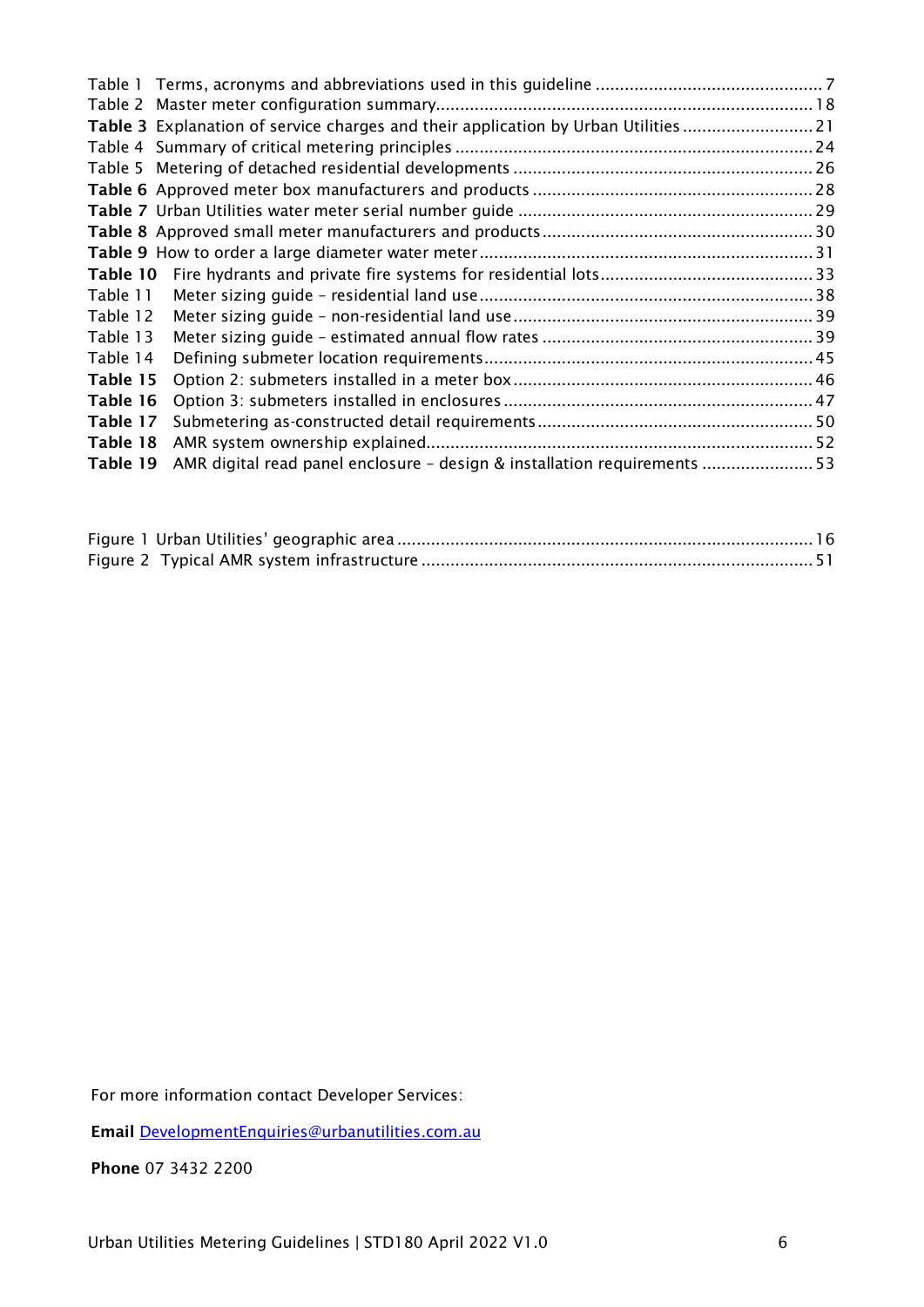Table 1 Terms, acronyms and abbreviations used in this guideline ............................................... 7
Table 2 Master meter configuration summary............................................................................. 18
**Table 3** Explanation of service charges and their application by Urban Utilities ........................... 21
Table 4 Summary of critical metering principles .......................................................................... 24
Table 5 Metering of detached residential developments .............................................................. 26
**Table 6** Approved meter box manufacturers and products .......................................................... 28
**Table 7** Urban Utilities water meter serial number guide ............................................................. 29
**Table 8** Approved small meter manufacturers and products ........................................................ 30
**Table 9** How to order a large diameter water meter ..................................................................... 31
**Table 10** Fire hydrants and private fire systems for residential lots............................................ 33
Table 11 Meter sizing guide – residential land use .................................................................... 38
Table 12 Meter sizing guide – non-residential land use .............................................................. 39
Table 13 Meter sizing guide – estimated annual flow rates ........................................................ 39
Table 14 Defining submeter location requirements.................................................................... 45
**Table 15** Option 2: submeters installed in a meter box .............................................................. 46
**Table 16** Option 3: submeters installed in enclosures ................................................................ 47
**Table 17** Submetering as-constructed detail requirements ......................................................... 50
**Table 18** AMR system ownership explained................................................................................ 52
**Table 19** AMR digital read panel enclosure – design & installation requirements ....................... 53

Figure 1 Urban Utilities' geographic area ..................................................................................... 16
Figure 2 Typical AMR system infrastructure ................................................................................. 51

For more information contact Developer Services:

**Email** DevelopmentEnquiries@urbanutilities.com.au

**Phone** 07 3432 2200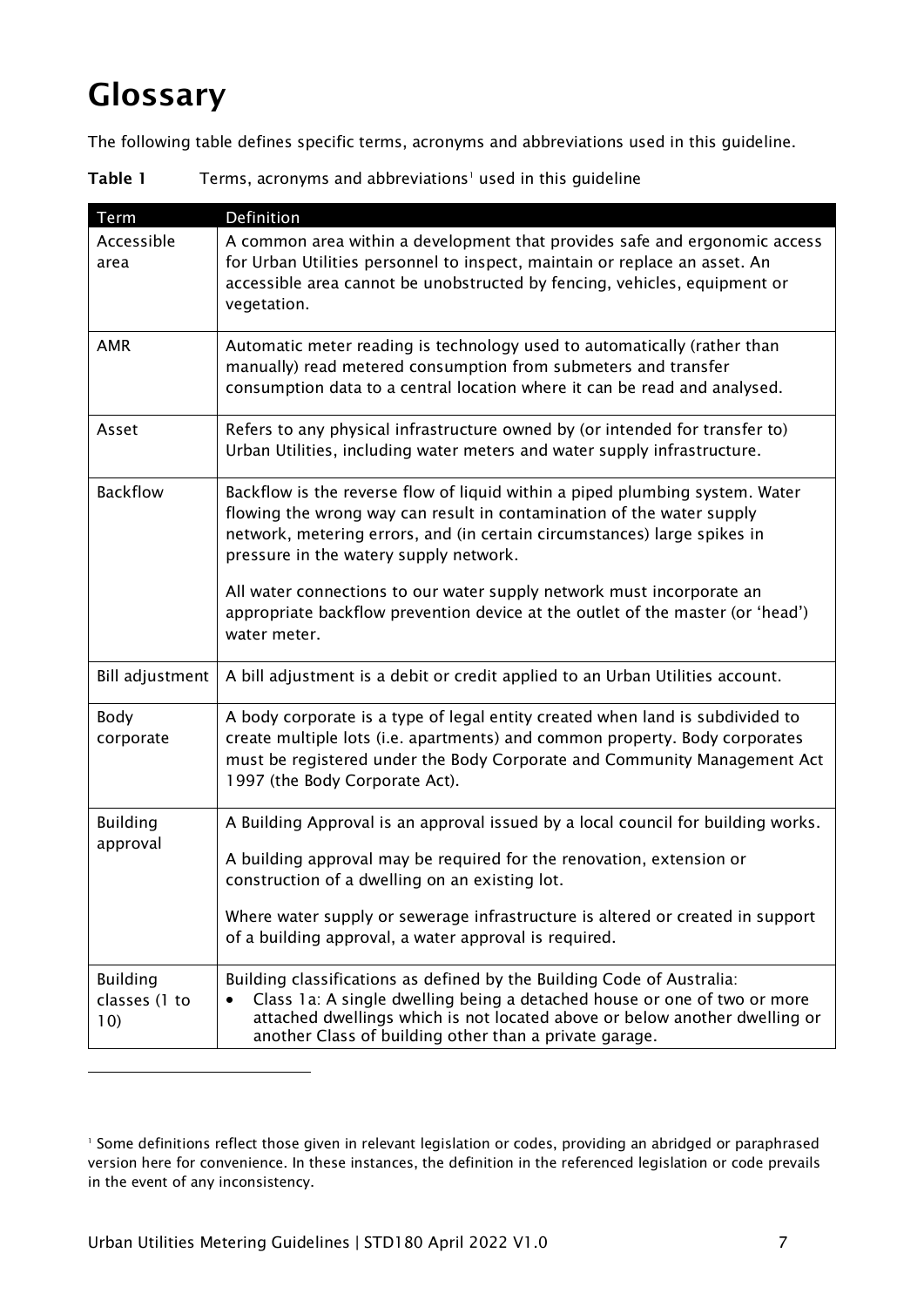# Glossary

The following table defines specific terms, acronyms and abbreviations used in this guideline.

**Table 1** Terms, acronyms and abbreviations[1] used in this guideline

| Term | Definition |
|---|---|
| Accessible area | A common area within a development that provides safe and ergonomic access for Urban Utilities personnel to inspect, maintain or replace an asset. An accessible area cannot be unobstructed by fencing, vehicles, equipment or vegetation. |
| AMR | Automatic meter reading is technology used to automatically (rather than manually) read metered consumption from submeters and transfer consumption data to a central location where it can be read and analysed. |
| Asset | Refers to any physical infrastructure owned by (or intended for transfer to) Urban Utilities, including water meters and water supply infrastructure. |
| Backflow | Backflow is the reverse flow of liquid within a piped plumbing system. Water flowing the wrong way can result in contamination of the water supply network, metering errors, and (in certain circumstances) large spikes in pressure in the watery supply network.<br><br>All water connections to our water supply network must incorporate an appropriate backflow prevention device at the outlet of the master (or 'head') water meter. |
| Bill adjustment | A bill adjustment is a debit or credit applied to an Urban Utilities account. |
| Body corporate | A body corporate is a type of legal entity created when land is subdivided to create multiple lots (i.e. apartments) and common property. Body corporates must be registered under the Body Corporate and Community Management Act 1997 (the Body Corporate Act). |
| Building approval | A Building Approval is an approval issued by a local council for building works.<br><br>A building approval may be required for the renovation, extension or construction of a dwelling on an existing lot.<br><br>Where water supply or sewerage infrastructure is altered or created in support of a building approval, a water approval is required. |
| Building classes (1 to 10) | Building classifications as defined by the Building Code of Australia:<br>• Class 1a: A single dwelling being a detached house or one of two or more attached dwellings which is not located above or below another dwelling or another Class of building other than a private garage. |

[1] Some definitions reflect those given in relevant legislation or codes, providing an abridged or paraphrased version here for convenience. In these instances, the definition in the referenced legislation or code prevails in the event of any inconsistency.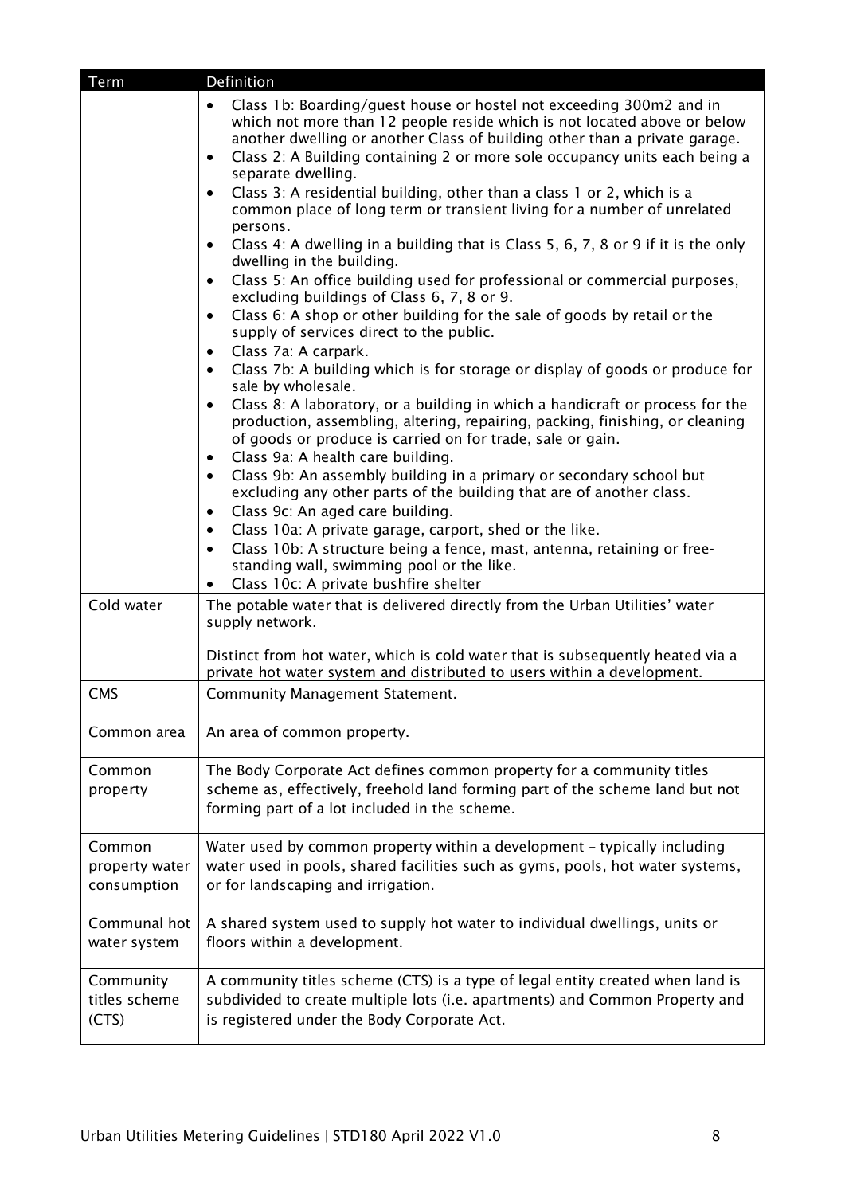| Term | Definition |
| --- | --- |
| | • Class 1b: Boarding/guest house or hostel not exceeding 300m2 and in which not more than 12 people reside which is not located above or below another dwelling or another Class of building other than a private garage.<br>• Class 2: A Building containing 2 or more sole occupancy units each being a separate dwelling.<br>• Class 3: A residential building, other than a class 1 or 2, which is a common place of long term or transient living for a number of unrelated persons.<br>• Class 4: A dwelling in a building that is Class 5, 6, 7, 8 or 9 if it is the only dwelling in the building.<br>• Class 5: An office building used for professional or commercial purposes, excluding buildings of Class 6, 7, 8 or 9.<br>• Class 6: A shop or other building for the sale of goods by retail or the supply of services direct to the public.<br>• Class 7a: A carpark.<br>• Class 7b: A building which is for storage or display of goods or produce for sale by wholesale.<br>• Class 8: A laboratory, or a building in which a handicraft or process for the production, assembling, altering, repairing, packing, finishing, or cleaning of goods or produce is carried on for trade, sale or gain.<br>• Class 9a: A health care building.<br>• Class 9b: An assembly building in a primary or secondary school but excluding any other parts of the building that are of another class.<br>• Class 9c: An aged care building.<br>• Class 10a: A private garage, carport, shed or the like.<br>• Class 10b: A structure being a fence, mast, antenna, retaining or free-standing wall, swimming pool or the like.<br>• Class 10c: A private bushfire shelter |
| Cold water | The potable water that is delivered directly from the Urban Utilities' water supply network.<br><br>Distinct from hot water, which is cold water that is subsequently heated via a private hot water system and distributed to users within a development. |
| CMS | Community Management Statement. |
| Common area | An area of common property. |
| Common property | The Body Corporate Act defines common property for a community titles scheme as, effectively, freehold land forming part of the scheme land but not forming part of a lot included in the scheme. |
| Common property water consumption | Water used by common property within a development – typically including water used in pools, shared facilities such as gyms, pools, hot water systems, or for landscaping and irrigation. |
| Communal hot water system | A shared system used to supply hot water to individual dwellings, units or floors within a development. |
| Community titles scheme (CTS) | A community titles scheme (CTS) is a type of legal entity created when land is subdivided to create multiple lots (i.e. apartments) and Common Property and is registered under the Body Corporate Act. |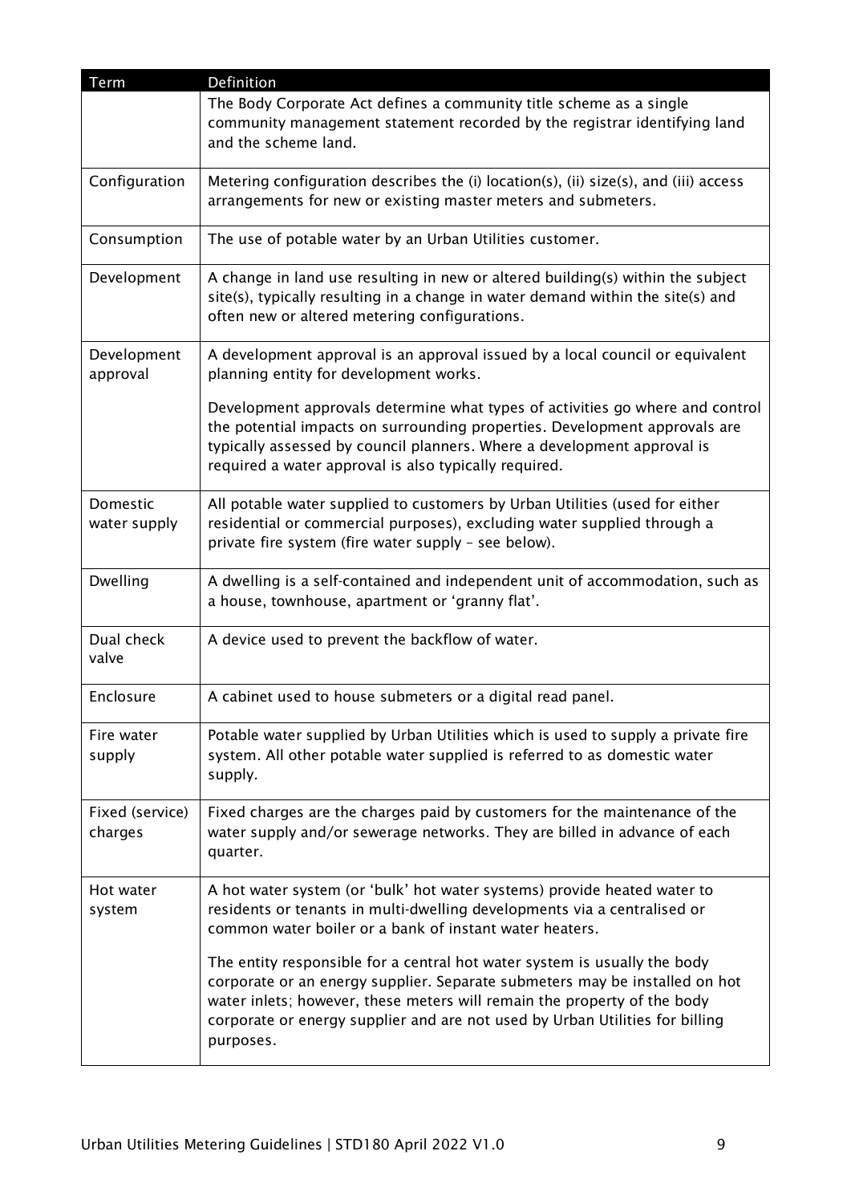| Term | Definition |
|---|---|
| | The Body Corporate Act defines a community title scheme as a single community management statement recorded by the registrar identifying land and the scheme land. |
| Configuration | Metering configuration describes the (i) location(s), (ii) size(s), and (iii) access arrangements for new or existing master meters and submeters. |
| Consumption | The use of potable water by an Urban Utilities customer. |
| Development | A change in land use resulting in new or altered building(s) within the subject site(s), typically resulting in a change in water demand within the site(s) and often new or altered metering configurations. |
| Development approval | A development approval is an approval issued by a local council or equivalent planning entity for development works.<br><br>Development approvals determine what types of activities go where and control the potential impacts on surrounding properties. Development approvals are typically assessed by council planners. Where a development approval is required a water approval is also typically required. |
| Domestic water supply | All potable water supplied to customers by Urban Utilities (used for either residential or commercial purposes), excluding water supplied through a private fire system (fire water supply – see below). |
| Dwelling | A dwelling is a self-contained and independent unit of accommodation, such as a house, townhouse, apartment or 'granny flat'. |
| Dual check valve | A device used to prevent the backflow of water. |
| Enclosure | A cabinet used to house submeters or a digital read panel. |
| Fire water supply | Potable water supplied by Urban Utilities which is used to supply a private fire system. All other potable water supplied is referred to as domestic water supply. |
| Fixed (service) charges | Fixed charges are the charges paid by customers for the maintenance of the water supply and/or sewerage networks. They are billed in advance of each quarter. |
| Hot water system | A hot water system (or 'bulk' hot water systems) provide heated water to residents or tenants in multi-dwelling developments via a centralised or common water boiler or a bank of instant water heaters.<br><br>The entity responsible for a central hot water system is usually the body corporate or an energy supplier. Separate submeters may be installed on hot water inlets; however, these meters will remain the property of the body corporate or energy supplier and are not used by Urban Utilities for billing purposes. |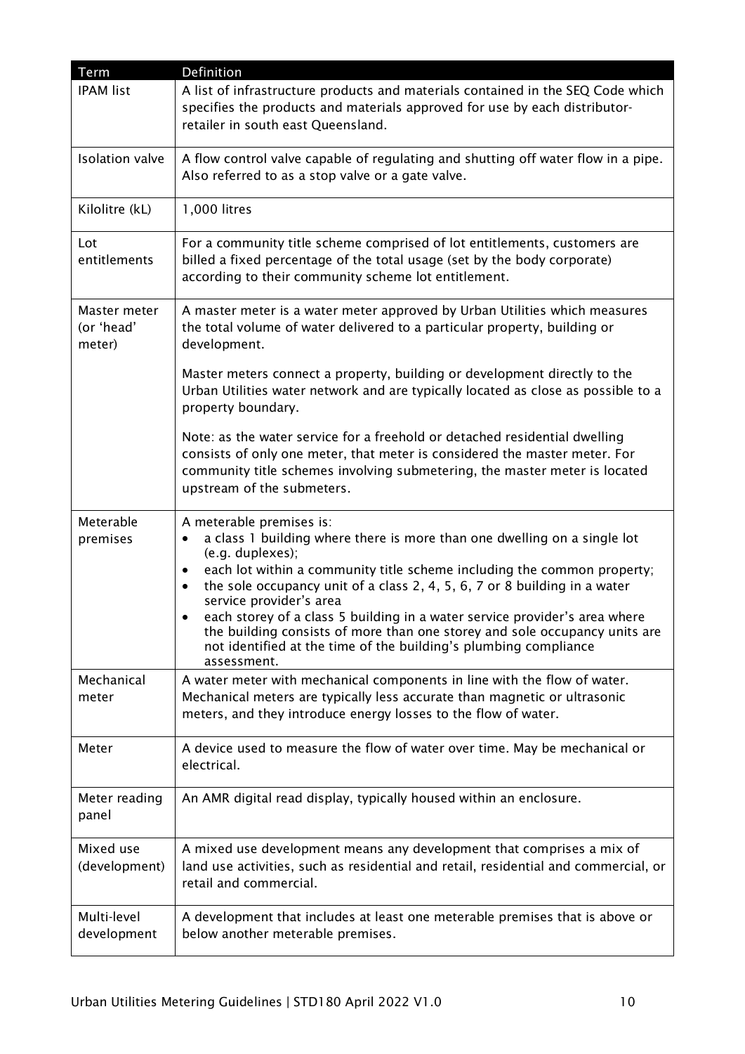| Term | Definition |
|---|---|
| IPAM list | A list of infrastructure products and materials contained in the SEQ Code which specifies the products and materials approved for use by each distributor-retailer in south east Queensland. |
| Isolation valve | A flow control valve capable of regulating and shutting off water flow in a pipe. Also referred to as a stop valve or a gate valve. |
| Kilolitre (kL) | 1,000 litres |
| Lot entitlements | For a community title scheme comprised of lot entitlements, customers are billed a fixed percentage of the total usage (set by the body corporate) according to their community scheme lot entitlement. |
| Master meter (or 'head' meter) | A master meter is a water meter approved by Urban Utilities which measures the total volume of water delivered to a particular property, building or development.<br><br>Master meters connect a property, building or development directly to the Urban Utilities water network and are typically located as close as possible to a property boundary.<br><br>Note: as the water service for a freehold or detached residential dwelling consists of only one meter, that meter is considered the master meter. For community title schemes involving submetering, the master meter is located upstream of the submeters. |
| Meterable premises | A meterable premises is:<br>• a class 1 building where there is more than one dwelling on a single lot (e.g. duplexes);<br>• each lot within a community title scheme including the common property;<br>• the sole occupancy unit of a class 2, 4, 5, 6, 7 or 8 building in a water service provider's area<br>• each storey of a class 5 building in a water service provider's area where the building consists of more than one storey and sole occupancy units are not identified at the time of the building's plumbing compliance assessment. |
| Mechanical meter | A water meter with mechanical components in line with the flow of water. Mechanical meters are typically less accurate than magnetic or ultrasonic meters, and they introduce energy losses to the flow of water. |
| Meter | A device used to measure the flow of water over time. May be mechanical or electrical. |
| Meter reading panel | An AMR digital read display, typically housed within an enclosure. |
| Mixed use (development) | A mixed use development means any development that comprises a mix of land use activities, such as residential and retail, residential and commercial, or retail and commercial. |
| Multi-level development | A development that includes at least one meterable premises that is above or below another meterable premises. |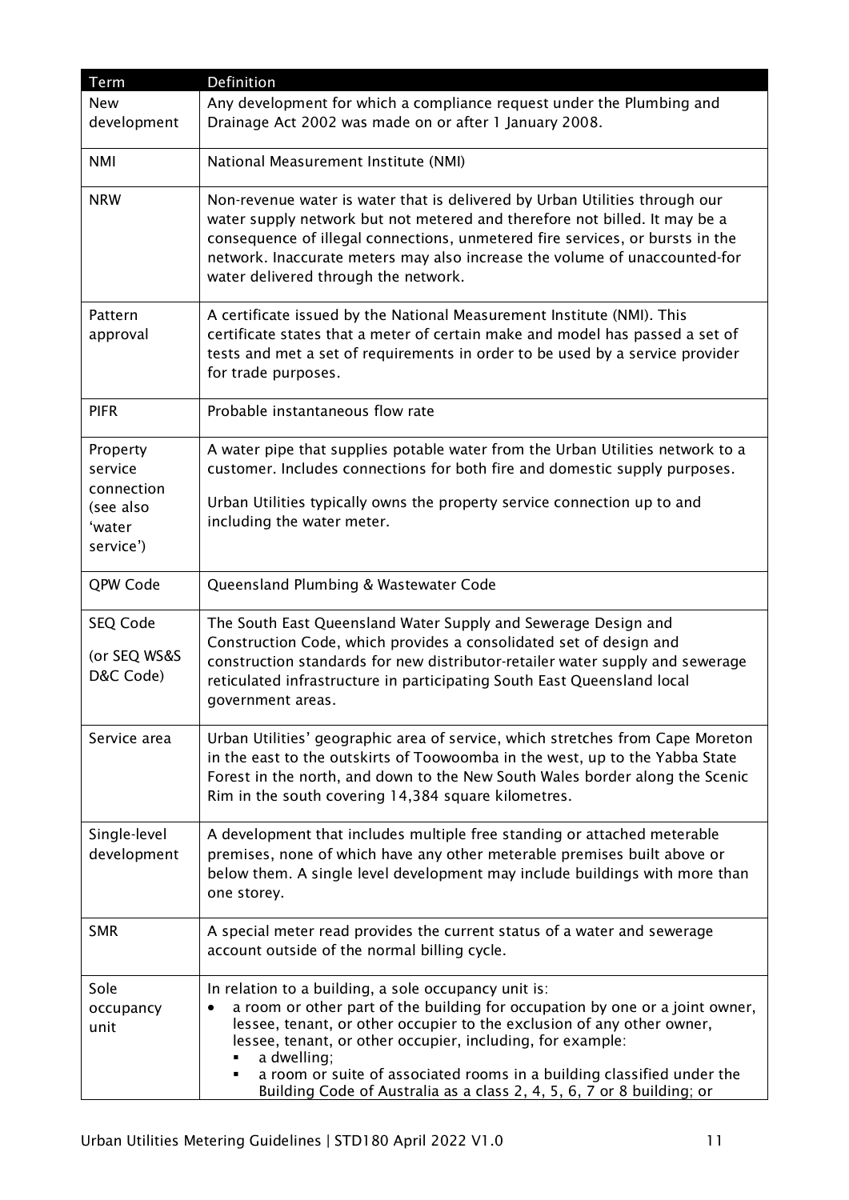| Term | Definition |
| --- | --- |
| New development | Any development for which a compliance request under the Plumbing and Drainage Act 2002 was made on or after 1 January 2008. |
| NMI | National Measurement Institute (NMI) |
| NRW | Non-revenue water is water that is delivered by Urban Utilities through our water supply network but not metered and therefore not billed. It may be a consequence of illegal connections, unmetered fire services, or bursts in the network. Inaccurate meters may also increase the volume of unaccounted-for water delivered through the network. |
| Pattern approval | A certificate issued by the National Measurement Institute (NMI). This certificate states that a meter of certain make and model has passed a set of tests and met a set of requirements in order to be used by a service provider for trade purposes. |
| PIFR | Probable instantaneous flow rate |
| Property service connection (see also 'water service') | A water pipe that supplies potable water from the Urban Utilities network to a customer. Includes connections for both fire and domestic supply purposes.<br><br>Urban Utilities typically owns the property service connection up to and including the water meter. |
| QPW Code | Queensland Plumbing & Wastewater Code |
| SEQ Code<br><br>(or SEQ WS&S D&C Code) | The South East Queensland Water Supply and Sewerage Design and Construction Code, which provides a consolidated set of design and construction standards for new distributor-retailer water supply and sewerage reticulated infrastructure in participating South East Queensland local government areas. |
| Service area | Urban Utilities' geographic area of service, which stretches from Cape Moreton in the east to the outskirts of Toowoomba in the west, up to the Yabba State Forest in the north, and down to the New South Wales border along the Scenic Rim in the south covering 14,384 square kilometres. |
| Single-level development | A development that includes multiple free standing or attached meterable premises, none of which have any other meterable premises built above or below them. A single level development may include buildings with more than one storey. |
| SMR | A special meter read provides the current status of a water and sewerage account outside of the normal billing cycle. |
| Sole occupancy unit | In relation to a building, a sole occupancy unit is:<br>• a room or other part of the building for occupation by one or a joint owner, lessee, tenant, or other occupier to the exclusion of any other owner, lessee, tenant, or other occupier, including, for example:<br>&nbsp;&nbsp;▪ a dwelling;<br>&nbsp;&nbsp;▪ a room or suite of associated rooms in a building classified under the Building Code of Australia as a class 2, 4, 5, 6, 7 or 8 building; or |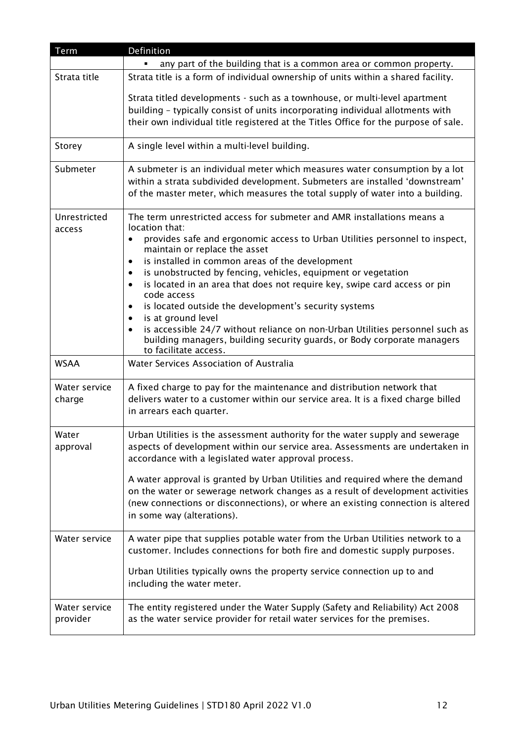| Term | Definition |
|---|---|
| | ▪ any part of the building that is a common area or common property. |
| Strata title | Strata title is a form of individual ownership of units within a shared facility.<br><br>Strata titled developments - such as a townhouse, or multi-level apartment building – typically consist of units incorporating individual allotments with their own individual title registered at the Titles Office for the purpose of sale. |
| Storey | A single level within a multi-level building. |
| Submeter | A submeter is an individual meter which measures water consumption by a lot within a strata subdivided development. Submeters are installed 'downstream' of the master meter, which measures the total supply of water into a building. |
| Unrestricted access | The term unrestricted access for submeter and AMR installations means a location that:<br>• provides safe and ergonomic access to Urban Utilities personnel to inspect, maintain or replace the asset<br>• is installed in common areas of the development<br>• is unobstructed by fencing, vehicles, equipment or vegetation<br>• is located in an area that does not require key, swipe card access or pin code access<br>• is located outside the development's security systems<br>• is at ground level<br>• is accessible 24/7 without reliance on non-Urban Utilities personnel such as building managers, building security guards, or Body corporate managers to facilitate access. |
| WSAA | Water Services Association of Australia |
| Water service charge | A fixed charge to pay for the maintenance and distribution network that delivers water to a customer within our service area. It is a fixed charge billed in arrears each quarter. |
| Water approval | Urban Utilities is the assessment authority for the water supply and sewerage aspects of development within our service area. Assessments are undertaken in accordance with a legislated water approval process.<br><br>A water approval is granted by Urban Utilities and required where the demand on the water or sewerage network changes as a result of development activities (new connections or disconnections), or where an existing connection is altered in some way (alterations). |
| Water service | A water pipe that supplies potable water from the Urban Utilities network to a customer. Includes connections for both fire and domestic supply purposes.<br><br>Urban Utilities typically owns the property service connection up to and including the water meter. |
| Water service provider | The entity registered under the Water Supply (Safety and Reliability) Act 2008 as the water service provider for retail water services for the premises. |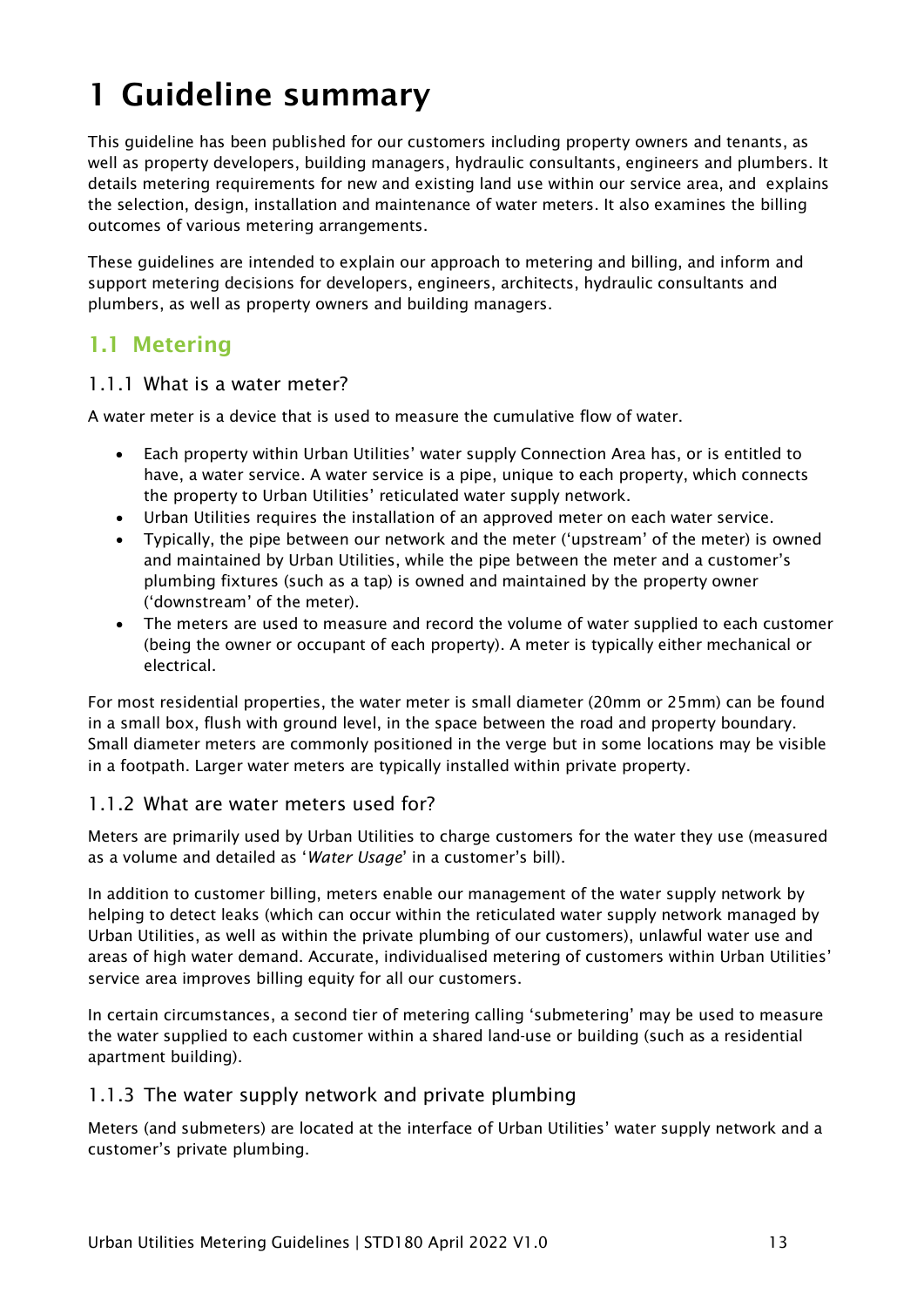# 1 Guideline summary

This guideline has been published for our customers including property owners and tenants, as well as property developers, building managers, hydraulic consultants, engineers and plumbers. It details metering requirements for new and existing land use within our service area, and explains the selection, design, installation and maintenance of water meters. It also examines the billing outcomes of various metering arrangements.

These guidelines are intended to explain our approach to metering and billing, and inform and support metering decisions for developers, engineers, architects, hydraulic consultants and plumbers, as well as property owners and building managers.

## 1.1 Metering

### 1.1.1 What is a water meter?

A water meter is a device that is used to measure the cumulative flow of water.

- Each property within Urban Utilities' water supply Connection Area has, or is entitled to have, a water service. A water service is a pipe, unique to each property, which connects the property to Urban Utilities' reticulated water supply network.
- Urban Utilities requires the installation of an approved meter on each water service.
- Typically, the pipe between our network and the meter ('upstream' of the meter) is owned and maintained by Urban Utilities, while the pipe between the meter and a customer's plumbing fixtures (such as a tap) is owned and maintained by the property owner ('downstream' of the meter).
- The meters are used to measure and record the volume of water supplied to each customer (being the owner or occupant of each property). A meter is typically either mechanical or electrical.

For most residential properties, the water meter is small diameter (20mm or 25mm) can be found in a small box, flush with ground level, in the space between the road and property boundary. Small diameter meters are commonly positioned in the verge but in some locations may be visible in a footpath. Larger water meters are typically installed within private property.

### 1.1.2 What are water meters used for?

Meters are primarily used by Urban Utilities to charge customers for the water they use (measured as a volume and detailed as '*Water Usage*' in a customer's bill).

In addition to customer billing, meters enable our management of the water supply network by helping to detect leaks (which can occur within the reticulated water supply network managed by Urban Utilities, as well as within the private plumbing of our customers), unlawful water use and areas of high water demand. Accurate, individualised metering of customers within Urban Utilities' service area improves billing equity for all our customers.

In certain circumstances, a second tier of metering calling 'submetering' may be used to measure the water supplied to each customer within a shared land-use or building (such as a residential apartment building).

### 1.1.3 The water supply network and private plumbing

Meters (and submeters) are located at the interface of Urban Utilities' water supply network and a customer's private plumbing.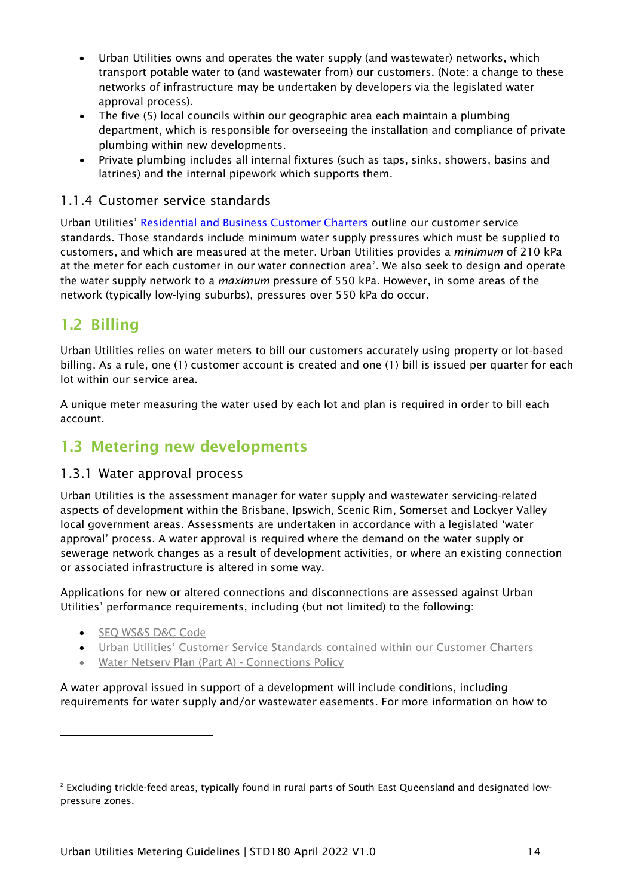- Urban Utilities owns and operates the water supply (and wastewater) networks, which transport potable water to (and wastewater from) our customers. (Note: a change to these networks of infrastructure may be undertaken by developers via the legislated water approval process).
- The five (5) local councils within our geographic area each maintain a plumbing department, which is responsible for overseeing the installation and compliance of private plumbing within new developments.
- Private plumbing includes all internal fixtures (such as taps, sinks, showers, basins and latrines) and the internal pipework which supports them.

### 1.1.4 Customer service standards

Urban Utilities' [Residential and Business Customer Charters] outline our customer service standards. Those standards include minimum water supply pressures which must be supplied to customers, and which are measured at the meter. Urban Utilities provides a *minimum* of 210 kPa at the meter for each customer in our water connection area[2]. We also seek to design and operate the water supply network to a *maximum* pressure of 550 kPa. However, in some areas of the network (typically low-lying suburbs), pressures over 550 kPa do occur.

## 1.2 Billing

Urban Utilities relies on water meters to bill our customers accurately using property or lot-based billing. As a rule, one (1) customer account is created and one (1) bill is issued per quarter for each lot within our service area.

A unique meter measuring the water used by each lot and plan is required in order to bill each account.

## 1.3 Metering new developments

### 1.3.1 Water approval process

Urban Utilities is the assessment manager for water supply and wastewater servicing-related aspects of development within the Brisbane, Ipswich, Scenic Rim, Somerset and Lockyer Valley local government areas. Assessments are undertaken in accordance with a legislated 'water approval' process. A water approval is required where the demand on the water supply or sewerage network changes as a result of development activities, or where an existing connection or associated infrastructure is altered in some way.

Applications for new or altered connections and disconnections are assessed against Urban Utilities' performance requirements, including (but not limited) to the following:

- SEQ WS&S D&C Code
- Urban Utilities' Customer Service Standards contained within our Customer Charters
- Water Netserv Plan (Part A) - Connections Policy

A water approval issued in support of a development will include conditions, including requirements for water supply and/or wastewater easements. For more information on how to

[2] Excluding trickle-feed areas, typically found in rural parts of South East Queensland and designated low-pressure zones.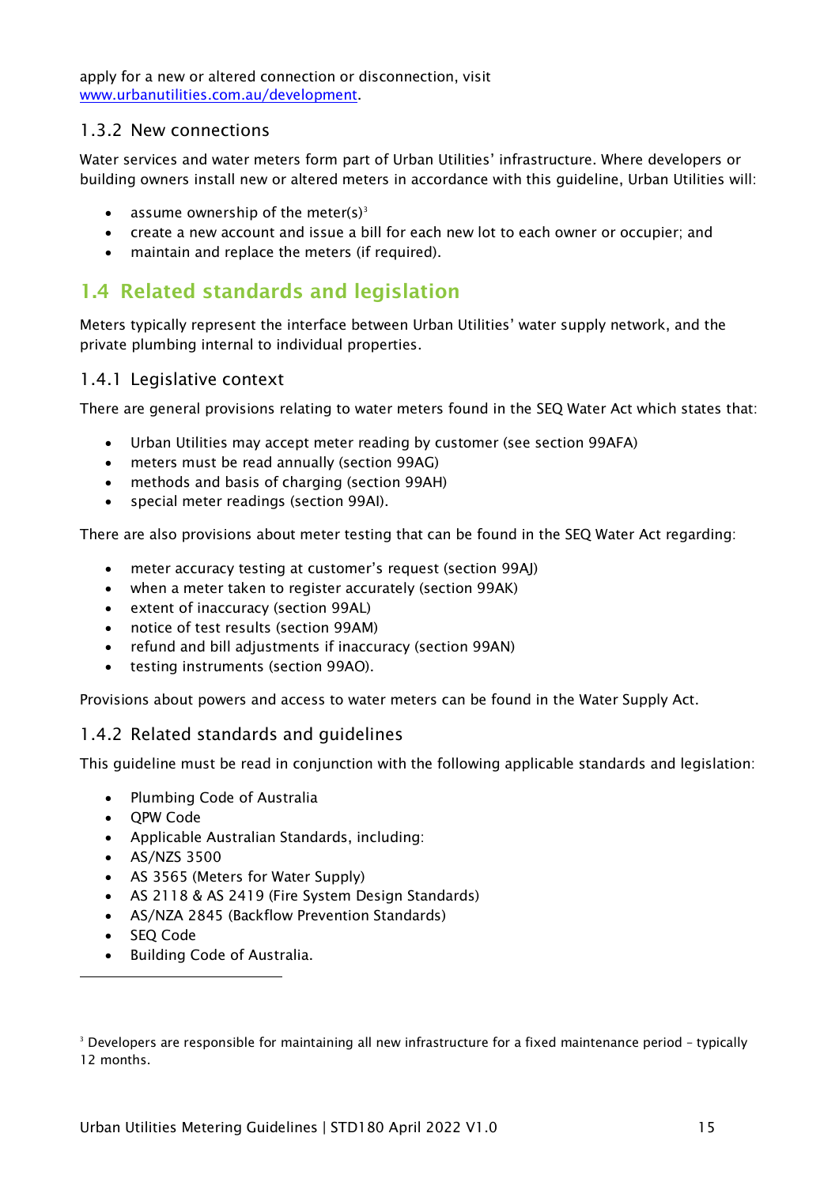apply for a new or altered connection or disconnection, visit [www.urbanutilities.com.au/development](www.urbanutilities.com.au/development).

### 1.3.2 New connections

Water services and water meters form part of Urban Utilities' infrastructure. Where developers or building owners install new or altered meters in accordance with this guideline, Urban Utilities will:

- assume ownership of the meter(s)[3]
- create a new account and issue a bill for each new lot to each owner or occupier; and
- maintain and replace the meters (if required).

## 1.4 Related standards and legislation

Meters typically represent the interface between Urban Utilities' water supply network, and the private plumbing internal to individual properties.

### 1.4.1 Legislative context

There are general provisions relating to water meters found in the SEQ Water Act which states that:

- Urban Utilities may accept meter reading by customer (see section 99AFA)
- meters must be read annually (section 99AG)
- methods and basis of charging (section 99AH)
- special meter readings (section 99AI).

There are also provisions about meter testing that can be found in the SEQ Water Act regarding:

- meter accuracy testing at customer's request (section 99AJ)
- when a meter taken to register accurately (section 99AK)
- extent of inaccuracy (section 99AL)
- notice of test results (section 99AM)
- refund and bill adjustments if inaccuracy (section 99AN)
- testing instruments (section 99AO).

Provisions about powers and access to water meters can be found in the Water Supply Act.

### 1.4.2 Related standards and guidelines

This guideline must be read in conjunction with the following applicable standards and legislation:

- Plumbing Code of Australia
- QPW Code
- Applicable Australian Standards, including:
- AS/NZS 3500
- AS 3565 (Meters for Water Supply)
- AS 2118 & AS 2419 (Fire System Design Standards)
- AS/NZA 2845 (Backflow Prevention Standards)
- SEQ Code
- Building Code of Australia.

---

[3] Developers are responsible for maintaining all new infrastructure for a fixed maintenance period – typically 12 months.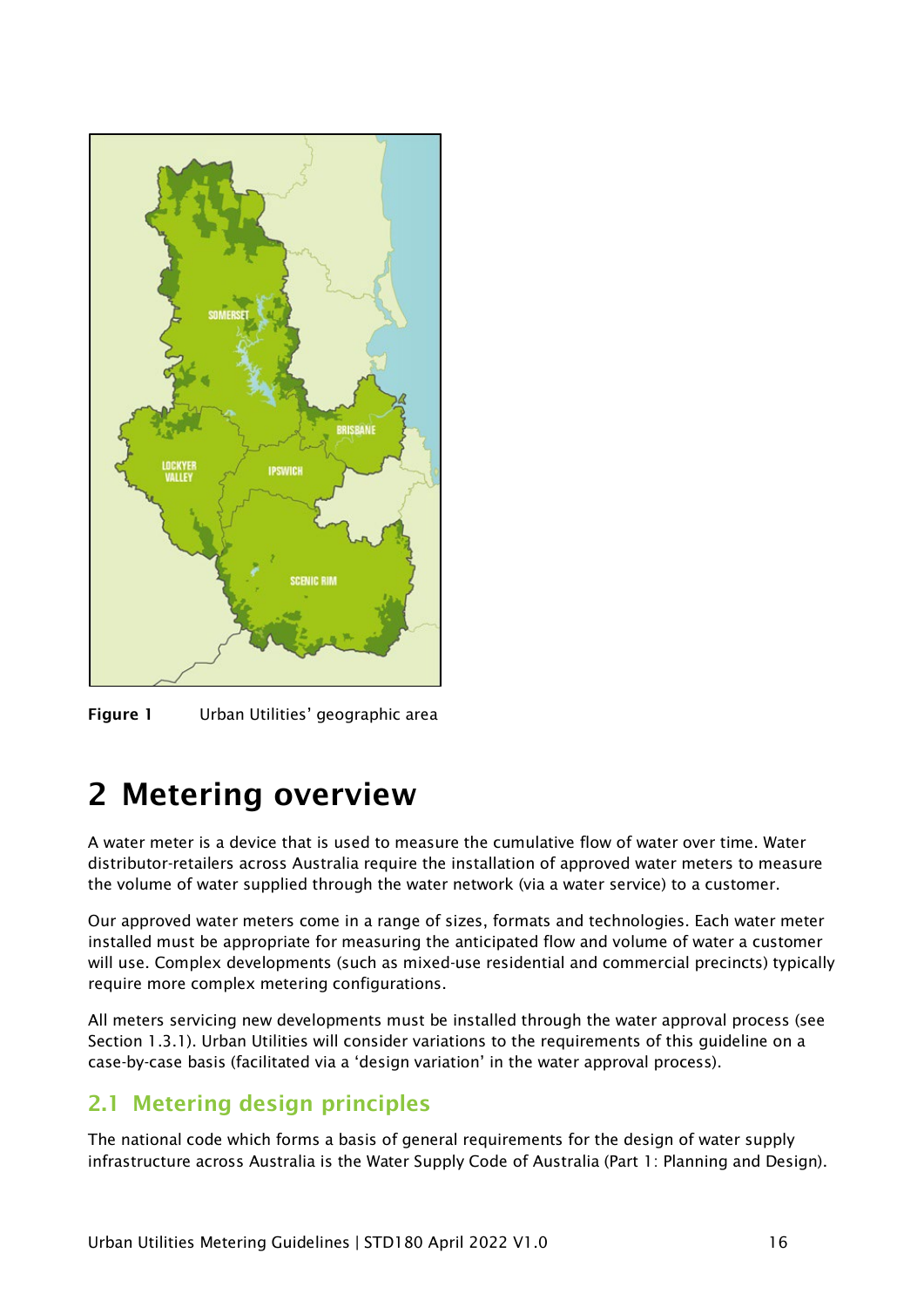**Figure 1** Urban Utilities' geographic area

# 2 Metering overview

A water meter is a device that is used to measure the cumulative flow of water over time. Water distributor-retailers across Australia require the installation of approved water meters to measure the volume of water supplied through the water network (via a water service) to a customer.

Our approved water meters come in a range of sizes, formats and technologies. Each water meter installed must be appropriate for measuring the anticipated flow and volume of water a customer will use. Complex developments (such as mixed-use residential and commercial precincts) typically require more complex metering configurations.

All meters servicing new developments must be installed through the water approval process (see Section 1.3.1). Urban Utilities will consider variations to the requirements of this guideline on a case-by-case basis (facilitated via a 'design variation' in the water approval process).

## 2.1 Metering design principles

The national code which forms a basis of general requirements for the design of water supply infrastructure across Australia is the Water Supply Code of Australia (Part 1: Planning and Design).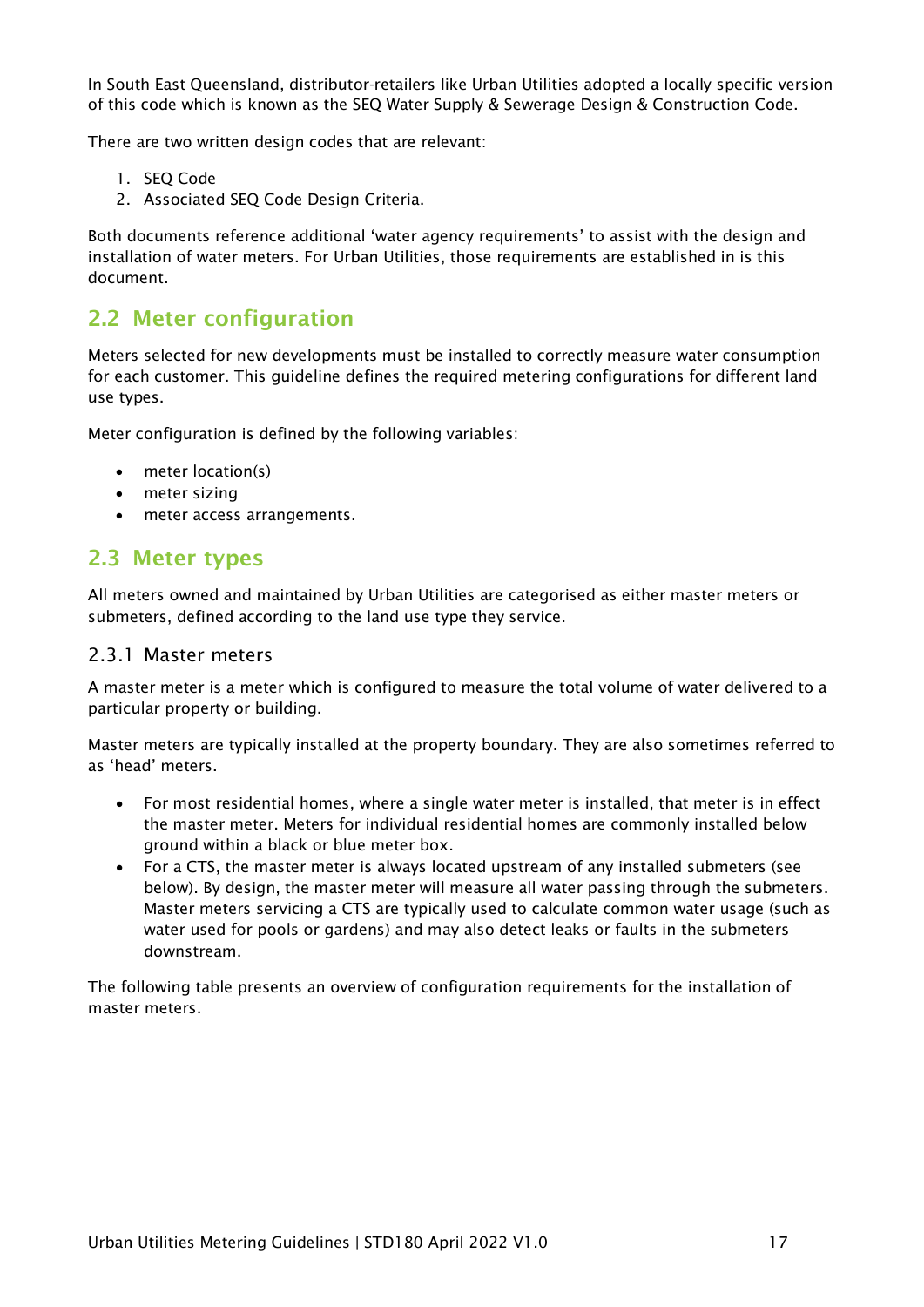In South East Queensland, distributor-retailers like Urban Utilities adopted a locally specific version of this code which is known as the SEQ Water Supply & Sewerage Design & Construction Code.

There are two written design codes that are relevant:

1. SEQ Code
2. Associated SEQ Code Design Criteria.

Both documents reference additional 'water agency requirements' to assist with the design and installation of water meters. For Urban Utilities, those requirements are established in is this document.

## 2.2 Meter configuration

Meters selected for new developments must be installed to correctly measure water consumption for each customer. This guideline defines the required metering configurations for different land use types.

Meter configuration is defined by the following variables:

- meter location(s)
- meter sizing
- meter access arrangements.

## 2.3 Meter types

All meters owned and maintained by Urban Utilities are categorised as either master meters or submeters, defined according to the land use type they service.

### 2.3.1 Master meters

A master meter is a meter which is configured to measure the total volume of water delivered to a particular property or building.

Master meters are typically installed at the property boundary. They are also sometimes referred to as 'head' meters.

- For most residential homes, where a single water meter is installed, that meter is in effect the master meter. Meters for individual residential homes are commonly installed below ground within a black or blue meter box.
- For a CTS, the master meter is always located upstream of any installed submeters (see below). By design, the master meter will measure all water passing through the submeters. Master meters servicing a CTS are typically used to calculate common water usage (such as water used for pools or gardens) and may also detect leaks or faults in the submeters downstream.

The following table presents an overview of configuration requirements for the installation of master meters.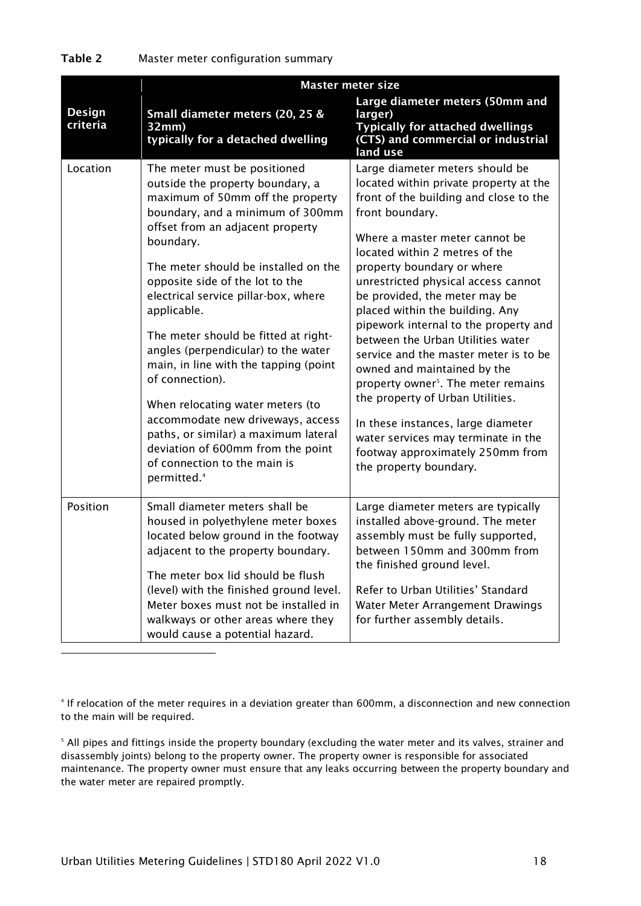**Table 2** Master meter configuration summary

| Design criteria | Master meter size | |
|---|---|---|
| | **Small diameter meters (20, 25 & 32mm) typically for a detached dwelling** | **Large diameter meters (50mm and larger) Typically for attached dwellings (CTS) and commercial or industrial land use** |
| Location | The meter must be positioned outside the property boundary, a maximum of 50mm off the property boundary, and a minimum of 300mm offset from an adjacent property boundary.<br><br>The meter should be installed on the opposite side of the lot to the electrical service pillar-box, where applicable.<br><br>The meter should be fitted at right-angles (perpendicular) to the water main, in line with the tapping (point of connection).<br><br>When relocating water meters (to accommodate new driveways, access paths, or similar) a maximum lateral deviation of 600mm from the point of connection to the main is permitted.[4] | Large diameter meters should be located within private property at the front of the building and close to the front boundary.<br><br>Where a master meter cannot be located within 2 metres of the property boundary or where unrestricted physical access cannot be provided, the meter may be placed within the building. Any pipework internal to the property and between the Urban Utilities water service and the master meter is to be owned and maintained by the property owner[5]. The meter remains the property of Urban Utilities.<br><br>In these instances, large diameter water services may terminate in the footway approximately 250mm from the property boundary. |
| Position | Small diameter meters shall be housed in polyethylene meter boxes located below ground in the footway adjacent to the property boundary.<br><br>The meter box lid should be flush (level) with the finished ground level. Meter boxes must not be installed in walkways or other areas where they would cause a potential hazard. | Large diameter meters are typically installed above-ground. The meter assembly must be fully supported, between 150mm and 300mm from the finished ground level.<br><br>Refer to Urban Utilities' Standard Water Meter Arrangement Drawings for further assembly details. |

[4] If relocation of the meter requires in a deviation greater than 600mm, a disconnection and new connection to the main will be required.

[5] All pipes and fittings inside the property boundary (excluding the water meter and its valves, strainer and disassembly joints) belong to the property owner. The property owner is responsible for associated maintenance. The property owner must ensure that any leaks occurring between the property boundary and the water meter are repaired promptly.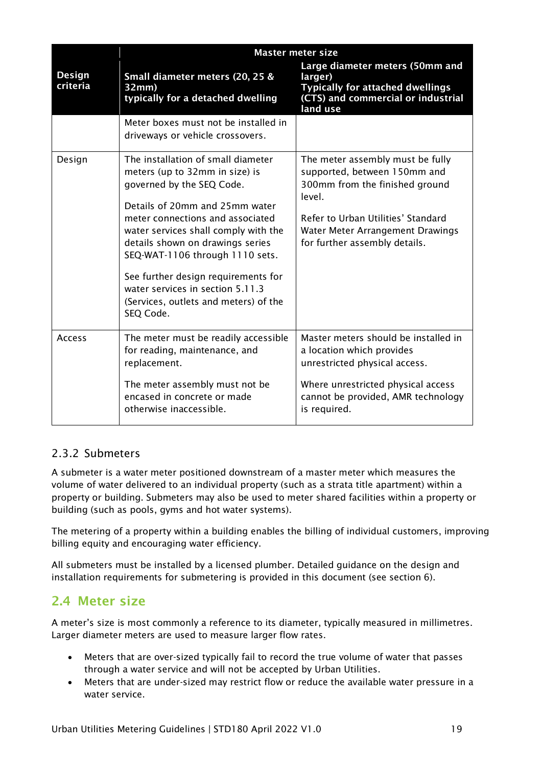| Design criteria | Master meter size | |
|---|---|---|
| | **Small diameter meters (20, 25 & 32mm) typically for a detached dwelling** | **Large diameter meters (50mm and larger) Typically for attached dwellings (CTS) and commercial or industrial land use** |
| | Meter boxes must not be installed in driveways or vehicle crossovers. | |
| Design | The installation of small diameter meters (up to 32mm in size) is governed by the SEQ Code.<br><br>Details of 20mm and 25mm water meter connections and associated water services shall comply with the details shown on drawings series SEQ-WAT-1106 through 1110 sets.<br><br>See further design requirements for water services in section 5.11.3 (Services, outlets and meters) of the SEQ Code. | The meter assembly must be fully supported, between 150mm and 300mm from the finished ground level.<br><br>Refer to Urban Utilities' Standard Water Meter Arrangement Drawings for further assembly details. |
| Access | The meter must be readily accessible for reading, maintenance, and replacement.<br><br>The meter assembly must not be encased in concrete or made otherwise inaccessible. | Master meters should be installed in a location which provides unrestricted physical access.<br><br>Where unrestricted physical access cannot be provided, AMR technology is required. |

### 2.3.2 Submeters

A submeter is a water meter positioned downstream of a master meter which measures the volume of water delivered to an individual property (such as a strata title apartment) within a property or building. Submeters may also be used to meter shared facilities within a property or building (such as pools, gyms and hot water systems).

The metering of a property within a building enables the billing of individual customers, improving billing equity and encouraging water efficiency.

All submeters must be installed by a licensed plumber. Detailed guidance on the design and installation requirements for submetering is provided in this document (see section 6).

## 2.4 Meter size

A meter's size is most commonly a reference to its diameter, typically measured in millimetres. Larger diameter meters are used to measure larger flow rates.

- Meters that are over-sized typically fail to record the true volume of water that passes through a water service and will not be accepted by Urban Utilities.
- Meters that are under-sized may restrict flow or reduce the available water pressure in a water service.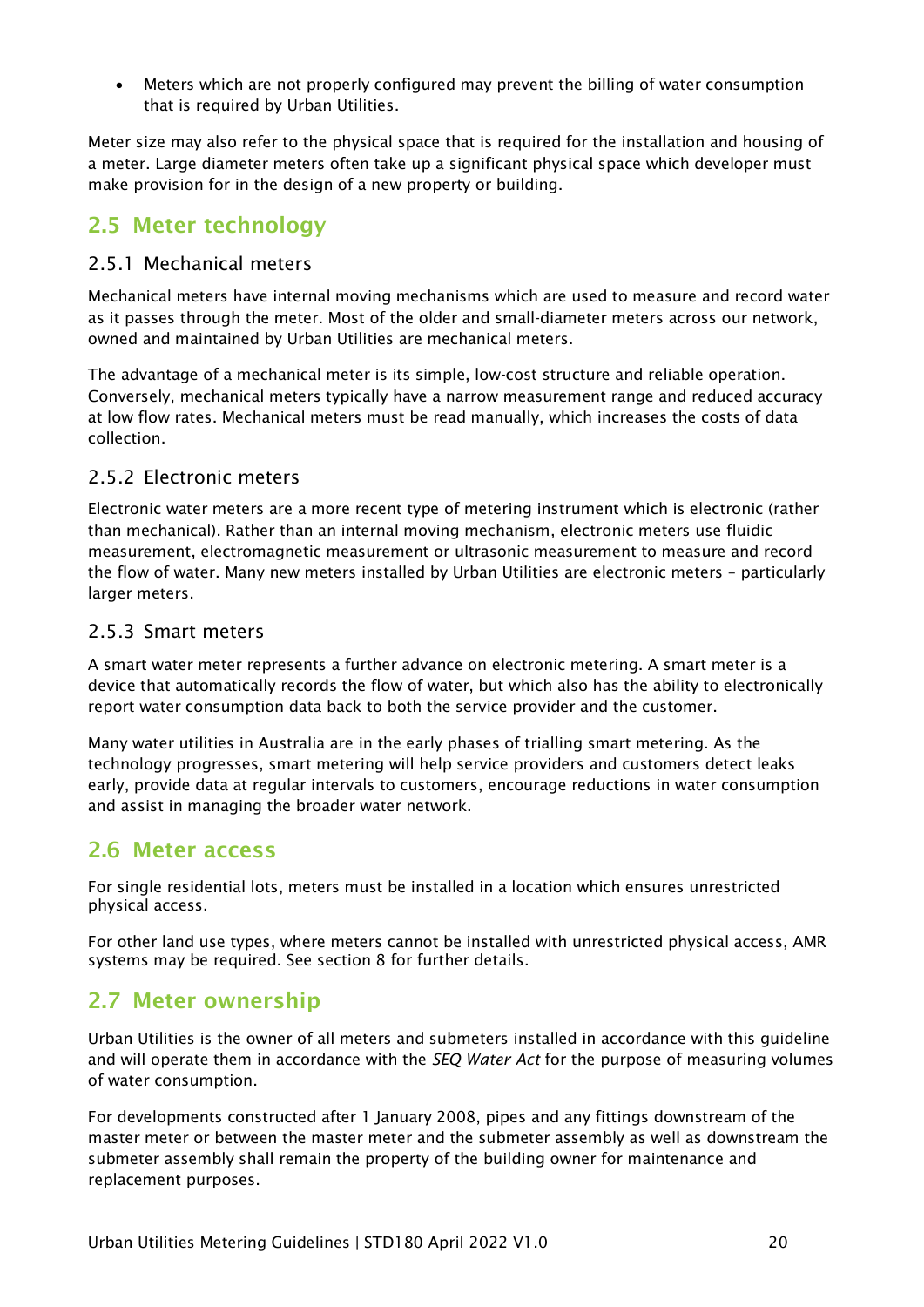- Meters which are not properly configured may prevent the billing of water consumption that is required by Urban Utilities.

Meter size may also refer to the physical space that is required for the installation and housing of a meter. Large diameter meters often take up a significant physical space which developer must make provision for in the design of a new property or building.

## 2.5 Meter technology

### 2.5.1 Mechanical meters

Mechanical meters have internal moving mechanisms which are used to measure and record water as it passes through the meter. Most of the older and small-diameter meters across our network, owned and maintained by Urban Utilities are mechanical meters.

The advantage of a mechanical meter is its simple, low-cost structure and reliable operation. Conversely, mechanical meters typically have a narrow measurement range and reduced accuracy at low flow rates. Mechanical meters must be read manually, which increases the costs of data collection.

### 2.5.2 Electronic meters

Electronic water meters are a more recent type of metering instrument which is electronic (rather than mechanical). Rather than an internal moving mechanism, electronic meters use fluidic measurement, electromagnetic measurement or ultrasonic measurement to measure and record the flow of water. Many new meters installed by Urban Utilities are electronic meters – particularly larger meters.

### 2.5.3 Smart meters

A smart water meter represents a further advance on electronic metering. A smart meter is a device that automatically records the flow of water, but which also has the ability to electronically report water consumption data back to both the service provider and the customer.

Many water utilities in Australia are in the early phases of trialling smart metering. As the technology progresses, smart metering will help service providers and customers detect leaks early, provide data at regular intervals to customers, encourage reductions in water consumption and assist in managing the broader water network.

## 2.6 Meter access

For single residential lots, meters must be installed in a location which ensures unrestricted physical access.

For other land use types, where meters cannot be installed with unrestricted physical access, AMR systems may be required. See section 8 for further details.

## 2.7 Meter ownership

Urban Utilities is the owner of all meters and submeters installed in accordance with this guideline and will operate them in accordance with the *SEQ Water Act* for the purpose of measuring volumes of water consumption.

For developments constructed after 1 January 2008, pipes and any fittings downstream of the master meter or between the master meter and the submeter assembly as well as downstream the submeter assembly shall remain the property of the building owner for maintenance and replacement purposes.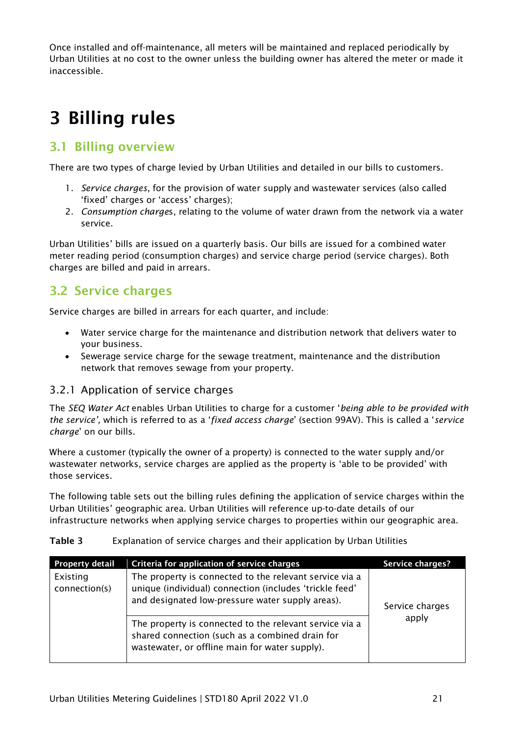Once installed and off-maintenance, all meters will be maintained and replaced periodically by Urban Utilities at no cost to the owner unless the building owner has altered the meter or made it inaccessible.

# 3 Billing rules

## 3.1 Billing overview

There are two types of charge levied by Urban Utilities and detailed in our bills to customers.

1. *Service charges*, for the provision of water supply and wastewater services (also called 'fixed' charges or 'access' charges);
2. *Consumption charges*, relating to the volume of water drawn from the network via a water service.

Urban Utilities' bills are issued on a quarterly basis. Our bills are issued for a combined water meter reading period (consumption charges) and service charge period (service charges). Both charges are billed and paid in arrears.

## 3.2 Service charges

Service charges are billed in arrears for each quarter, and include:

- Water service charge for the maintenance and distribution network that delivers water to your business.
- Sewerage service charge for the sewage treatment, maintenance and the distribution network that removes sewage from your property.

### 3.2.1 Application of service charges

The *SEQ Water Act* enables Urban Utilities to charge for a customer '*being able to be provided with the service',* which is referred to as a '*fixed access charge*' (section 99AV). This is called a '*service charge*' on our bills.

Where a customer (typically the owner of a property) is connected to the water supply and/or wastewater networks, service charges are applied as the property is 'able to be provided' with those services.

The following table sets out the billing rules defining the application of service charges within the Urban Utilities' geographic area. Urban Utilities will reference up-to-date details of our infrastructure networks when applying service charges to properties within our geographic area.

**Table 3** Explanation of service charges and their application by Urban Utilities

| Property detail | Criteria for application of service charges | Service charges? |
|---|---|---|
| Existing connection(s) | The property is connected to the relevant service via a unique (individual) connection (includes 'trickle feed' and designated low-pressure water supply areas). | Service charges apply |
| | The property is connected to the relevant service via a shared connection (such as a combined drain for wastewater, or offline main for water supply). | |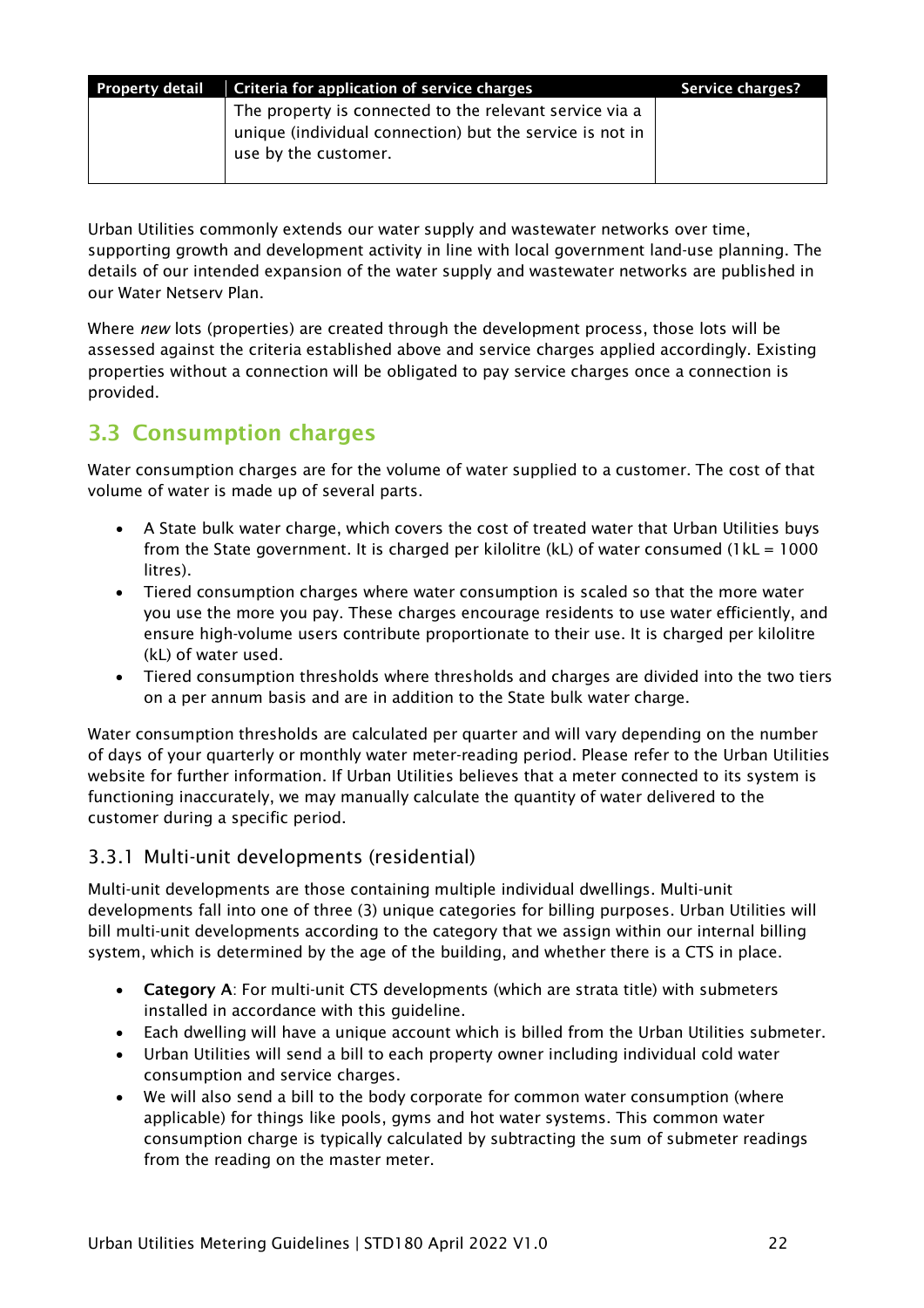| Property detail | Criteria for application of service charges | Service charges? |
| --- | --- | --- |
| | The property is connected to the relevant service via a unique (individual connection) but the service is not in use by the customer. | |

Urban Utilities commonly extends our water supply and wastewater networks over time, supporting growth and development activity in line with local government land-use planning. The details of our intended expansion of the water supply and wastewater networks are published in our Water Netserv Plan.

Where *new* lots (properties) are created through the development process, those lots will be assessed against the criteria established above and service charges applied accordingly. Existing properties without a connection will be obligated to pay service charges once a connection is provided.

## 3.3 Consumption charges

Water consumption charges are for the volume of water supplied to a customer. The cost of that volume of water is made up of several parts.

- A State bulk water charge, which covers the cost of treated water that Urban Utilities buys from the State government. It is charged per kilolitre (kL) of water consumed (1 kL = 1000 litres).
- Tiered consumption charges where water consumption is scaled so that the more water you use the more you pay. These charges encourage residents to use water efficiently, and ensure high-volume users contribute proportionate to their use. It is charged per kilolitre (kL) of water used.
- Tiered consumption thresholds where thresholds and charges are divided into the two tiers on a per annum basis and are in addition to the State bulk water charge.

Water consumption thresholds are calculated per quarter and will vary depending on the number of days of your quarterly or monthly water meter-reading period. Please refer to the Urban Utilities website for further information. If Urban Utilities believes that a meter connected to its system is functioning inaccurately, we may manually calculate the quantity of water delivered to the customer during a specific period.

### 3.3.1 Multi-unit developments (residential)

Multi-unit developments are those containing multiple individual dwellings. Multi-unit developments fall into one of three (3) unique categories for billing purposes. Urban Utilities will bill multi-unit developments according to the category that we assign within our internal billing system, which is determined by the age of the building, and whether there is a CTS in place.

- **Category A**: For multi-unit CTS developments (which are strata title) with submeters installed in accordance with this guideline.
- Each dwelling will have a unique account which is billed from the Urban Utilities submeter.
- Urban Utilities will send a bill to each property owner including individual cold water consumption and service charges.
- We will also send a bill to the body corporate for common water consumption (where applicable) for things like pools, gyms and hot water systems. This common water consumption charge is typically calculated by subtracting the sum of submeter readings from the reading on the master meter.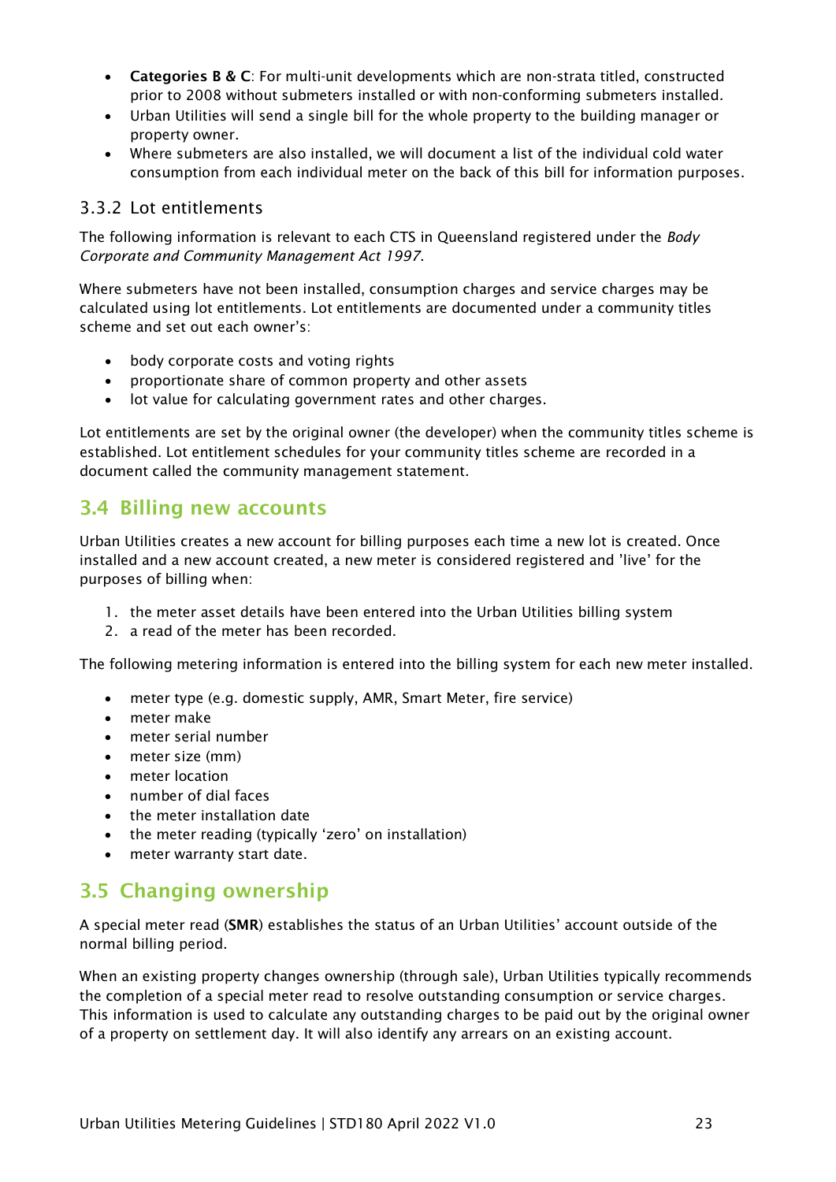- **Categories B & C**: For multi-unit developments which are non-strata titled, constructed prior to 2008 without submeters installed or with non-conforming submeters installed.
- Urban Utilities will send a single bill for the whole property to the building manager or property owner.
- Where submeters are also installed, we will document a list of the individual cold water consumption from each individual meter on the back of this bill for information purposes.

### 3.3.2 Lot entitlements

The following information is relevant to each CTS in Queensland registered under the *Body Corporate and Community Management Act 1997*.

Where submeters have not been installed, consumption charges and service charges may be calculated using lot entitlements. Lot entitlements are documented under a community titles scheme and set out each owner's:

- body corporate costs and voting rights
- proportionate share of common property and other assets
- lot value for calculating government rates and other charges.

Lot entitlements are set by the original owner (the developer) when the community titles scheme is established. Lot entitlement schedules for your community titles scheme are recorded in a document called the community management statement.

## 3.4 Billing new accounts

Urban Utilities creates a new account for billing purposes each time a new lot is created. Once installed and a new account created, a new meter is considered registered and 'live' for the purposes of billing when:

1. the meter asset details have been entered into the Urban Utilities billing system
2. a read of the meter has been recorded.

The following metering information is entered into the billing system for each new meter installed.

- meter type (e.g. domestic supply, AMR, Smart Meter, fire service)
- meter make
- meter serial number
- meter size (mm)
- meter location
- number of dial faces
- the meter installation date
- the meter reading (typically 'zero' on installation)
- meter warranty start date.

## 3.5 Changing ownership

A special meter read (**SMR**) establishes the status of an Urban Utilities' account outside of the normal billing period.

When an existing property changes ownership (through sale), Urban Utilities typically recommends the completion of a special meter read to resolve outstanding consumption or service charges. This information is used to calculate any outstanding charges to be paid out by the original owner of a property on settlement day. It will also identify any arrears on an existing account.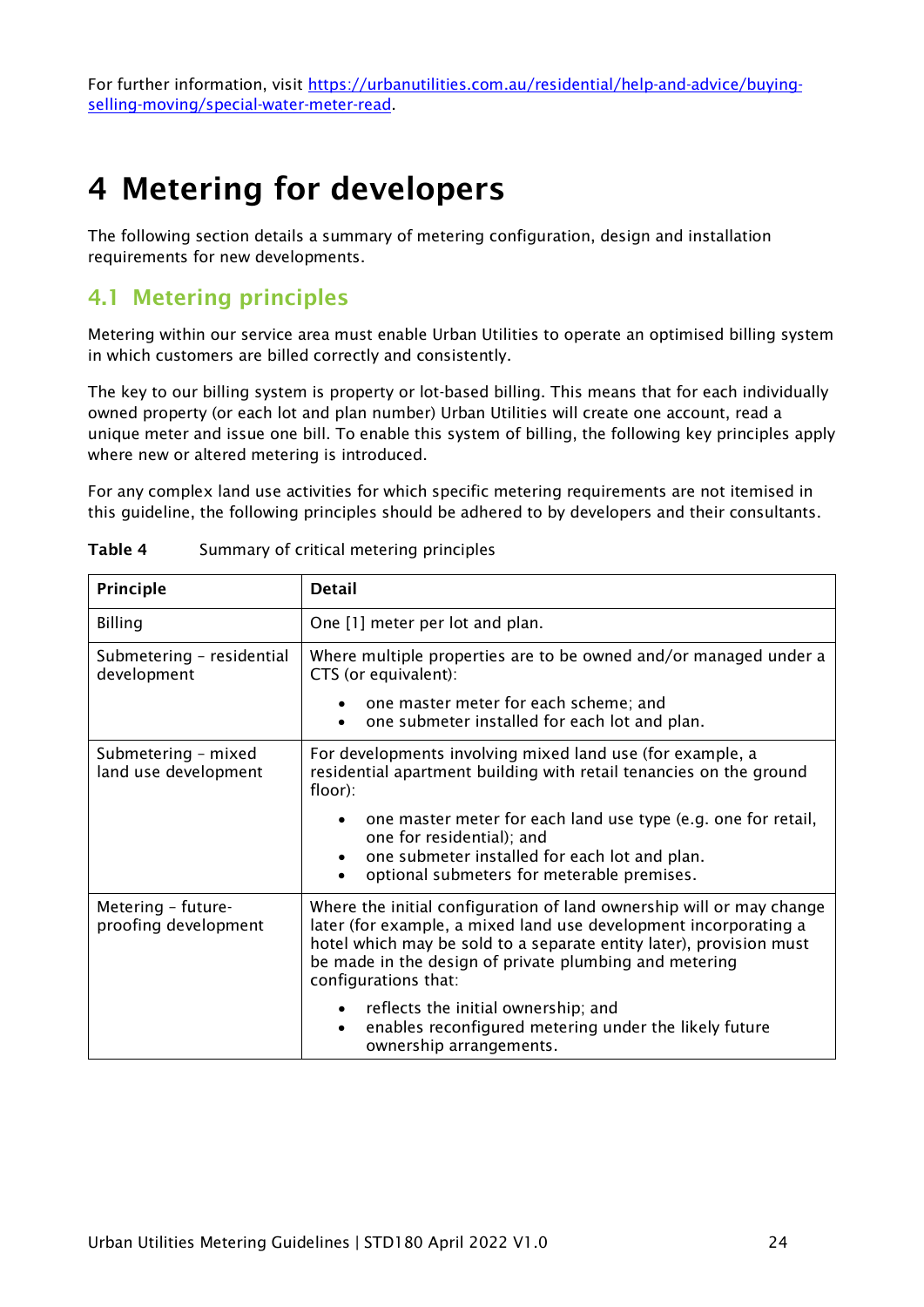For further information, visit [https://urbanutilities.com.au/residential/help-and-advice/buying-selling-moving/special-water-meter-read](https://urbanutilities.com.au/residential/help-and-advice/buying-selling-moving/special-water-meter-read).

# 4 Metering for developers

The following section details a summary of metering configuration, design and installation requirements for new developments.

## 4.1 Metering principles

Metering within our service area must enable Urban Utilities to operate an optimised billing system in which customers are billed correctly and consistently.

The key to our billing system is property or lot-based billing. This means that for each individually owned property (or each lot and plan number) Urban Utilities will create one account, read a unique meter and issue one bill. To enable this system of billing, the following key principles apply where new or altered metering is introduced.

For any complex land use activities for which specific metering requirements are not itemised in this guideline, the following principles should be adhered to by developers and their consultants.

**Table 4** Summary of critical metering principles

| Principle | Detail |
| --- | --- |
| Billing | One [1] meter per lot and plan. |
| Submetering – residential development | Where multiple properties are to be owned and/or managed under a CTS (or equivalent): <br>• one master meter for each scheme; and <br>• one submeter installed for each lot and plan. |
| Submetering – mixed land use development | For developments involving mixed land use (for example, a residential apartment building with retail tenancies on the ground floor): <br>• one master meter for each land use type (e.g. one for retail, one for residential); and <br>• one submeter installed for each lot and plan. <br>• optional submeters for meterable premises. |
| Metering – future-proofing development | Where the initial configuration of land ownership will or may change later (for example, a mixed land use development incorporating a hotel which may be sold to a separate entity later), provision must be made in the design of private plumbing and metering configurations that: <br>• reflects the initial ownership; and <br>• enables reconfigured metering under the likely future ownership arrangements. |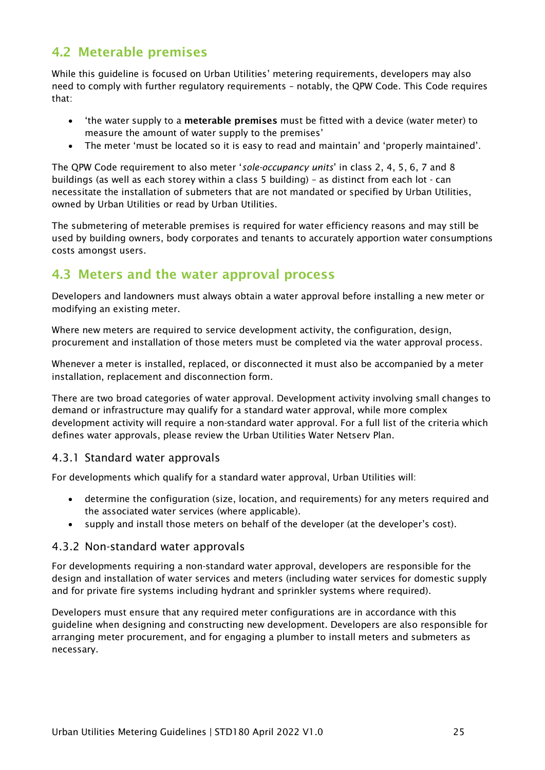## 4.2 Meterable premises

While this guideline is focused on Urban Utilities' metering requirements, developers may also need to comply with further regulatory requirements – notably, the QPW Code. This Code requires that:

- 'the water supply to a **meterable premises** must be fitted with a device (water meter) to measure the amount of water supply to the premises'
- The meter 'must be located so it is easy to read and maintain' and 'properly maintained'.

The QPW Code requirement to also meter '*sole-occupancy units*' in class 2, 4, 5, 6, 7 and 8 buildings (as well as each storey within a class 5 building) – as distinct from each lot - can necessitate the installation of submeters that are not mandated or specified by Urban Utilities, owned by Urban Utilities or read by Urban Utilities.

The submetering of meterable premises is required for water efficiency reasons and may still be used by building owners, body corporates and tenants to accurately apportion water consumptions costs amongst users.

## 4.3 Meters and the water approval process

Developers and landowners must always obtain a water approval before installing a new meter or modifying an existing meter.

Where new meters are required to service development activity, the configuration, design, procurement and installation of those meters must be completed via the water approval process.

Whenever a meter is installed, replaced, or disconnected it must also be accompanied by a meter installation, replacement and disconnection form.

There are two broad categories of water approval. Development activity involving small changes to demand or infrastructure may qualify for a standard water approval, while more complex development activity will require a non-standard water approval. For a full list of the criteria which defines water approvals, please review the Urban Utilities Water Netserv Plan.

### 4.3.1 Standard water approvals

For developments which qualify for a standard water approval, Urban Utilities will:

- determine the configuration (size, location, and requirements) for any meters required and the associated water services (where applicable).
- supply and install those meters on behalf of the developer (at the developer's cost).

### 4.3.2 Non-standard water approvals

For developments requiring a non-standard water approval, developers are responsible for the design and installation of water services and meters (including water services for domestic supply and for private fire systems including hydrant and sprinkler systems where required).

Developers must ensure that any required meter configurations are in accordance with this guideline when designing and constructing new development. Developers are also responsible for arranging meter procurement, and for engaging a plumber to install meters and submeters as necessary.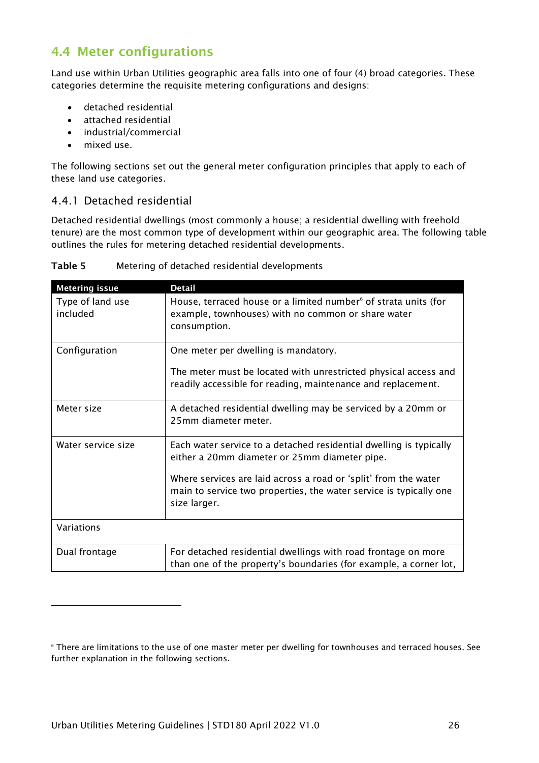## 4.4 Meter configurations

Land use within Urban Utilities geographic area falls into one of four (4) broad categories. These categories determine the requisite metering configurations and designs:

- detached residential
- attached residential
- industrial/commercial
- mixed use.

The following sections set out the general meter configuration principles that apply to each of these land use categories.

### 4.4.1 Detached residential

Detached residential dwellings (most commonly a house; a residential dwelling with freehold tenure) are the most common type of development within our geographic area. The following table outlines the rules for metering detached residential developments.

**Table 5** Metering of detached residential developments

| Metering issue | Detail |
|---|---|
| Type of land use included | House, terraced house or a limited number[6] of strata units (for example, townhouses) with no common or share water consumption. |
| Configuration | One meter per dwelling is mandatory.<br><br>The meter must be located with unrestricted physical access and readily accessible for reading, maintenance and replacement. |
| Meter size | A detached residential dwelling may be serviced by a 20mm or 25mm diameter meter. |
| Water service size | Each water service to a detached residential dwelling is typically either a 20mm diameter or 25mm diameter pipe.<br><br>Where services are laid across a road or 'split' from the water main to service two properties, the water service is typically one size larger. |
| Variations | |
| Dual frontage | For detached residential dwellings with road frontage on more than one of the property's boundaries (for example, a corner lot, |

[6] There are limitations to the use of one master meter per dwelling for townhouses and terraced houses. See further explanation in the following sections.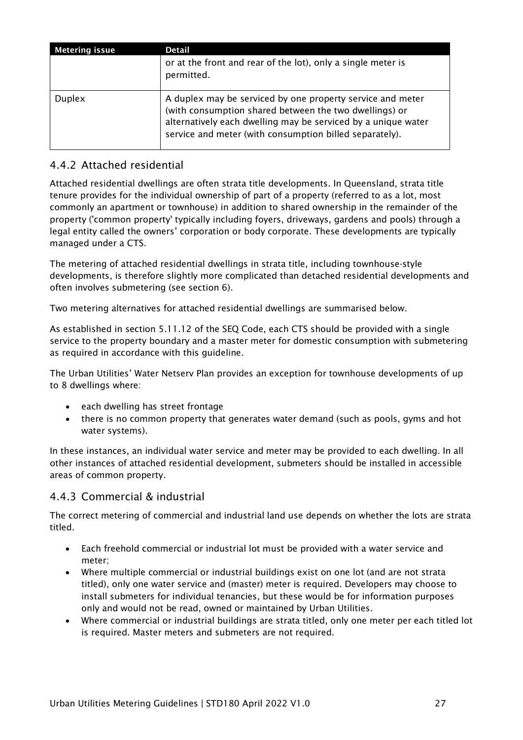| Metering issue | Detail |
| --- | --- |
| | or at the front and rear of the lot), only a single meter is permitted. |
| Duplex | A duplex may be serviced by one property service and meter (with consumption shared between the two dwellings) or alternatively each dwelling may be serviced by a unique water service and meter (with consumption billed separately). |

### 4.4.2 Attached residential

Attached residential dwellings are often strata title developments. In Queensland, strata title tenure provides for the individual ownership of part of a property (referred to as a lot, most commonly an apartment or townhouse) in addition to shared ownership in the remainder of the property ('common property' typically including foyers, driveways, gardens and pools) through a legal entity called the owners' corporation or body corporate. These developments are typically managed under a CTS.

The metering of attached residential dwellings in strata title, including townhouse-style developments, is therefore slightly more complicated than detached residential developments and often involves submetering (see section 6).

Two metering alternatives for attached residential dwellings are summarised below.

As established in section 5.11.12 of the SEQ Code, each CTS should be provided with a single service to the property boundary and a master meter for domestic consumption with submetering as required in accordance with this guideline.

The Urban Utilities' Water Netserv Plan provides an exception for townhouse developments of up to 8 dwellings where:

- each dwelling has street frontage
- there is no common property that generates water demand (such as pools, gyms and hot water systems).

In these instances, an individual water service and meter may be provided to each dwelling. In all other instances of attached residential development, submeters should be installed in accessible areas of common property.

### 4.4.3 Commercial & industrial

The correct metering of commercial and industrial land use depends on whether the lots are strata titled.

- Each freehold commercial or industrial lot must be provided with a water service and meter;
- Where multiple commercial or industrial buildings exist on one lot (and are not strata titled), only one water service and (master) meter is required. Developers may choose to install submeters for individual tenancies, but these would be for information purposes only and would not be read, owned or maintained by Urban Utilities.
- Where commercial or industrial buildings are strata titled, only one meter per each titled lot is required. Master meters and submeters are not required.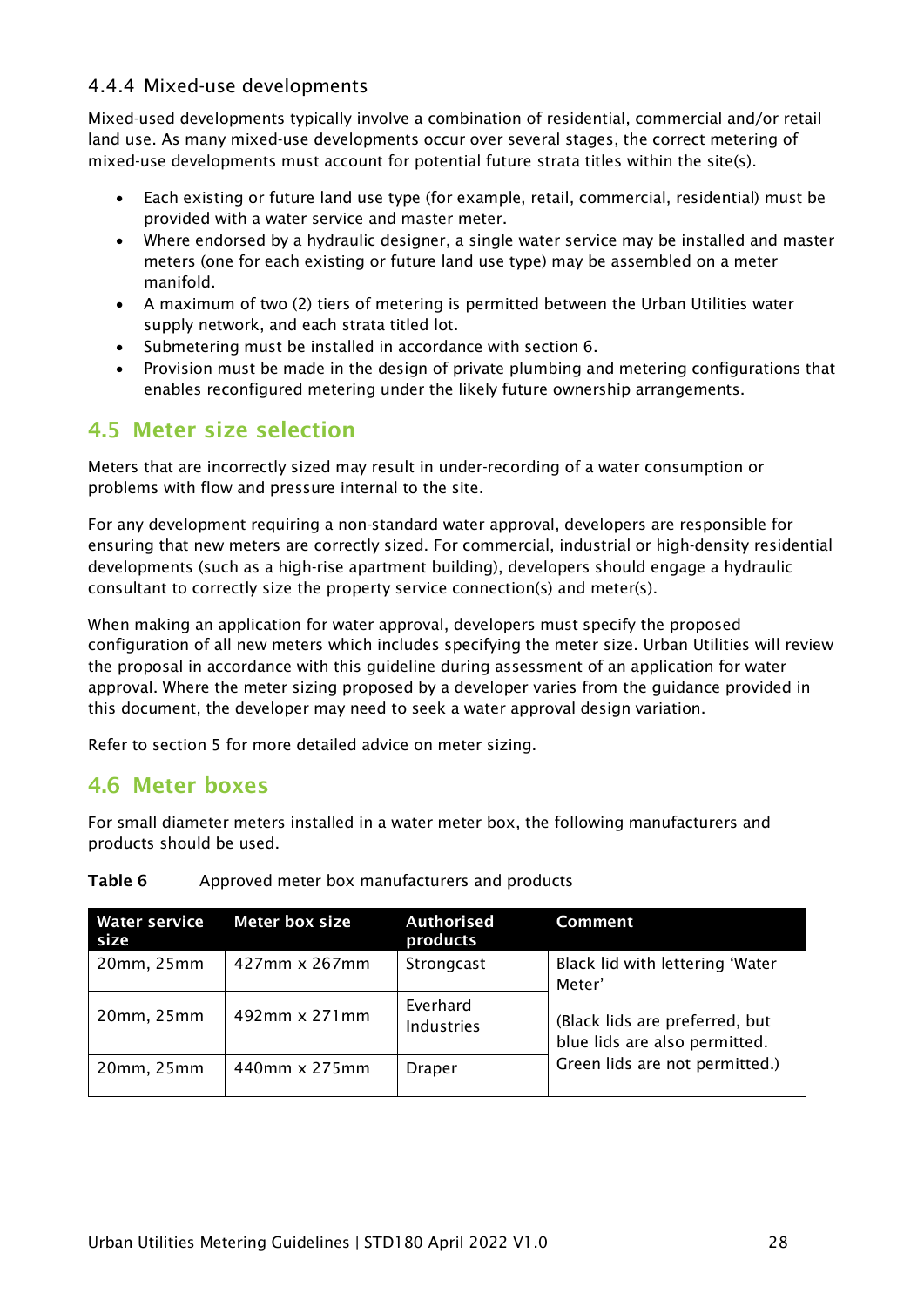### 4.4.4 Mixed-use developments

Mixed-used developments typically involve a combination of residential, commercial and/or retail land use. As many mixed-use developments occur over several stages, the correct metering of mixed-use developments must account for potential future strata titles within the site(s).

- Each existing or future land use type (for example, retail, commercial, residential) must be provided with a water service and master meter.
- Where endorsed by a hydraulic designer, a single water service may be installed and master meters (one for each existing or future land use type) may be assembled on a meter manifold.
- A maximum of two (2) tiers of metering is permitted between the Urban Utilities water supply network, and each strata titled lot.
- Submetering must be installed in accordance with section 6.
- Provision must be made in the design of private plumbing and metering configurations that enables reconfigured metering under the likely future ownership arrangements.

## 4.5 Meter size selection

Meters that are incorrectly sized may result in under-recording of a water consumption or problems with flow and pressure internal to the site.

For any development requiring a non-standard water approval, developers are responsible for ensuring that new meters are correctly sized. For commercial, industrial or high-density residential developments (such as a high-rise apartment building), developers should engage a hydraulic consultant to correctly size the property service connection(s) and meter(s).

When making an application for water approval, developers must specify the proposed configuration of all new meters which includes specifying the meter size. Urban Utilities will review the proposal in accordance with this guideline during assessment of an application for water approval. Where the meter sizing proposed by a developer varies from the guidance provided in this document, the developer may need to seek a water approval design variation.

Refer to section 5 for more detailed advice on meter sizing.

## 4.6 Meter boxes

For small diameter meters installed in a water meter box, the following manufacturers and products should be used.

**Table 6** Approved meter box manufacturers and products

| Water service size | Meter box size | Authorised products | Comment |
|---|---|---|---|
| 20mm, 25mm | 427mm x 267mm | Strongcast | Black lid with lettering 'Water Meter' (Black lids are preferred, but blue lids are also permitted. Green lids are not permitted.) |
| 20mm, 25mm | 492mm x 271mm | Everhard Industries | |
| 20mm, 25mm | 440mm x 275mm | Draper | |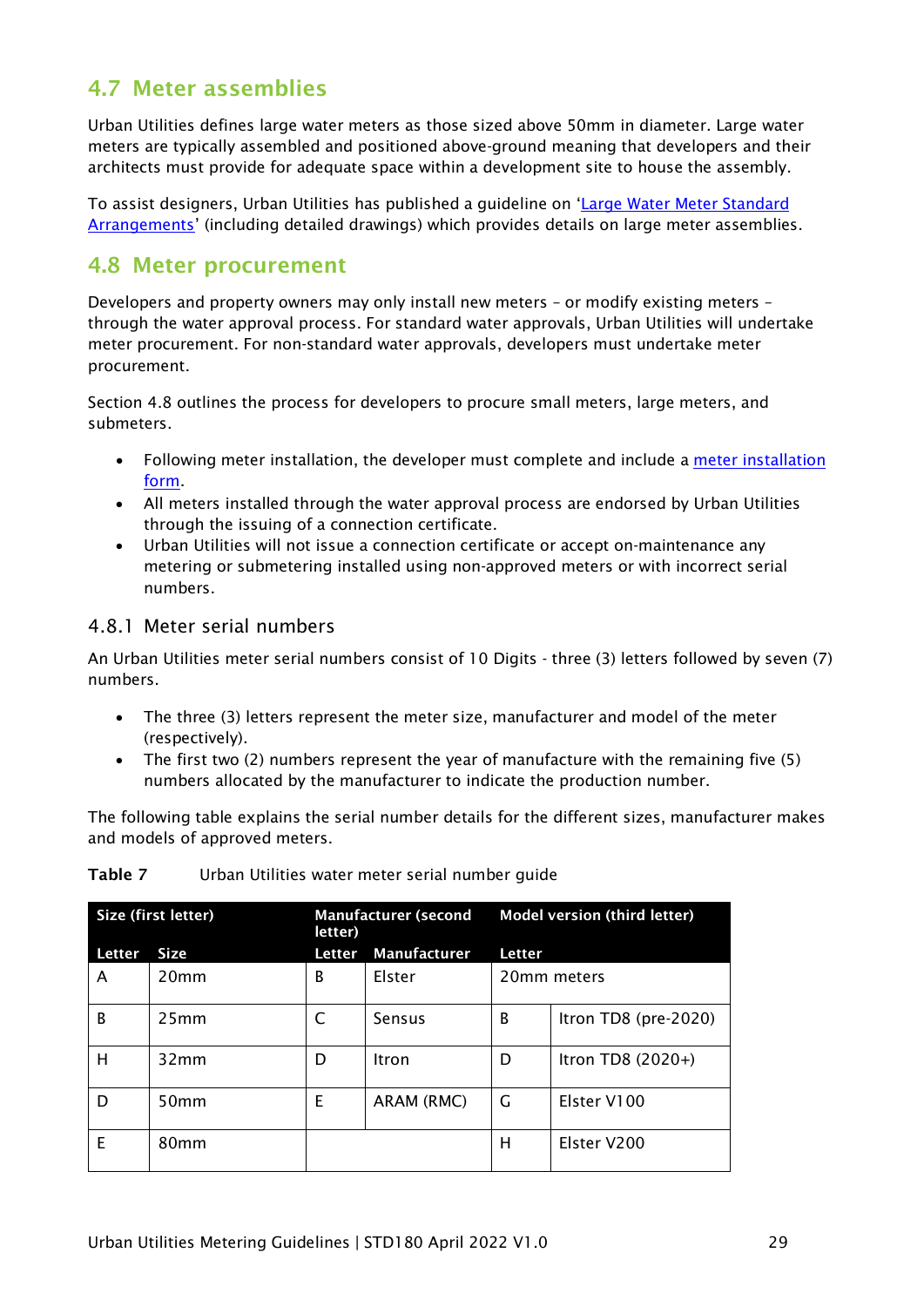## 4.7 Meter assemblies

Urban Utilities defines large water meters as those sized above 50mm in diameter. Large water meters are typically assembled and positioned above-ground meaning that developers and their architects must provide for adequate space within a development site to house the assembly.

To assist designers, Urban Utilities has published a guideline on 'Large Water Meter Standard Arrangements' (including detailed drawings) which provides details on large meter assemblies.

## 4.8 Meter procurement

Developers and property owners may only install new meters – or modify existing meters – through the water approval process. For standard water approvals, Urban Utilities will undertake meter procurement. For non-standard water approvals, developers must undertake meter procurement.

Section 4.8 outlines the process for developers to procure small meters, large meters, and submeters.

- Following meter installation, the developer must complete and include a meter installation form.
- All meters installed through the water approval process are endorsed by Urban Utilities through the issuing of a connection certificate.
- Urban Utilities will not issue a connection certificate or accept on-maintenance any metering or submetering installed using non-approved meters or with incorrect serial numbers.

### 4.8.1 Meter serial numbers

An Urban Utilities meter serial numbers consist of 10 Digits - three (3) letters followed by seven (7) numbers.

- The three (3) letters represent the meter size, manufacturer and model of the meter (respectively).
- The first two (2) numbers represent the year of manufacture with the remaining five (5) numbers allocated by the manufacturer to indicate the production number.

The following table explains the serial number details for the different sizes, manufacturer makes and models of approved meters.

**Table 7** Urban Utilities water meter serial number guide

| Size (first letter) | | Manufacturer (second letter) | | Model version (third letter) | |
|---|---|---|---|---|---|
| **Letter** | **Size** | **Letter** | **Manufacturer** | **Letter** | |
| A | 20mm | B | Elster | 20mm meters | |
| B | 25mm | C | Sensus | B | Itron TD8 (pre-2020) |
| H | 32mm | D | Itron | D | Itron TD8 (2020+) |
| D | 50mm | E | ARAM (RMC) | G | Elster V100 |
| E | 80mm | | | H | Elster V200 |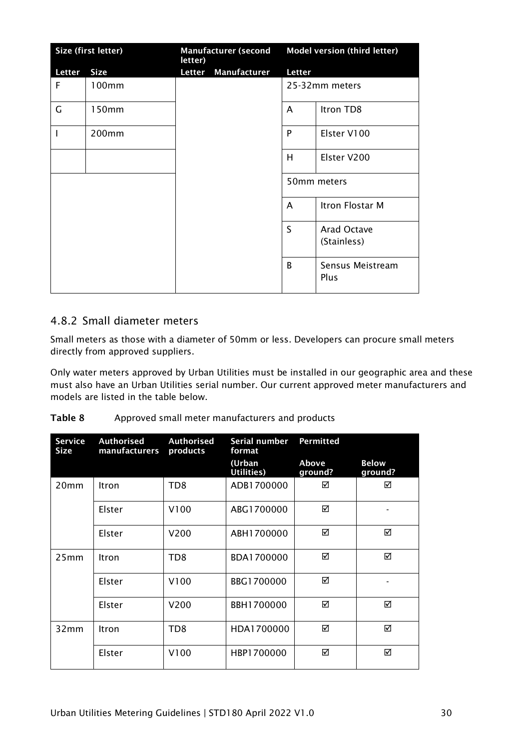| Size (first letter) | | Manufacturer (second letter) | | Model version (third letter) | |
|---|---|---|---|---|---|
| Letter | Size | Letter | Manufacturer | Letter | |
| F | 100mm | | | 25-32mm meters | |
| G | 150mm | | | A | Itron TD8 |
| I | 200mm | | | P | Elster V100 |
| | | | | H | Elster V200 |
| | | | | 50mm meters | |
| | | | | A | Itron Flostar M |
| | | | | S | Arad Octave (Stainless) |
| | | | | B | Sensus Meistream Plus |

### 4.8.2 Small diameter meters

Small meters as those with a diameter of 50mm or less. Developers can procure small meters directly from approved suppliers.

Only water meters approved by Urban Utilities must be installed in our geographic area and these must also have an Urban Utilities serial number. Our current approved meter manufacturers and models are listed in the table below.

**Table 8** Approved small meter manufacturers and products

| Service Size | Authorised manufacturers | Authorised products | Serial number format | Permitted | |
|---|---|---|---|---|---|
| | | | (Urban Utilities) | Above ground? | Below ground? |
| 20mm | Itron | TD8 | ADB1700000 | ☑ | ☑ |
| | Elster | V100 | ABG1700000 | ☑ | - |
| | Elster | V200 | ABH1700000 | ☑ | ☑ |
| 25mm | Itron | TD8 | BDA1700000 | ☑ | ☑ |
| | Elster | V100 | BBG1700000 | ☑ | - |
| | Elster | V200 | BBH1700000 | ☑ | ☑ |
| 32mm | Itron | TD8 | HDA1700000 | ☑ | ☑ |
| | Elster | V100 | HBP1700000 | ☑ | ☑ |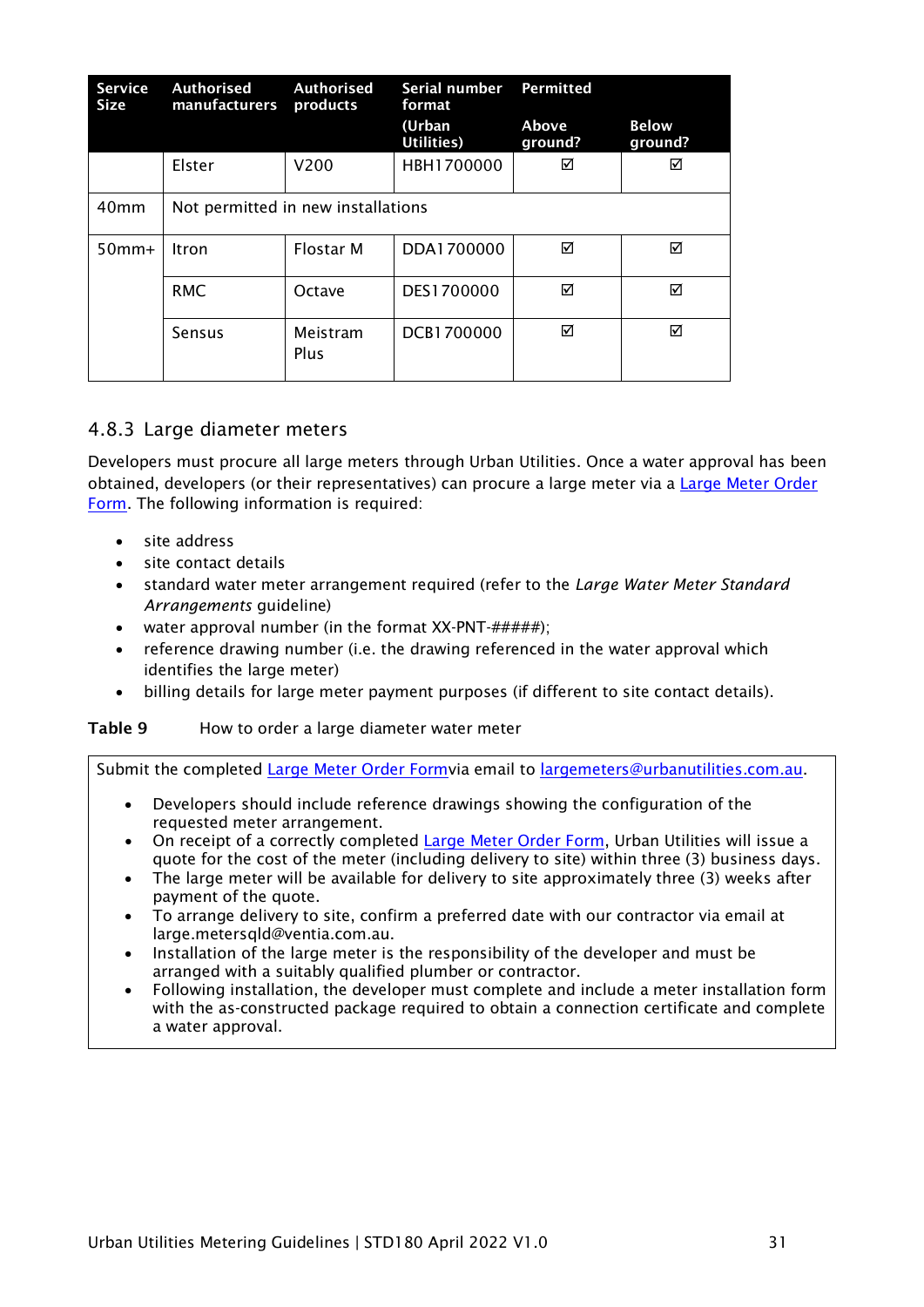| Service Size | Authorised manufacturers | Authorised products | Serial number format (Urban Utilities) | Permitted Above ground? | Below ground? |
|---|---|---|---|---|---|
| | Elster | V200 | HBH1700000 | ☑ | ☑ |
| 40mm | Not permitted in new installations | | | | |
| 50mm+ | Itron | Flostar M | DDA1700000 | ☑ | ☑ |
| | RMC | Octave | DES1700000 | ☑ | ☑ |
| | Sensus | Meistram Plus | DCB1700000 | ☑ | ☑ |

### 4.8.3 Large diameter meters

Developers must procure all large meters through Urban Utilities. Once a water approval has been obtained, developers (or their representatives) can procure a large meter via a Large Meter Order Form. The following information is required:

- site address
- site contact details
- standard water meter arrangement required (refer to the *Large Water Meter Standard Arrangements* guideline)
- water approval number (in the format XX-PNT-#####);
- reference drawing number (i.e. the drawing referenced in the water approval which identifies the large meter)
- billing details for large meter payment purposes (if different to site contact details).

**Table 9** How to order a large diameter water meter

| Submit the completed Large Meter Order Formvia email to largemeters@urbanutilities.com.au. |
|---|
| • Developers should include reference drawings showing the configuration of the requested meter arrangement.<br>• On receipt of a correctly completed Large Meter Order Form, Urban Utilities will issue a quote for the cost of the meter (including delivery to site) within three (3) business days.<br>• The large meter will be available for delivery to site approximately three (3) weeks after payment of the quote.<br>• To arrange delivery to site, confirm a preferred date with our contractor via email at large.metersqld@ventia.com.au.<br>• Installation of the large meter is the responsibility of the developer and must be arranged with a suitably qualified plumber or contractor.<br>• Following installation, the developer must complete and include a meter installation form with the as-constructed package required to obtain a connection certificate and complete a water approval. |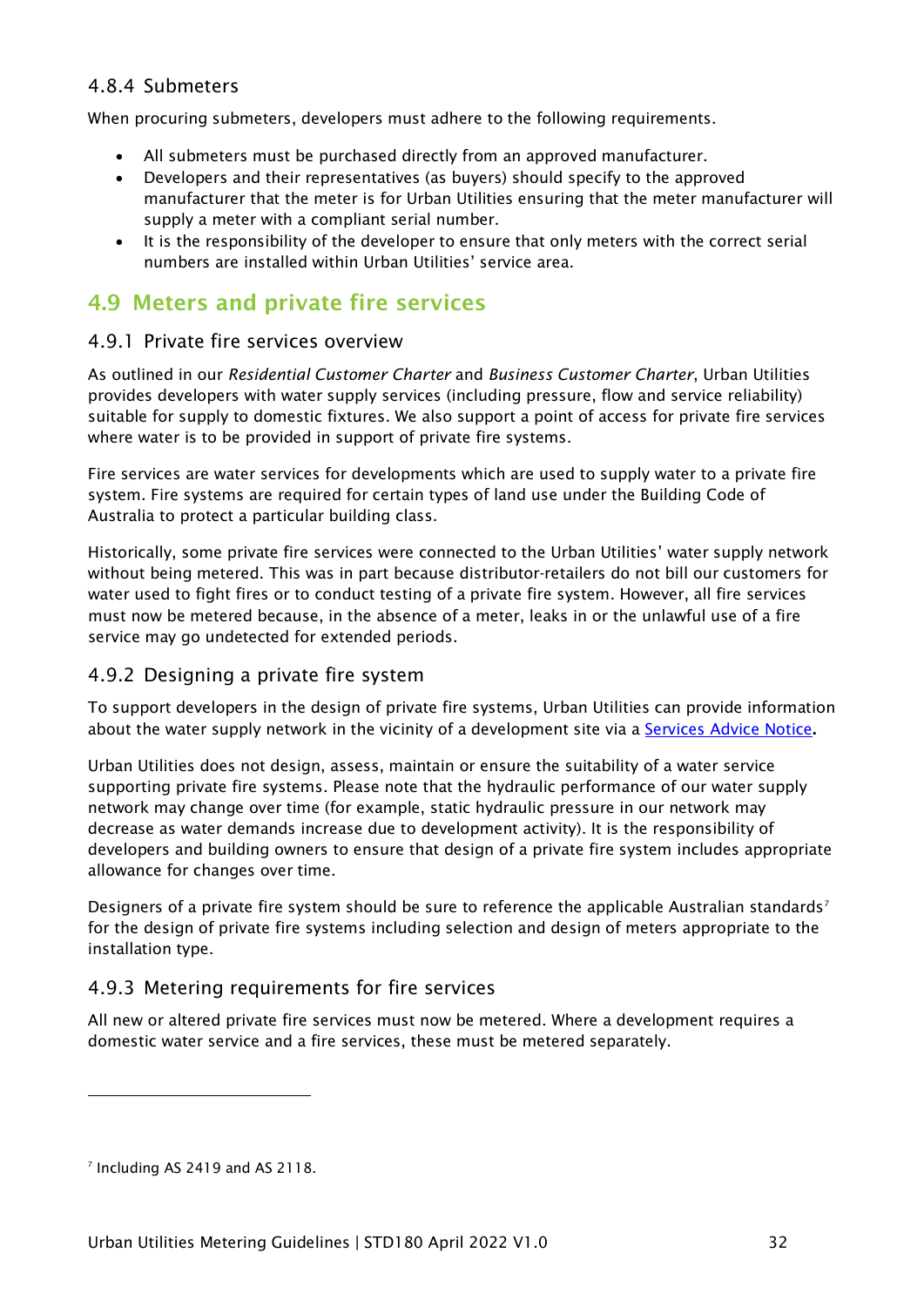### 4.8.4 Submeters

When procuring submeters, developers must adhere to the following requirements.

- All submeters must be purchased directly from an approved manufacturer.
- Developers and their representatives (as buyers) should specify to the approved manufacturer that the meter is for Urban Utilities ensuring that the meter manufacturer will supply a meter with a compliant serial number.
- It is the responsibility of the developer to ensure that only meters with the correct serial numbers are installed within Urban Utilities' service area.

## 4.9 Meters and private fire services

### 4.9.1 Private fire services overview

As outlined in our *Residential Customer Charter* and *Business Customer Charter*, Urban Utilities provides developers with water supply services (including pressure, flow and service reliability) suitable for supply to domestic fixtures. We also support a point of access for private fire services where water is to be provided in support of private fire systems.

Fire services are water services for developments which are used to supply water to a private fire system. Fire systems are required for certain types of land use under the Building Code of Australia to protect a particular building class.

Historically, some private fire services were connected to the Urban Utilities' water supply network without being metered. This was in part because distributor-retailers do not bill our customers for water used to fight fires or to conduct testing of a private fire system. However, all fire services must now be metered because, in the absence of a meter, leaks in or the unlawful use of a fire service may go undetected for extended periods.

### 4.9.2 Designing a private fire system

To support developers in the design of private fire systems, Urban Utilities can provide information about the water supply network in the vicinity of a development site via a Services Advice Notice**.**

Urban Utilities does not design, assess, maintain or ensure the suitability of a water service supporting private fire systems. Please note that the hydraulic performance of our water supply network may change over time (for example, static hydraulic pressure in our network may decrease as water demands increase due to development activity). It is the responsibility of developers and building owners to ensure that design of a private fire system includes appropriate allowance for changes over time.

Designers of a private fire system should be sure to reference the applicable Australian standards[7] for the design of private fire systems including selection and design of meters appropriate to the installation type.

### 4.9.3 Metering requirements for fire services

All new or altered private fire services must now be metered. Where a development requires a domestic water service and a fire services, these must be metered separately.

---

[7] Including AS 2419 and AS 2118.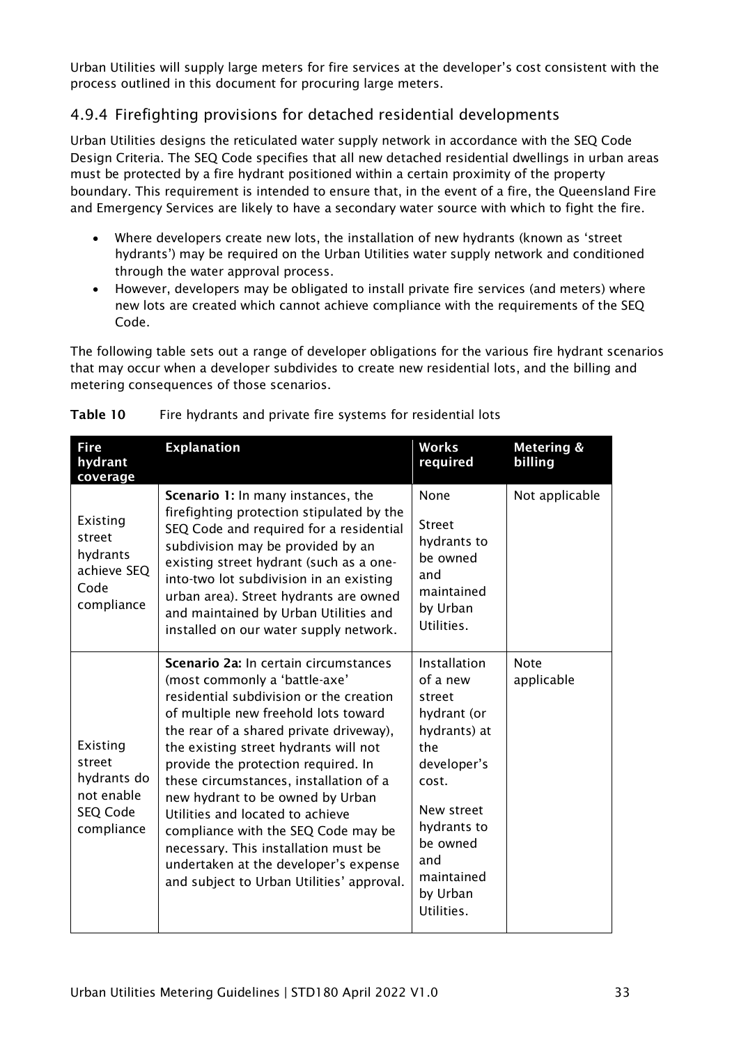Urban Utilities will supply large meters for fire services at the developer's cost consistent with the process outlined in this document for procuring large meters.

### 4.9.4 Firefighting provisions for detached residential developments

Urban Utilities designs the reticulated water supply network in accordance with the SEQ Code Design Criteria. The SEQ Code specifies that all new detached residential dwellings in urban areas must be protected by a fire hydrant positioned within a certain proximity of the property boundary. This requirement is intended to ensure that, in the event of a fire, the Queensland Fire and Emergency Services are likely to have a secondary water source with which to fight the fire.

- Where developers create new lots, the installation of new hydrants (known as 'street hydrants') may be required on the Urban Utilities water supply network and conditioned through the water approval process.
- However, developers may be obligated to install private fire services (and meters) where new lots are created which cannot achieve compliance with the requirements of the SEQ Code.

The following table sets out a range of developer obligations for the various fire hydrant scenarios that may occur when a developer subdivides to create new residential lots, and the billing and metering consequences of those scenarios.

**Table 10** Fire hydrants and private fire systems for residential lots

| Fire hydrant coverage | Explanation | Works required | Metering & billing |
|---|---|---|---|
| Existing street hydrants achieve SEQ Code compliance | **Scenario 1:** In many instances, the firefighting protection stipulated by the SEQ Code and required for a residential subdivision may be provided by an existing street hydrant (such as a one-into-two lot subdivision in an existing urban area). Street hydrants are owned and maintained by Urban Utilities and installed on our water supply network. | None<br><br>Street hydrants to be owned and maintained by Urban Utilities. | Not applicable |
| Existing street hydrants do not enable SEQ Code compliance | **Scenario 2a:** In certain circumstances (most commonly a 'battle-axe' residential subdivision or the creation of multiple new freehold lots toward the rear of a shared private driveway), the existing street hydrants will not provide the protection required. In these circumstances, installation of a new hydrant to be owned by Urban Utilities and located to achieve compliance with the SEQ Code may be necessary. This installation must be undertaken at the developer's expense and subject to Urban Utilities' approval. | Installation of a new street hydrant (or hydrants) at the developer's cost.<br><br>New street hydrants to be owned and maintained by Urban Utilities. | Note applicable |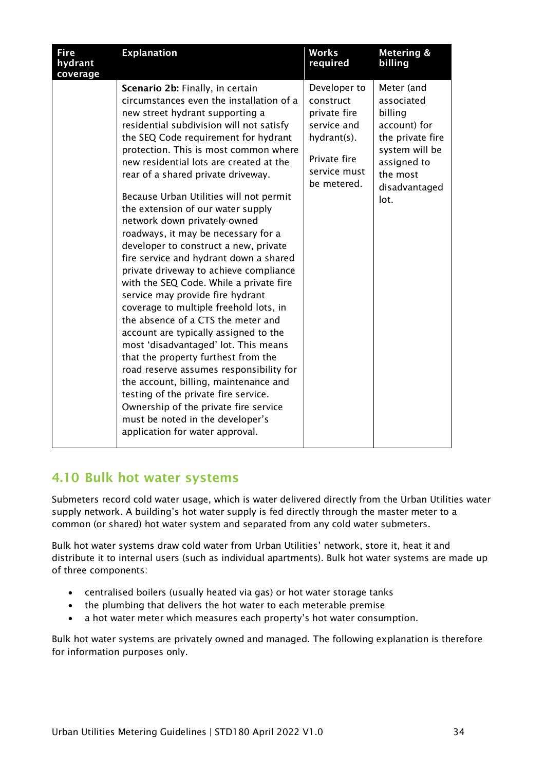| Fire hydrant coverage | Explanation | Works required | Metering & billing |
|---|---|---|---|
| | **Scenario 2b:** Finally, in certain circumstances even the installation of a new street hydrant supporting a residential subdivision will not satisfy the SEQ Code requirement for hydrant protection. This is most common where new residential lots are created at the rear of a shared private driveway.<br><br>Because Urban Utilities will not permit the extension of our water supply network down privately-owned roadways, it may be necessary for a developer to construct a new, private fire service and hydrant down a shared private driveway to achieve compliance with the SEQ Code. While a private fire service may provide fire hydrant coverage to multiple freehold lots, in the absence of a CTS the meter and account are typically assigned to the most 'disadvantaged' lot. This means that the property furthest from the road reserve assumes responsibility for the account, billing, maintenance and testing of the private fire service. Ownership of the private fire service must be noted in the developer's application for water approval. | Developer to construct private fire service and hydrant(s).<br><br>Private fire service must be metered. | Meter (and associated billing account) for the private fire system will be assigned to the most disadvantaged lot. |

## 4.10 Bulk hot water systems

Submeters record cold water usage, which is water delivered directly from the Urban Utilities water supply network. A building's hot water supply is fed directly through the master meter to a common (or shared) hot water system and separated from any cold water submeters.

Bulk hot water systems draw cold water from Urban Utilities' network, store it, heat it and distribute it to internal users (such as individual apartments). Bulk hot water systems are made up of three components:

- centralised boilers (usually heated via gas) or hot water storage tanks
- the plumbing that delivers the hot water to each meterable premise
- a hot water meter which measures each property's hot water consumption.

Bulk hot water systems are privately owned and managed. The following explanation is therefore for information purposes only.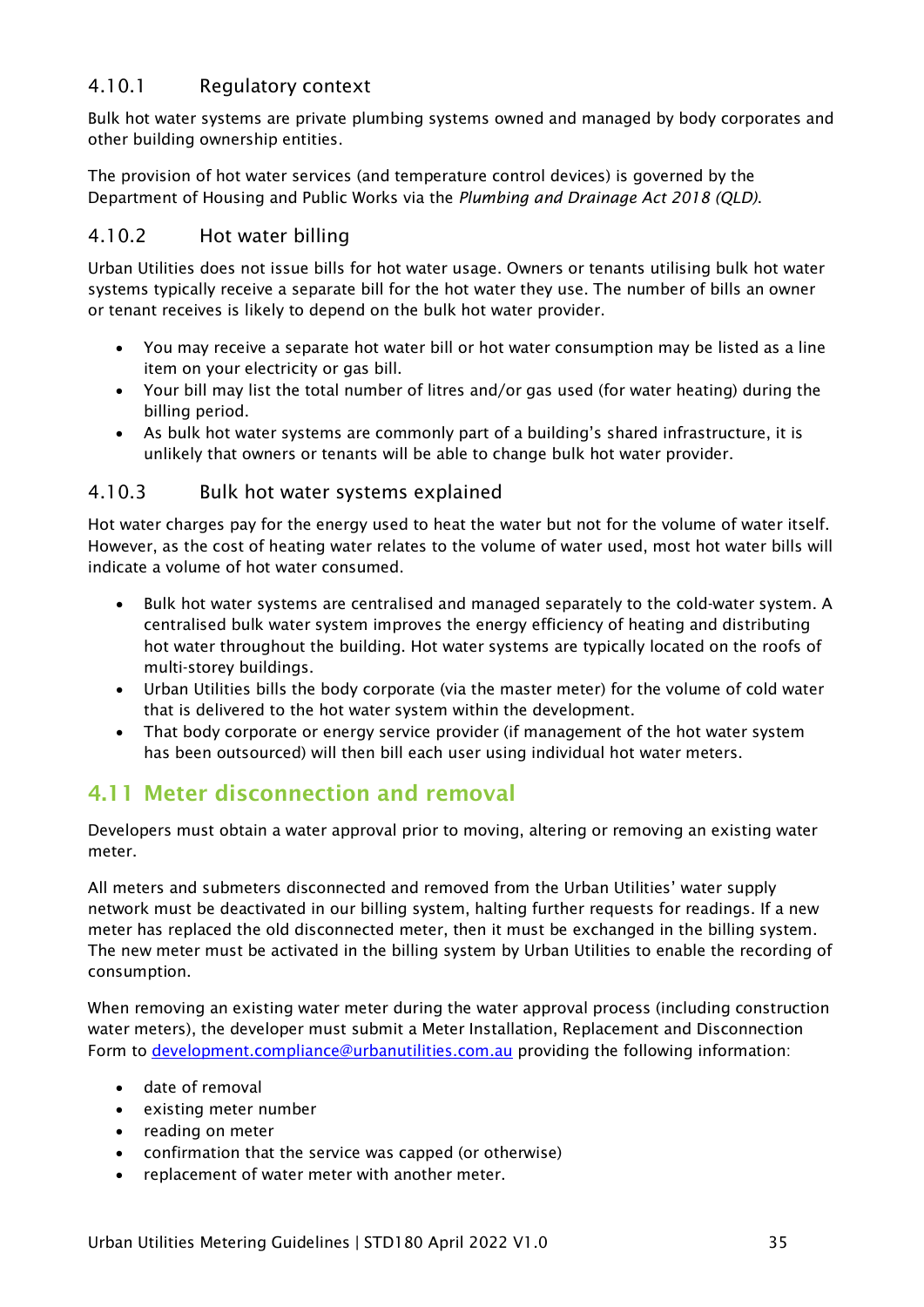### 4.10.1 Regulatory context

Bulk hot water systems are private plumbing systems owned and managed by body corporates and other building ownership entities.

The provision of hot water services (and temperature control devices) is governed by the Department of Housing and Public Works via the *Plumbing and Drainage Act 2018 (QLD)*.

### 4.10.2 Hot water billing

Urban Utilities does not issue bills for hot water usage. Owners or tenants utilising bulk hot water systems typically receive a separate bill for the hot water they use. The number of bills an owner or tenant receives is likely to depend on the bulk hot water provider.

- You may receive a separate hot water bill or hot water consumption may be listed as a line item on your electricity or gas bill.
- Your bill may list the total number of litres and/or gas used (for water heating) during the billing period.
- As bulk hot water systems are commonly part of a building's shared infrastructure, it is unlikely that owners or tenants will be able to change bulk hot water provider.

### 4.10.3 Bulk hot water systems explained

Hot water charges pay for the energy used to heat the water but not for the volume of water itself. However, as the cost of heating water relates to the volume of water used, most hot water bills will indicate a volume of hot water consumed.

- Bulk hot water systems are centralised and managed separately to the cold-water system. A centralised bulk water system improves the energy efficiency of heating and distributing hot water throughout the building. Hot water systems are typically located on the roofs of multi-storey buildings.
- Urban Utilities bills the body corporate (via the master meter) for the volume of cold water that is delivered to the hot water system within the development.
- That body corporate or energy service provider (if management of the hot water system has been outsourced) will then bill each user using individual hot water meters.

## 4.11 Meter disconnection and removal

Developers must obtain a water approval prior to moving, altering or removing an existing water meter.

All meters and submeters disconnected and removed from the Urban Utilities' water supply network must be deactivated in our billing system, halting further requests for readings. If a new meter has replaced the old disconnected meter, then it must be exchanged in the billing system. The new meter must be activated in the billing system by Urban Utilities to enable the recording of consumption.

When removing an existing water meter during the water approval process (including construction water meters), the developer must submit a Meter Installation, Replacement and Disconnection Form to development.compliance@urbanutilities.com.au providing the following information:

- date of removal
- existing meter number
- reading on meter
- confirmation that the service was capped (or otherwise)
- replacement of water meter with another meter.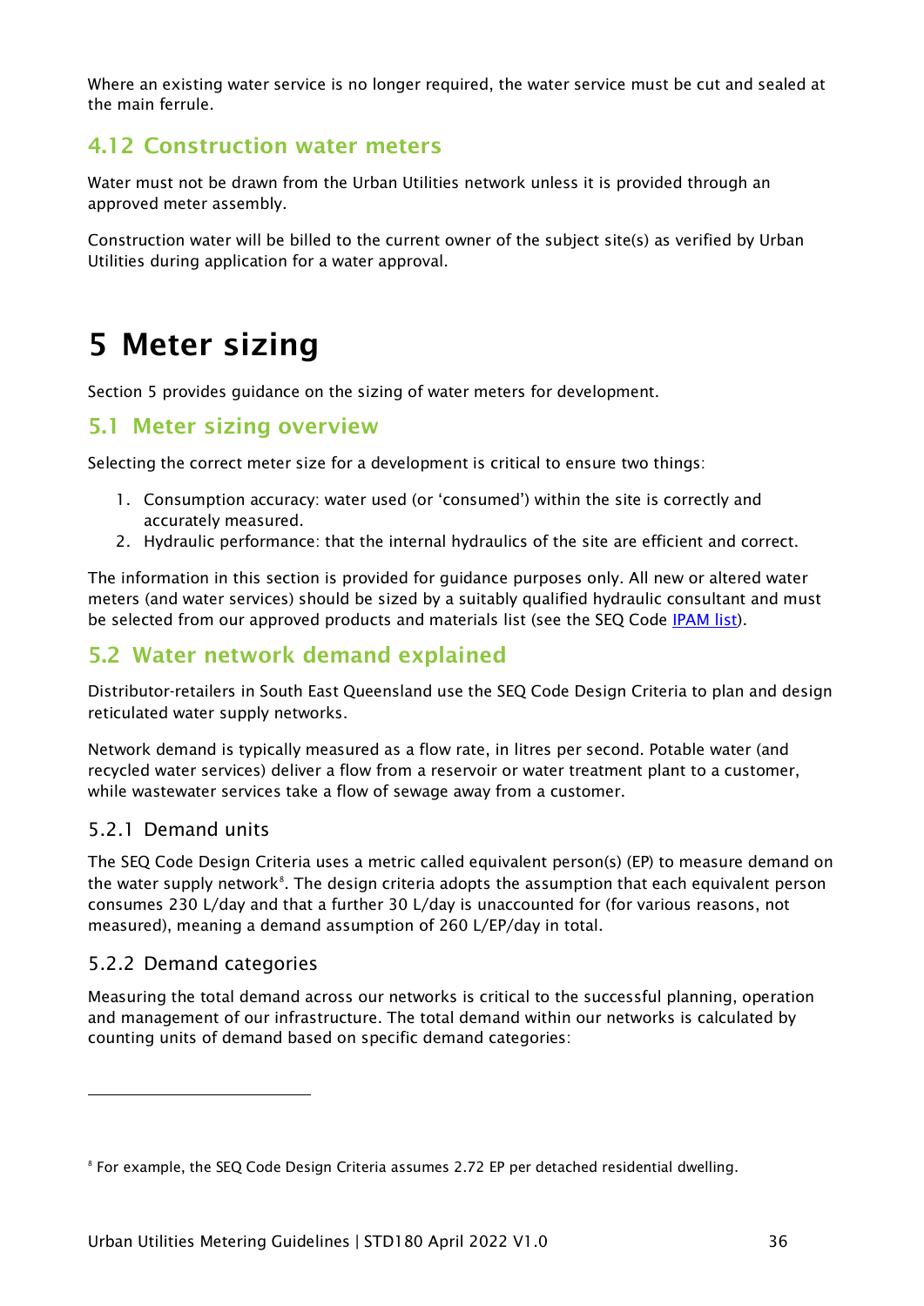Where an existing water service is no longer required, the water service must be cut and sealed at the main ferrule.

## 4.12 Construction water meters

Water must not be drawn from the Urban Utilities network unless it is provided through an approved meter assembly.

Construction water will be billed to the current owner of the subject site(s) as verified by Urban Utilities during application for a water approval.

# 5 Meter sizing

Section 5 provides guidance on the sizing of water meters for development.

## 5.1 Meter sizing overview

Selecting the correct meter size for a development is critical to ensure two things:

1. Consumption accuracy: water used (or 'consumed') within the site is correctly and accurately measured.
2. Hydraulic performance: that the internal hydraulics of the site are efficient and correct.

The information in this section is provided for guidance purposes only. All new or altered water meters (and water services) should be sized by a suitably qualified hydraulic consultant and must be selected from our approved products and materials list (see the SEQ Code [IPAM list](IPAM list)).

## 5.2 Water network demand explained

Distributor-retailers in South East Queensland use the SEQ Code Design Criteria to plan and design reticulated water supply networks.

Network demand is typically measured as a flow rate, in litres per second. Potable water (and recycled water services) deliver a flow from a reservoir or water treatment plant to a customer, while wastewater services take a flow of sewage away from a customer.

### 5.2.1 Demand units

The SEQ Code Design Criteria uses a metric called equivalent person(s) (EP) to measure demand on the water supply network[8]. The design criteria adopts the assumption that each equivalent person consumes 230 L/day and that a further 30 L/day is unaccounted for (for various reasons, not measured), meaning a demand assumption of 260 L/EP/day in total.

### 5.2.2 Demand categories

Measuring the total demand across our networks is critical to the successful planning, operation and management of our infrastructure. The total demand within our networks is calculated by counting units of demand based on specific demand categories:

[8] For example, the SEQ Code Design Criteria assumes 2.72 EP per detached residential dwelling.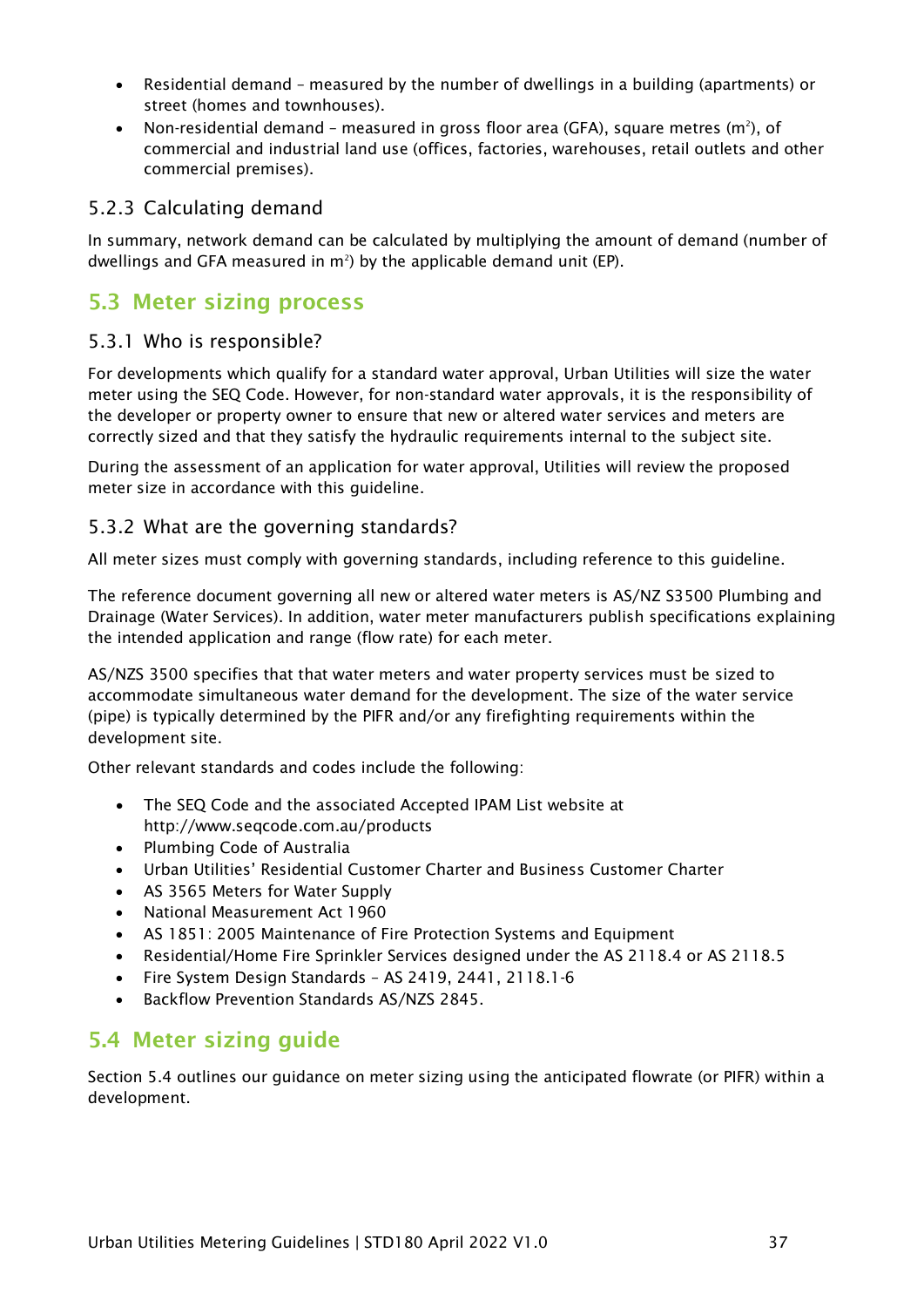- Residential demand – measured by the number of dwellings in a building (apartments) or street (homes and townhouses).
- Non-residential demand – measured in gross floor area (GFA), square metres ($m^2$), of commercial and industrial land use (offices, factories, warehouses, retail outlets and other commercial premises).

### 5.2.3 Calculating demand

In summary, network demand can be calculated by multiplying the amount of demand (number of dwellings and GFA measured in $m^2$) by the applicable demand unit (EP).

## 5.3 Meter sizing process

### 5.3.1 Who is responsible?

For developments which qualify for a standard water approval, Urban Utilities will size the water meter using the SEQ Code. However, for non-standard water approvals, it is the responsibility of the developer or property owner to ensure that new or altered water services and meters are correctly sized and that they satisfy the hydraulic requirements internal to the subject site.

During the assessment of an application for water approval, Utilities will review the proposed meter size in accordance with this guideline.

### 5.3.2 What are the governing standards?

All meter sizes must comply with governing standards, including reference to this guideline.

The reference document governing all new or altered water meters is AS/NZ S3500 Plumbing and Drainage (Water Services). In addition, water meter manufacturers publish specifications explaining the intended application and range (flow rate) for each meter.

AS/NZS 3500 specifies that that water meters and water property services must be sized to accommodate simultaneous water demand for the development. The size of the water service (pipe) is typically determined by the PIFR and/or any firefighting requirements within the development site.

Other relevant standards and codes include the following:

- The SEQ Code and the associated Accepted IPAM List website at http://www.seqcode.com.au/products
- Plumbing Code of Australia
- Urban Utilities' Residential Customer Charter and Business Customer Charter
- AS 3565 Meters for Water Supply
- National Measurement Act 1960
- AS 1851: 2005 Maintenance of Fire Protection Systems and Equipment
- Residential/Home Fire Sprinkler Services designed under the AS 2118.4 or AS 2118.5
- Fire System Design Standards – AS 2419, 2441, 2118.1-6
- Backflow Prevention Standards AS/NZS 2845.

## 5.4 Meter sizing guide

Section 5.4 outlines our guidance on meter sizing using the anticipated flowrate (or PIFR) within a development.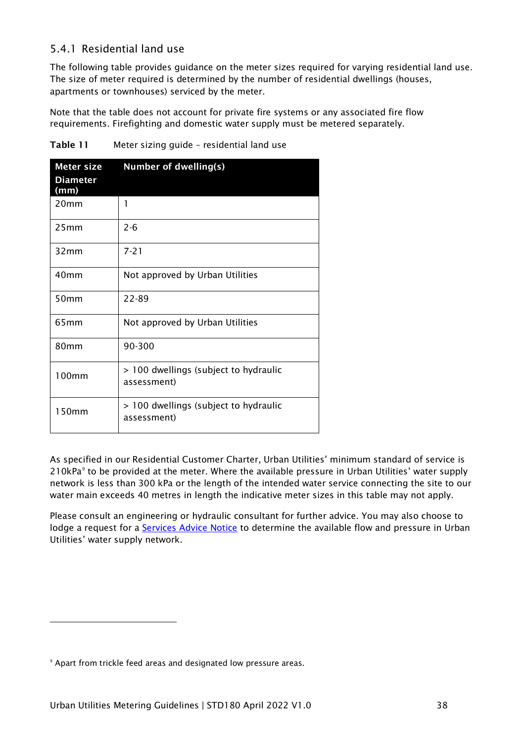### 5.4.1 Residential land use

The following table provides guidance on the meter sizes required for varying residential land use. The size of meter required is determined by the number of residential dwellings (houses, apartments or townhouses) serviced by the meter.

Note that the table does not account for private fire systems or any associated fire flow requirements. Firefighting and domestic water supply must be metered separately.

**Table 11** Meter sizing guide – residential land use

| Meter size Diameter (mm) | Number of dwelling(s) |
|---|---|
| 20mm | 1 |
| 25mm | 2-6 |
| 32mm | 7-21 |
| 40mm | Not approved by Urban Utilities |
| 50mm | 22-89 |
| 65mm | Not approved by Urban Utilities |
| 80mm | 90-300 |
| 100mm | > 100 dwellings (subject to hydraulic assessment) |
| 150mm | > 100 dwellings (subject to hydraulic assessment) |

As specified in our Residential Customer Charter, Urban Utilities' minimum standard of service is 210kPa[9] to be provided at the meter. Where the available pressure in Urban Utilities' water supply network is less than 300 kPa or the length of the intended water service connecting the site to our water main exceeds 40 metres in length the indicative meter sizes in this table may not apply.

Please consult an engineering or hydraulic consultant for further advice. You may also choose to lodge a request for a [Services Advice Notice](#) to determine the available flow and pressure in Urban Utilities' water supply network.

[9] Apart from trickle feed areas and designated low pressure areas.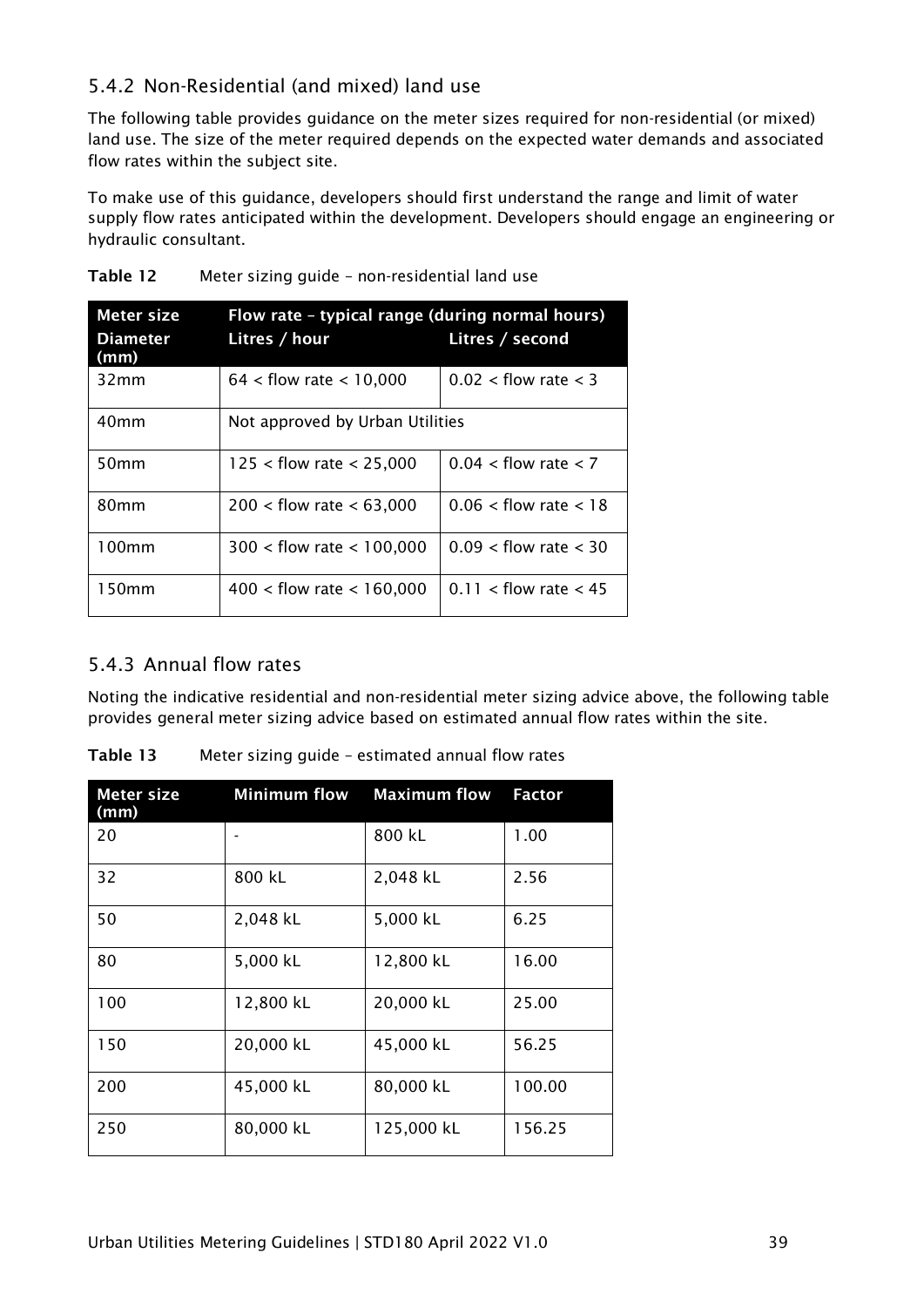### 5.4.2 Non-Residential (and mixed) land use

The following table provides guidance on the meter sizes required for non-residential (or mixed) land use. The size of the meter required depends on the expected water demands and associated flow rates within the subject site.

To make use of this guidance, developers should first understand the range and limit of water supply flow rates anticipated within the development. Developers should engage an engineering or hydraulic consultant.

**Table 12** Meter sizing guide – non-residential land use

| Meter size | Flow rate – typical range (during normal hours) | |
|---|---|---|
| **Diameter (mm)** | **Litres / hour** | **Litres / second** |
| 32mm | 64 < flow rate < 10,000 | 0.02 < flow rate < 3 |
| 40mm | Not approved by Urban Utilities | |
| 50mm | 125 < flow rate < 25,000 | 0.04 < flow rate < 7 |
| 80mm | 200 < flow rate < 63,000 | 0.06 < flow rate < 18 |
| 100mm | 300 < flow rate < 100,000 | 0.09 < flow rate < 30 |
| 150mm | 400 < flow rate < 160,000 | 0.11 < flow rate < 45 |

### 5.4.3 Annual flow rates

Noting the indicative residential and non-residential meter sizing advice above, the following table provides general meter sizing advice based on estimated annual flow rates within the site.

**Table 13** Meter sizing guide – estimated annual flow rates

| Meter size (mm) | Minimum flow | Maximum flow | Factor |
|---|---|---|---|
| 20 | - | 800 kL | 1.00 |
| 32 | 800 kL | 2,048 kL | 2.56 |
| 50 | 2,048 kL | 5,000 kL | 6.25 |
| 80 | 5,000 kL | 12,800 kL | 16.00 |
| 100 | 12,800 kL | 20,000 kL | 25.00 |
| 150 | 20,000 kL | 45,000 kL | 56.25 |
| 200 | 45,000 kL | 80,000 kL | 100.00 |
| 250 | 80,000 kL | 125,000 kL | 156.25 |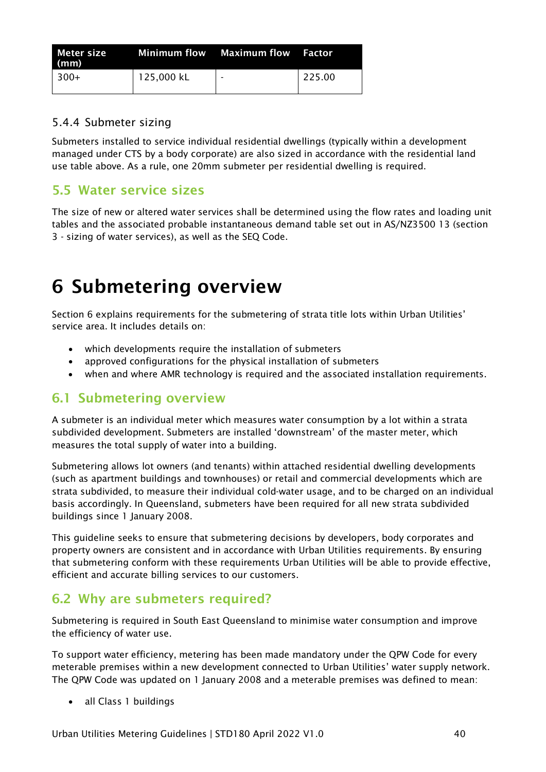| Meter size (mm) | Minimum flow | Maximum flow | Factor |
| --- | --- | --- | --- |
| 300+ | 125,000 kL | - | 225.00 |

### 5.4.4 Submeter sizing

Submeters installed to service individual residential dwellings (typically within a development managed under CTS by a body corporate) are also sized in accordance with the residential land use table above. As a rule, one 20mm submeter per residential dwelling is required.

## 5.5 Water service sizes

The size of new or altered water services shall be determined using the flow rates and loading unit tables and the associated probable instantaneous demand table set out in AS/NZ3500 13 (section 3 - sizing of water services), as well as the SEQ Code.

# 6 Submetering overview

Section 6 explains requirements for the submetering of strata title lots within Urban Utilities' service area. It includes details on:

- which developments require the installation of submeters
- approved configurations for the physical installation of submeters
- when and where AMR technology is required and the associated installation requirements.

## 6.1 Submetering overview

A submeter is an individual meter which measures water consumption by a lot within a strata subdivided development. Submeters are installed 'downstream' of the master meter, which measures the total supply of water into a building.

Submetering allows lot owners (and tenants) within attached residential dwelling developments (such as apartment buildings and townhouses) or retail and commercial developments which are strata subdivided, to measure their individual cold-water usage, and to be charged on an individual basis accordingly. In Queensland, submeters have been required for all new strata subdivided buildings since 1 January 2008.

This guideline seeks to ensure that submetering decisions by developers, body corporates and property owners are consistent and in accordance with Urban Utilities requirements. By ensuring that submetering conform with these requirements Urban Utilities will be able to provide effective, efficient and accurate billing services to our customers.

## 6.2 Why are submeters required?

Submetering is required in South East Queensland to minimise water consumption and improve the efficiency of water use.

To support water efficiency, metering has been made mandatory under the QPW Code for every meterable premises within a new development connected to Urban Utilities' water supply network. The QPW Code was updated on 1 January 2008 and a meterable premises was defined to mean:

- all Class 1 buildings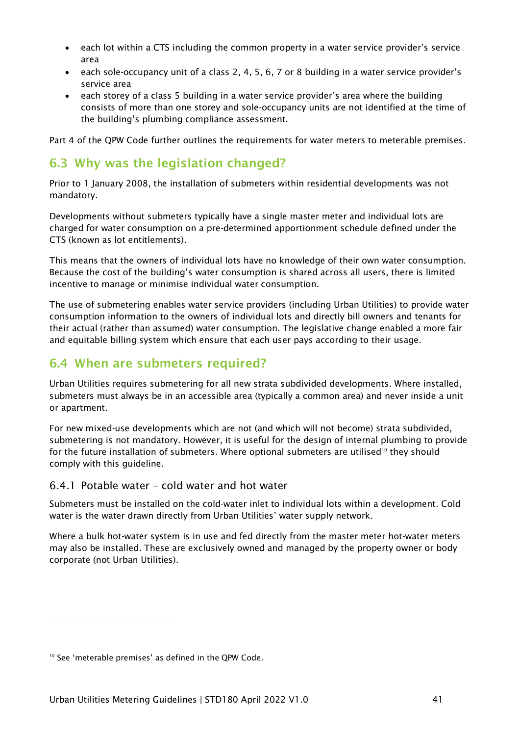- each lot within a CTS including the common property in a water service provider's service area
- each sole-occupancy unit of a class 2, 4, 5, 6, 7 or 8 building in a water service provider's service area
- each storey of a class 5 building in a water service provider's area where the building consists of more than one storey and sole-occupancy units are not identified at the time of the building's plumbing compliance assessment.

Part 4 of the QPW Code further outlines the requirements for water meters to meterable premises.

## 6.3 Why was the legislation changed?

Prior to 1 January 2008, the installation of submeters within residential developments was not mandatory.

Developments without submeters typically have a single master meter and individual lots are charged for water consumption on a pre-determined apportionment schedule defined under the CTS (known as lot entitlements).

This means that the owners of individual lots have no knowledge of their own water consumption. Because the cost of the building's water consumption is shared across all users, there is limited incentive to manage or minimise individual water consumption.

The use of submetering enables water service providers (including Urban Utilities) to provide water consumption information to the owners of individual lots and directly bill owners and tenants for their actual (rather than assumed) water consumption. The legislative change enabled a more fair and equitable billing system which ensure that each user pays according to their usage.

## 6.4 When are submeters required?

Urban Utilities requires submetering for all new strata subdivided developments. Where installed, submeters must always be in an accessible area (typically a common area) and never inside a unit or apartment.

For new mixed-use developments which are not (and which will not become) strata subdivided, submetering is not mandatory. However, it is useful for the design of internal plumbing to provide for the future installation of submeters. Where optional submeters are utilised[10] they should comply with this guideline.

### 6.4.1 Potable water – cold water and hot water

Submeters must be installed on the cold-water inlet to individual lots within a development. Cold water is the water drawn directly from Urban Utilities' water supply network.

Where a bulk hot-water system is in use and fed directly from the master meter hot-water meters may also be installed. These are exclusively owned and managed by the property owner or body corporate (not Urban Utilities).

---

[10] See 'meterable premises' as defined in the QPW Code.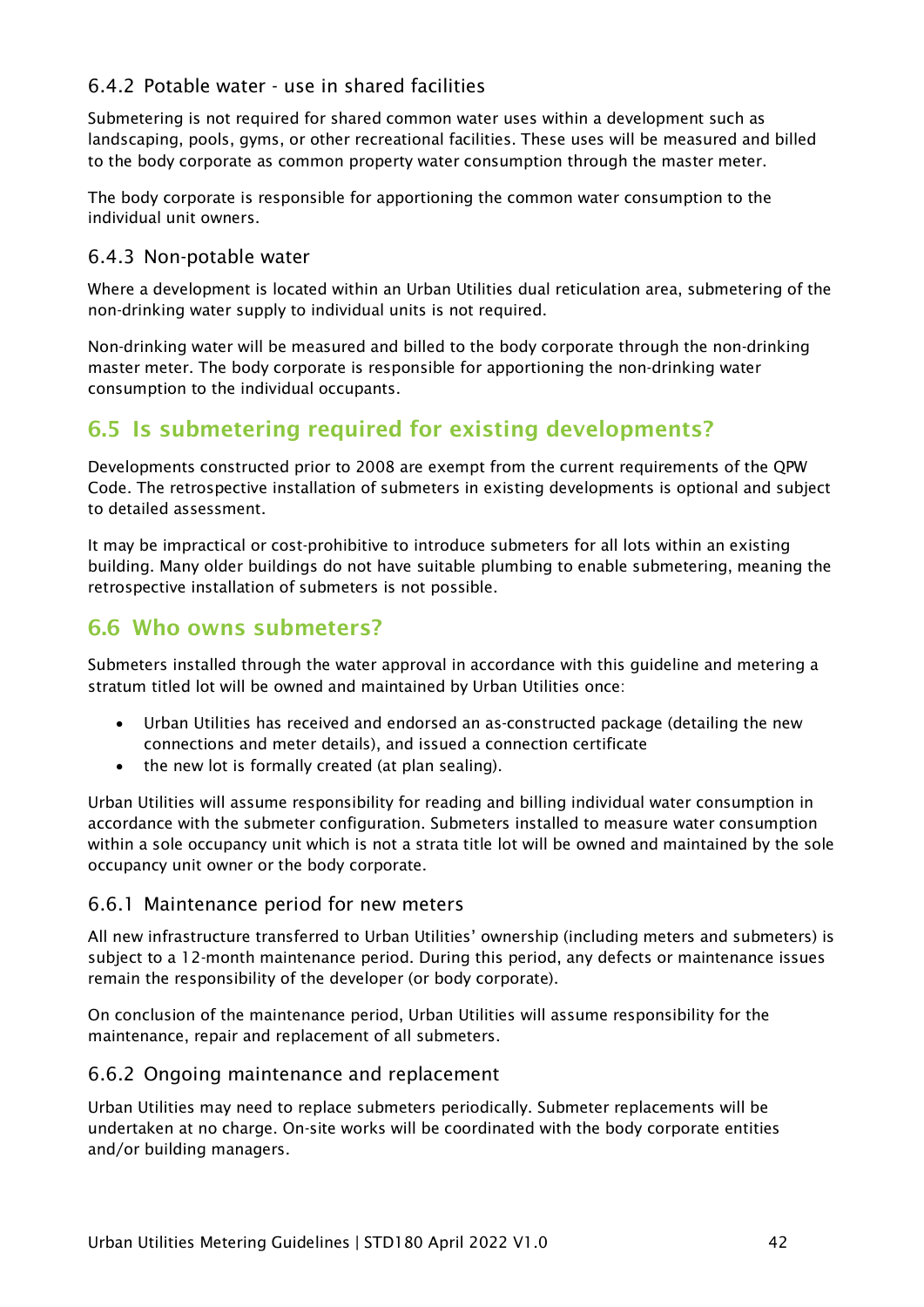### 6.4.2 Potable water - use in shared facilities

Submetering is not required for shared common water uses within a development such as landscaping, pools, gyms, or other recreational facilities. These uses will be measured and billed to the body corporate as common property water consumption through the master meter.

The body corporate is responsible for apportioning the common water consumption to the individual unit owners.

### 6.4.3 Non-potable water

Where a development is located within an Urban Utilities dual reticulation area, submetering of the non-drinking water supply to individual units is not required.

Non-drinking water will be measured and billed to the body corporate through the non-drinking master meter. The body corporate is responsible for apportioning the non-drinking water consumption to the individual occupants.

## 6.5 Is submetering required for existing developments?

Developments constructed prior to 2008 are exempt from the current requirements of the QPW Code. The retrospective installation of submeters in existing developments is optional and subject to detailed assessment.

It may be impractical or cost-prohibitive to introduce submeters for all lots within an existing building. Many older buildings do not have suitable plumbing to enable submetering, meaning the retrospective installation of submeters is not possible.

## 6.6 Who owns submeters?

Submeters installed through the water approval in accordance with this guideline and metering a stratum titled lot will be owned and maintained by Urban Utilities once:

- Urban Utilities has received and endorsed an as-constructed package (detailing the new connections and meter details), and issued a connection certificate
- the new lot is formally created (at plan sealing).

Urban Utilities will assume responsibility for reading and billing individual water consumption in accordance with the submeter configuration. Submeters installed to measure water consumption within a sole occupancy unit which is not a strata title lot will be owned and maintained by the sole occupancy unit owner or the body corporate.

### 6.6.1 Maintenance period for new meters

All new infrastructure transferred to Urban Utilities' ownership (including meters and submeters) is subject to a 12-month maintenance period. During this period, any defects or maintenance issues remain the responsibility of the developer (or body corporate).

On conclusion of the maintenance period, Urban Utilities will assume responsibility for the maintenance, repair and replacement of all submeters.

### 6.6.2 Ongoing maintenance and replacement

Urban Utilities may need to replace submeters periodically. Submeter replacements will be undertaken at no charge. On-site works will be coordinated with the body corporate entities and/or building managers.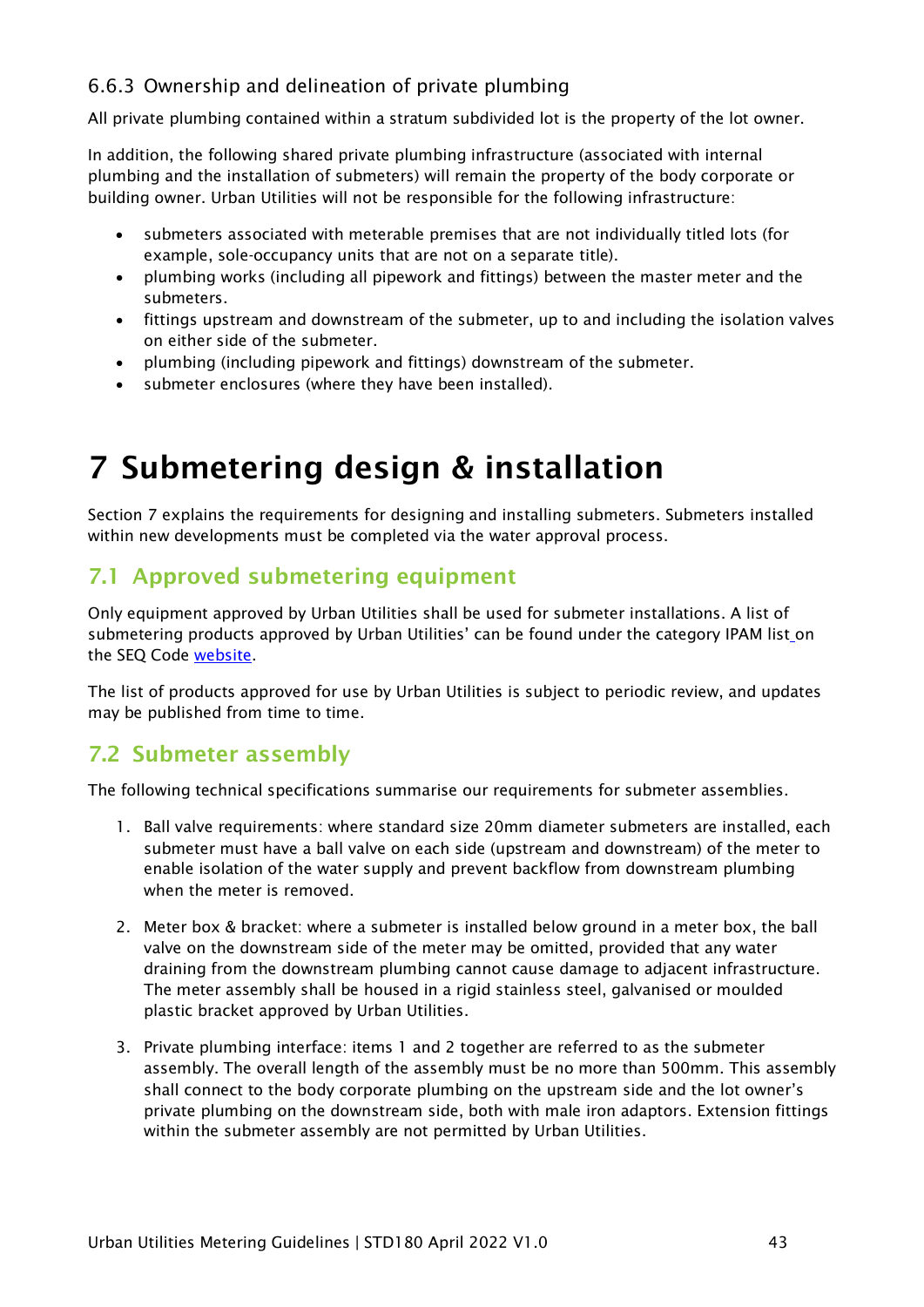### 6.6.3 Ownership and delineation of private plumbing

All private plumbing contained within a stratum subdivided lot is the property of the lot owner.

In addition, the following shared private plumbing infrastructure (associated with internal plumbing and the installation of submeters) will remain the property of the body corporate or building owner. Urban Utilities will not be responsible for the following infrastructure:

- submeters associated with meterable premises that are not individually titled lots (for example, sole-occupancy units that are not on a separate title).
- plumbing works (including all pipework and fittings) between the master meter and the submeters.
- fittings upstream and downstream of the submeter, up to and including the isolation valves on either side of the submeter.
- plumbing (including pipework and fittings) downstream of the submeter.
- submeter enclosures (where they have been installed).

# 7 Submetering design & installation

Section 7 explains the requirements for designing and installing submeters. Submeters installed within new developments must be completed via the water approval process.

## 7.1 Approved submetering equipment

Only equipment approved by Urban Utilities shall be used for submeter installations. A list of submetering products approved by Urban Utilities' can be found under the category IPAM list on the SEQ Code website.

The list of products approved for use by Urban Utilities is subject to periodic review, and updates may be published from time to time.

## 7.2 Submeter assembly

The following technical specifications summarise our requirements for submeter assemblies.

1. Ball valve requirements: where standard size 20mm diameter submeters are installed, each submeter must have a ball valve on each side (upstream and downstream) of the meter to enable isolation of the water supply and prevent backflow from downstream plumbing when the meter is removed.

2. Meter box & bracket: where a submeter is installed below ground in a meter box, the ball valve on the downstream side of the meter may be omitted, provided that any water draining from the downstream plumbing cannot cause damage to adjacent infrastructure. The meter assembly shall be housed in a rigid stainless steel, galvanised or moulded plastic bracket approved by Urban Utilities.

3. Private plumbing interface: items 1 and 2 together are referred to as the submeter assembly. The overall length of the assembly must be no more than 500mm. This assembly shall connect to the body corporate plumbing on the upstream side and the lot owner's private plumbing on the downstream side, both with male iron adaptors. Extension fittings within the submeter assembly are not permitted by Urban Utilities.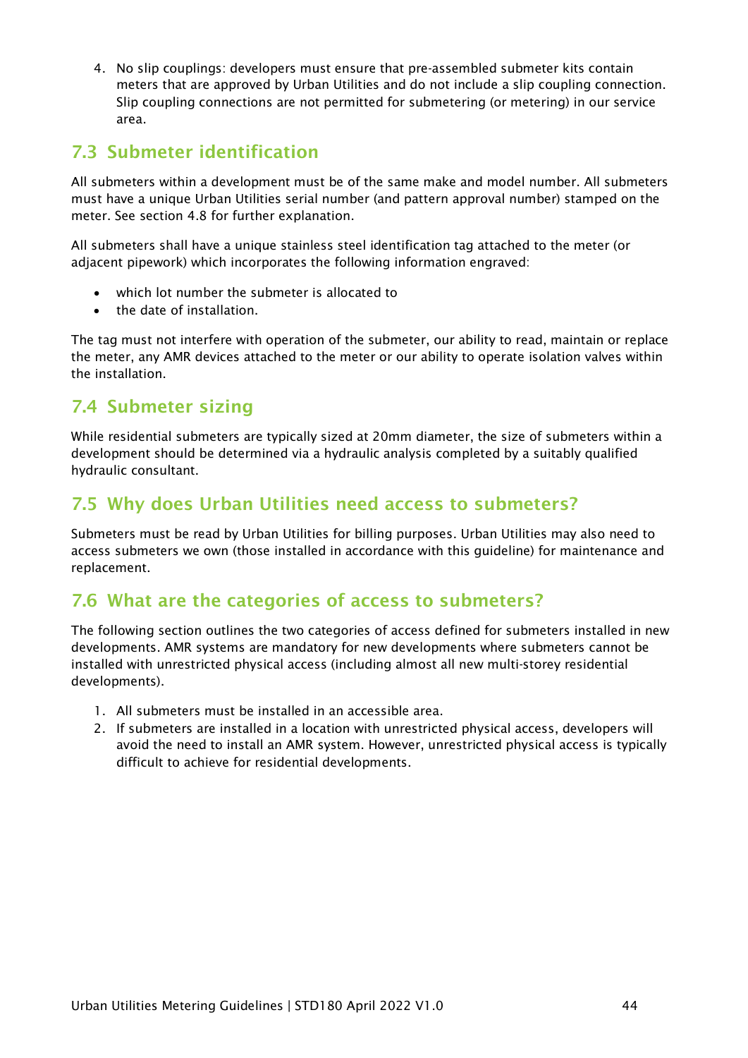4. No slip couplings: developers must ensure that pre-assembled submeter kits contain meters that are approved by Urban Utilities and do not include a slip coupling connection. Slip coupling connections are not permitted for submetering (or metering) in our service area.

## 7.3 Submeter identification

All submeters within a development must be of the same make and model number. All submeters must have a unique Urban Utilities serial number (and pattern approval number) stamped on the meter. See section 4.8 for further explanation.

All submeters shall have a unique stainless steel identification tag attached to the meter (or adjacent pipework) which incorporates the following information engraved:

- which lot number the submeter is allocated to
- the date of installation.

The tag must not interfere with operation of the submeter, our ability to read, maintain or replace the meter, any AMR devices attached to the meter or our ability to operate isolation valves within the installation.

## 7.4 Submeter sizing

While residential submeters are typically sized at 20mm diameter, the size of submeters within a development should be determined via a hydraulic analysis completed by a suitably qualified hydraulic consultant.

## 7.5 Why does Urban Utilities need access to submeters?

Submeters must be read by Urban Utilities for billing purposes. Urban Utilities may also need to access submeters we own (those installed in accordance with this guideline) for maintenance and replacement.

## 7.6 What are the categories of access to submeters?

The following section outlines the two categories of access defined for submeters installed in new developments. AMR systems are mandatory for new developments where submeters cannot be installed with unrestricted physical access (including almost all new multi-storey residential developments).

1. All submeters must be installed in an accessible area.
2. If submeters are installed in a location with unrestricted physical access, developers will avoid the need to install an AMR system. However, unrestricted physical access is typically difficult to achieve for residential developments.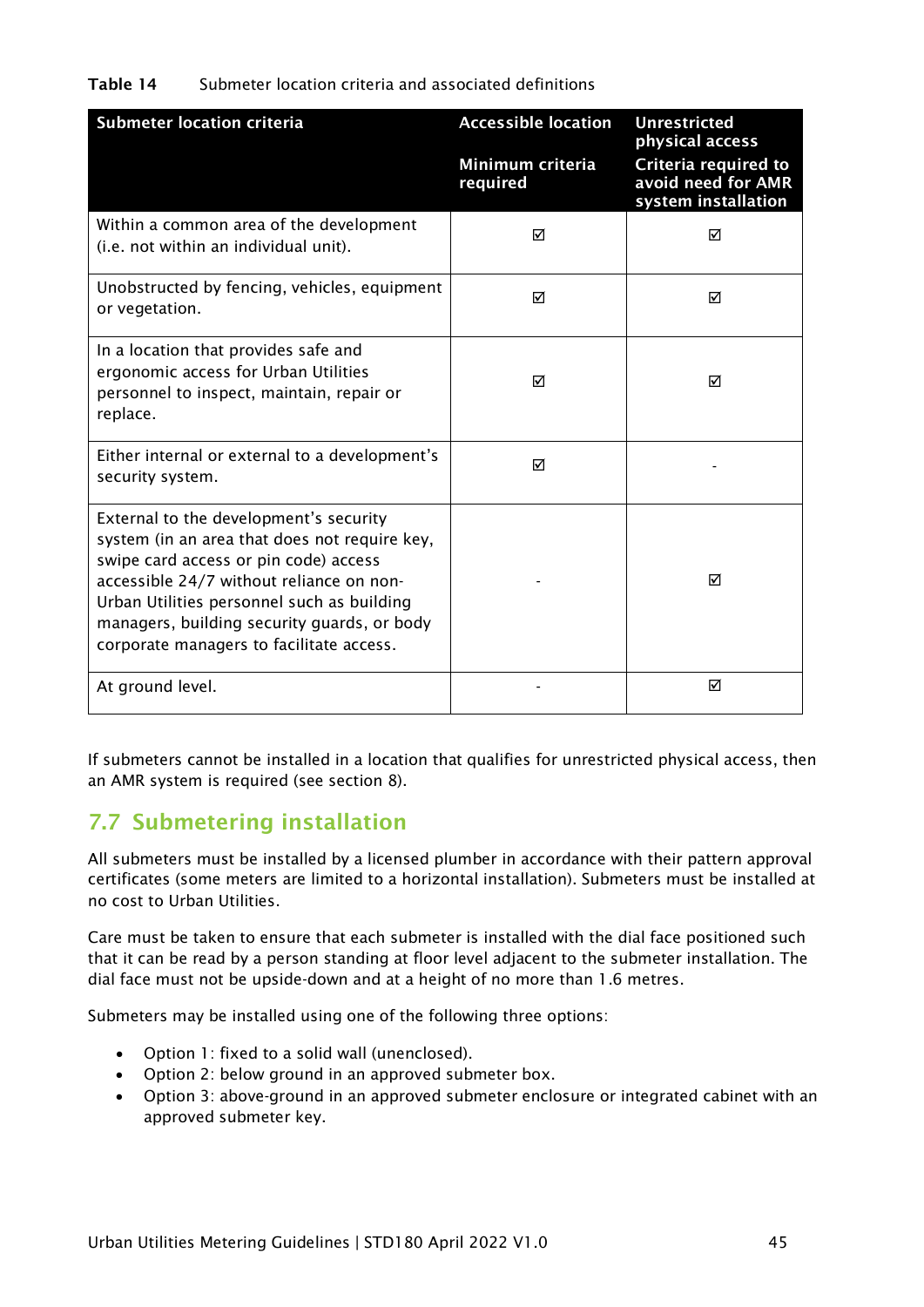**Table 14** Submeter location criteria and associated definitions

| Submeter location criteria | Accessible location<br><br>Minimum criteria required | Unrestricted physical access<br><br>Criteria required to avoid need for AMR system installation |
|---|---|---|
| Within a common area of the development (i.e. not within an individual unit). | ☑ | ☑ |
| Unobstructed by fencing, vehicles, equipment or vegetation. | ☑ | ☑ |
| In a location that provides safe and ergonomic access for Urban Utilities personnel to inspect, maintain, repair or replace. | ☑ | ☑ |
| Either internal or external to a development's security system. | ☑ | - |
| External to the development's security system (in an area that does not require key, swipe card access or pin code) access accessible 24/7 without reliance on non-Urban Utilities personnel such as building managers, building security guards, or body corporate managers to facilitate access. | - | ☑ |
| At ground level. | - | ☑ |

If submeters cannot be installed in a location that qualifies for unrestricted physical access, then an AMR system is required (see section 8).

## 7.7 Submetering installation

All submeters must be installed by a licensed plumber in accordance with their pattern approval certificates (some meters are limited to a horizontal installation). Submeters must be installed at no cost to Urban Utilities.

Care must be taken to ensure that each submeter is installed with the dial face positioned such that it can be read by a person standing at floor level adjacent to the submeter installation. The dial face must not be upside-down and at a height of no more than 1.6 metres.

Submeters may be installed using one of the following three options:

- Option 1: fixed to a solid wall (unenclosed).
- Option 2: below ground in an approved submeter box.
- Option 3: above-ground in an approved submeter enclosure or integrated cabinet with an approved submeter key.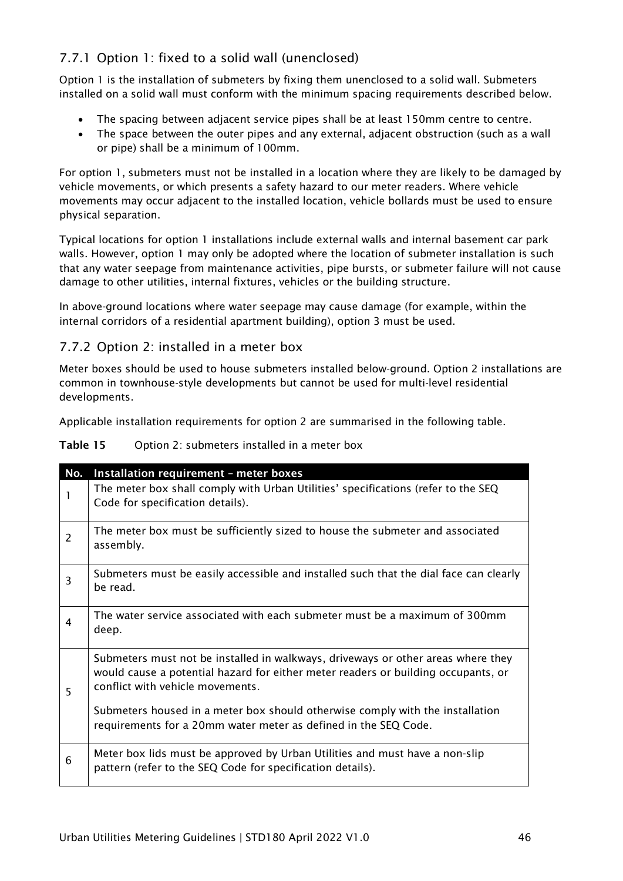### 7.7.1 Option 1: fixed to a solid wall (unenclosed)

Option 1 is the installation of submeters by fixing them unenclosed to a solid wall. Submeters installed on a solid wall must conform with the minimum spacing requirements described below.

- The spacing between adjacent service pipes shall be at least 150mm centre to centre.
- The space between the outer pipes and any external, adjacent obstruction (such as a wall or pipe) shall be a minimum of 100mm.

For option 1, submeters must not be installed in a location where they are likely to be damaged by vehicle movements, or which presents a safety hazard to our meter readers. Where vehicle movements may occur adjacent to the installed location, vehicle bollards must be used to ensure physical separation.

Typical locations for option 1 installations include external walls and internal basement car park walls. However, option 1 may only be adopted where the location of submeter installation is such that any water seepage from maintenance activities, pipe bursts, or submeter failure will not cause damage to other utilities, internal fixtures, vehicles or the building structure.

In above-ground locations where water seepage may cause damage (for example, within the internal corridors of a residential apartment building), option 3 must be used.

### 7.7.2 Option 2: installed in a meter box

Meter boxes should be used to house submeters installed below-ground. Option 2 installations are common in townhouse-style developments but cannot be used for multi-level residential developments.

Applicable installation requirements for option 2 are summarised in the following table.

**Table 15** Option 2: submeters installed in a meter box

| No. | Installation requirement – meter boxes |
|---|---|
| 1 | The meter box shall comply with Urban Utilities' specifications (refer to the SEQ Code for specification details). |
| 2 | The meter box must be sufficiently sized to house the submeter and associated assembly. |
| 3 | Submeters must be easily accessible and installed such that the dial face can clearly be read. |
| 4 | The water service associated with each submeter must be a maximum of 300mm deep. |
| 5 | Submeters must not be installed in walkways, driveways or other areas where they would cause a potential hazard for either meter readers or building occupants, or conflict with vehicle movements.<br><br>Submeters housed in a meter box should otherwise comply with the installation requirements for a 20mm water meter as defined in the SEQ Code. |
| 6 | Meter box lids must be approved by Urban Utilities and must have a non-slip pattern (refer to the SEQ Code for specification details). |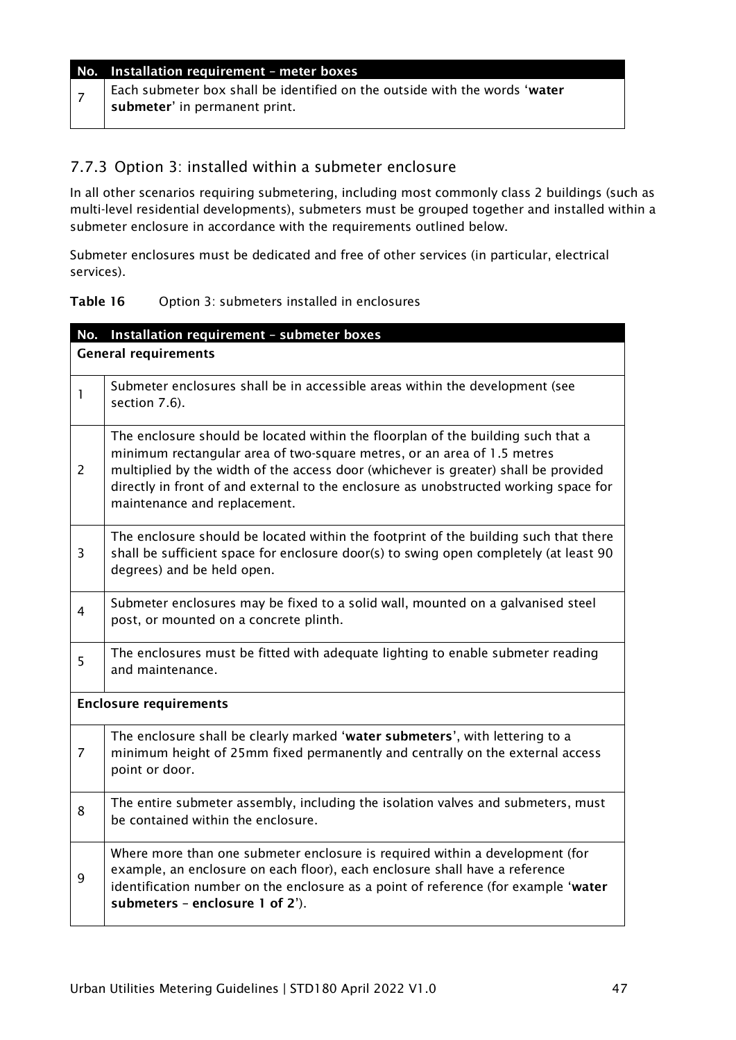| No. | Installation requirement – meter boxes |
| --- | --- |
| 7 | Each submeter box shall be identified on the outside with the words '**water submeter**' in permanent print. |

### 7.7.3 Option 3: installed within a submeter enclosure

In all other scenarios requiring submetering, including most commonly class 2 buildings (such as multi-level residential developments), submeters must be grouped together and installed within a submeter enclosure in accordance with the requirements outlined below.

Submeter enclosures must be dedicated and free of other services (in particular, electrical services).

**Table 16** Option 3: submeters installed in enclosures

| No. | Installation requirement – submeter boxes |
| --- | --- |
| **General requirements** | |
| 1 | Submeter enclosures shall be in accessible areas within the development (see section 7.6). |
| 2 | The enclosure should be located within the floorplan of the building such that a minimum rectangular area of two-square metres, or an area of 1.5 metres multiplied by the width of the access door (whichever is greater) shall be provided directly in front of and external to the enclosure as unobstructed working space for maintenance and replacement. |
| 3 | The enclosure should be located within the footprint of the building such that there shall be sufficient space for enclosure door(s) to swing open completely (at least 90 degrees) and be held open. |
| 4 | Submeter enclosures may be fixed to a solid wall, mounted on a galvanised steel post, or mounted on a concrete plinth. |
| 5 | The enclosures must be fitted with adequate lighting to enable submeter reading and maintenance. |
| **Enclosure requirements** | |
| 7 | The enclosure shall be clearly marked '**water submeters**', with lettering to a minimum height of 25mm fixed permanently and centrally on the external access point or door. |
| 8 | The entire submeter assembly, including the isolation valves and submeters, must be contained within the enclosure. |
| 9 | Where more than one submeter enclosure is required within a development (for example, an enclosure on each floor), each enclosure shall have a reference identification number on the enclosure as a point of reference (for example '**water submeters – enclosure 1 of 2**'). |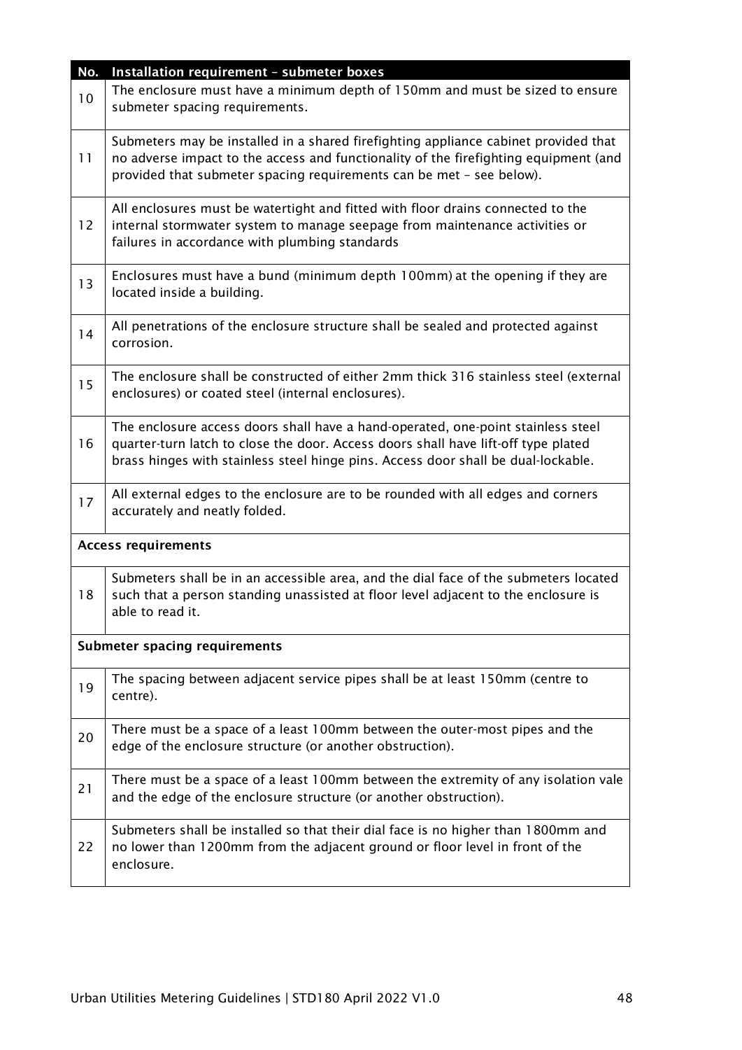| No. | Installation requirement – submeter boxes |
| --- | --- |
| 10 | The enclosure must have a minimum depth of 150mm and must be sized to ensure submeter spacing requirements. |
| 11 | Submeters may be installed in a shared firefighting appliance cabinet provided that no adverse impact to the access and functionality of the firefighting equipment (and provided that submeter spacing requirements can be met – see below). |
| 12 | All enclosures must be watertight and fitted with floor drains connected to the internal stormwater system to manage seepage from maintenance activities or failures in accordance with plumbing standards |
| 13 | Enclosures must have a bund (minimum depth 100mm) at the opening if they are located inside a building. |
| 14 | All penetrations of the enclosure structure shall be sealed and protected against corrosion. |
| 15 | The enclosure shall be constructed of either 2mm thick 316 stainless steel (external enclosures) or coated steel (internal enclosures). |
| 16 | The enclosure access doors shall have a hand-operated, one-point stainless steel quarter-turn latch to close the door. Access doors shall have lift-off type plated brass hinges with stainless steel hinge pins. Access door shall be dual-lockable. |
| 17 | All external edges to the enclosure are to be rounded with all edges and corners accurately and neatly folded. |
| **Access requirements** | |
| 18 | Submeters shall be in an accessible area, and the dial face of the submeters located such that a person standing unassisted at floor level adjacent to the enclosure is able to read it. |
| **Submeter spacing requirements** | |
| 19 | The spacing between adjacent service pipes shall be at least 150mm (centre to centre). |
| 20 | There must be a space of a least 100mm between the outer-most pipes and the edge of the enclosure structure (or another obstruction). |
| 21 | There must be a space of a least 100mm between the extremity of any isolation vale and the edge of the enclosure structure (or another obstruction). |
| 22 | Submeters shall be installed so that their dial face is no higher than 1800mm and no lower than 1200mm from the adjacent ground or floor level in front of the enclosure. |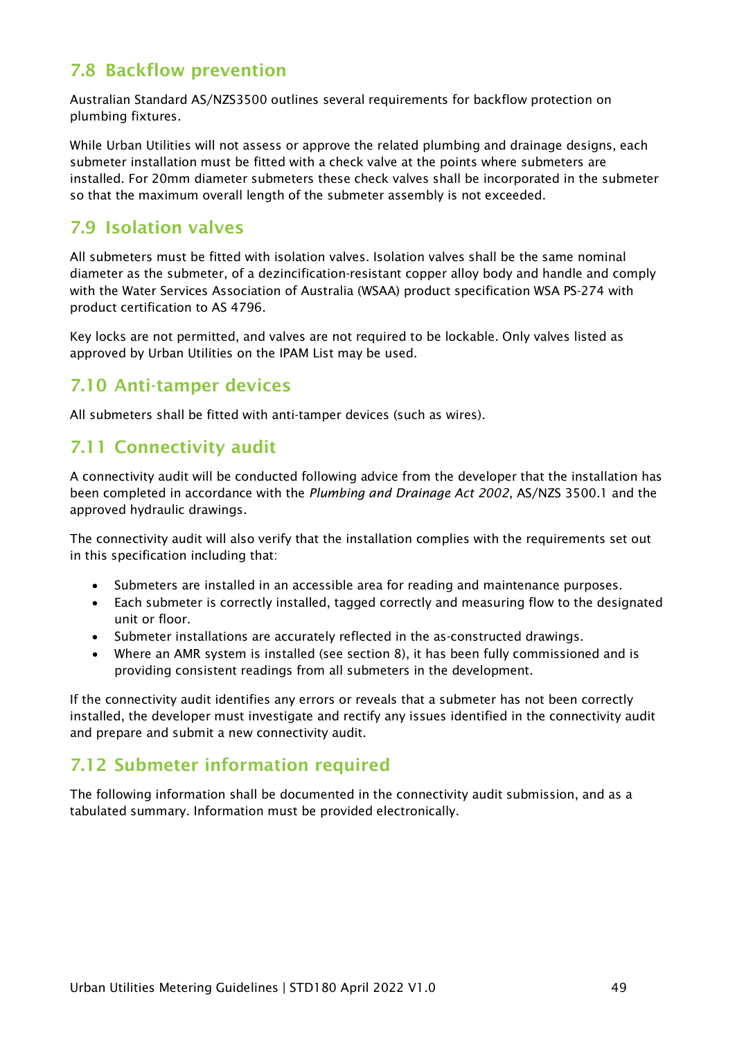## 7.8 Backflow prevention

Australian Standard AS/NZS3500 outlines several requirements for backflow protection on plumbing fixtures.

While Urban Utilities will not assess or approve the related plumbing and drainage designs, each submeter installation must be fitted with a check valve at the points where submeters are installed. For 20mm diameter submeters these check valves shall be incorporated in the submeter so that the maximum overall length of the submeter assembly is not exceeded.

## 7.9 Isolation valves

All submeters must be fitted with isolation valves. Isolation valves shall be the same nominal diameter as the submeter, of a dezincification-resistant copper alloy body and handle and comply with the Water Services Association of Australia (WSAA) product specification WSA PS-274 with product certification to AS 4796.

Key locks are not permitted, and valves are not required to be lockable. Only valves listed as approved by Urban Utilities on the IPAM List may be used.

## 7.10 Anti-tamper devices

All submeters shall be fitted with anti-tamper devices (such as wires).

## 7.11 Connectivity audit

A connectivity audit will be conducted following advice from the developer that the installation has been completed in accordance with the *Plumbing and Drainage Act 2002*, AS/NZS 3500.1 and the approved hydraulic drawings.

The connectivity audit will also verify that the installation complies with the requirements set out in this specification including that:

- Submeters are installed in an accessible area for reading and maintenance purposes.
- Each submeter is correctly installed, tagged correctly and measuring flow to the designated unit or floor.
- Submeter installations are accurately reflected in the as-constructed drawings.
- Where an AMR system is installed (see section 8), it has been fully commissioned and is providing consistent readings from all submeters in the development.

If the connectivity audit identifies any errors or reveals that a submeter has not been correctly installed, the developer must investigate and rectify any issues identified in the connectivity audit and prepare and submit a new connectivity audit.

## 7.12 Submeter information required

The following information shall be documented in the connectivity audit submission, and as a tabulated summary. Information must be provided electronically.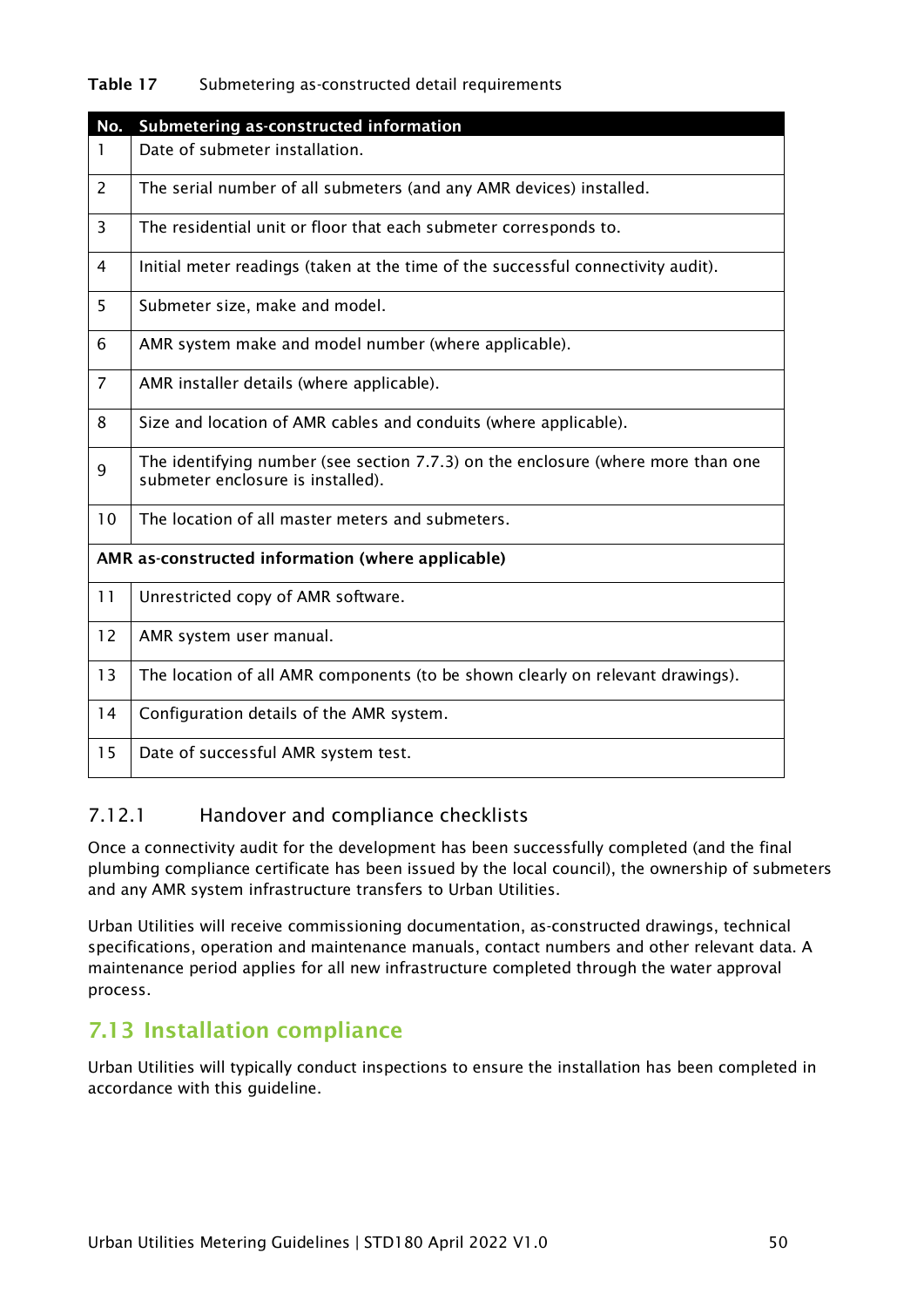**Table 17** Submetering as-constructed detail requirements

| No. | Submetering as-constructed information |
| --- | --- |
| 1 | Date of submeter installation. |
| 2 | The serial number of all submeters (and any AMR devices) installed. |
| 3 | The residential unit or floor that each submeter corresponds to. |
| 4 | Initial meter readings (taken at the time of the successful connectivity audit). |
| 5 | Submeter size, make and model. |
| 6 | AMR system make and model number (where applicable). |
| 7 | AMR installer details (where applicable). |
| 8 | Size and location of AMR cables and conduits (where applicable). |
| 9 | The identifying number (see section 7.7.3) on the enclosure (where more than one submeter enclosure is installed). |
| 10 | The location of all master meters and submeters. |
| **AMR as-constructed information (where applicable)** | |
| 11 | Unrestricted copy of AMR software. |
| 12 | AMR system user manual. |
| 13 | The location of all AMR components (to be shown clearly on relevant drawings). |
| 14 | Configuration details of the AMR system. |
| 15 | Date of successful AMR system test. |

### 7.12.1 Handover and compliance checklists

Once a connectivity audit for the development has been successfully completed (and the final plumbing compliance certificate has been issued by the local council), the ownership of submeters and any AMR system infrastructure transfers to Urban Utilities.

Urban Utilities will receive commissioning documentation, as-constructed drawings, technical specifications, operation and maintenance manuals, contact numbers and other relevant data. A maintenance period applies for all new infrastructure completed through the water approval process.

## 7.13 Installation compliance

Urban Utilities will typically conduct inspections to ensure the installation has been completed in accordance with this guideline.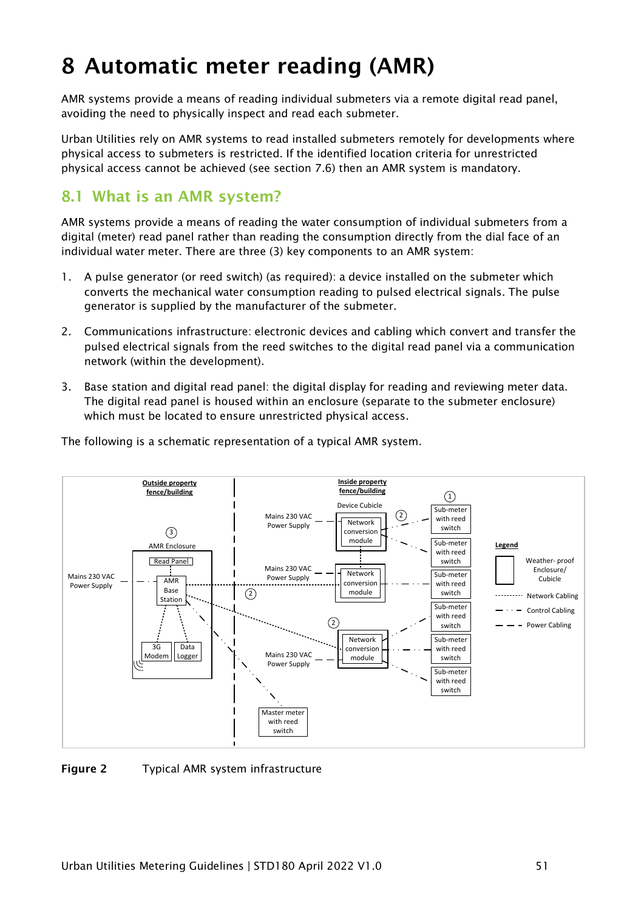# 8 Automatic meter reading (AMR)

AMR systems provide a means of reading individual submeters via a remote digital read panel, avoiding the need to physically inspect and read each submeter.

Urban Utilities rely on AMR systems to read installed submeters remotely for developments where physical access to submeters is restricted. If the identified location criteria for unrestricted physical access cannot be achieved (see section 7.6) then an AMR system is mandatory.

## 8.1 What is an AMR system?

AMR systems provide a means of reading the water consumption of individual submeters from a digital (meter) read panel rather than reading the consumption directly from the dial face of an individual water meter. There are three (3) key components to an AMR system:

1. A pulse generator (or reed switch) (as required): a device installed on the submeter which converts the mechanical water consumption reading to pulsed electrical signals. The pulse generator is supplied by the manufacturer of the submeter.
2. Communications infrastructure: electronic devices and cabling which convert and transfer the pulsed electrical signals from the reed switches to the digital read panel via a communication network (within the development).
3. Base station and digital read panel: the digital display for reading and reviewing meter data. The digital read panel is housed within an enclosure (separate to the submeter enclosure) which must be located to ensure unrestricted physical access.

The following is a schematic representation of a typical AMR system.

**Figure 2** Typical AMR system infrastructure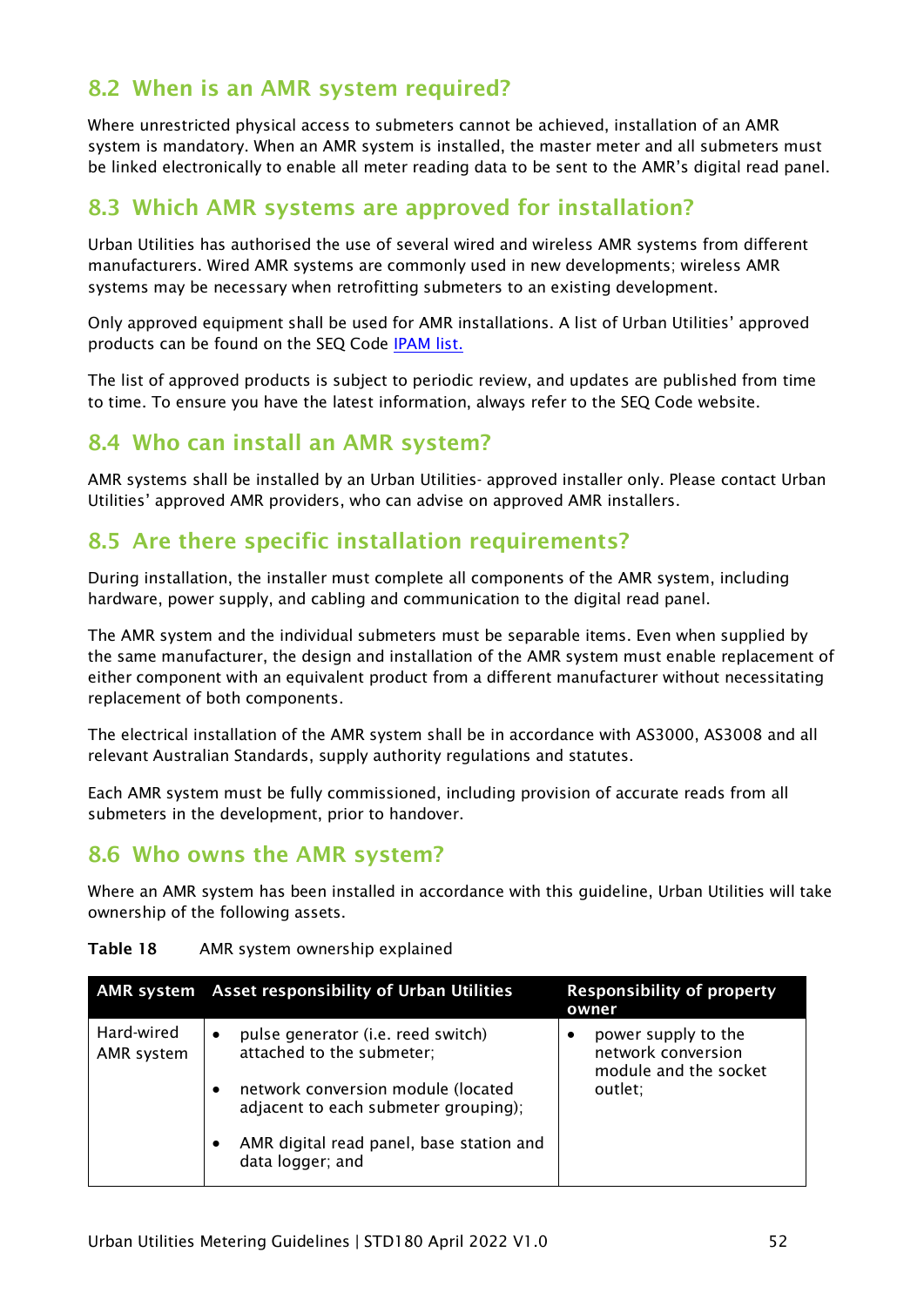## 8.2 When is an AMR system required?

Where unrestricted physical access to submeters cannot be achieved, installation of an AMR system is mandatory. When an AMR system is installed, the master meter and all submeters must be linked electronically to enable all meter reading data to be sent to the AMR's digital read panel.

## 8.3 Which AMR systems are approved for installation?

Urban Utilities has authorised the use of several wired and wireless AMR systems from different manufacturers. Wired AMR systems are commonly used in new developments; wireless AMR systems may be necessary when retrofitting submeters to an existing development.

Only approved equipment shall be used for AMR installations. A list of Urban Utilities' approved products can be found on the SEQ Code IPAM list.

The list of approved products is subject to periodic review, and updates are published from time to time. To ensure you have the latest information, always refer to the SEQ Code website.

## 8.4 Who can install an AMR system?

AMR systems shall be installed by an Urban Utilities- approved installer only. Please contact Urban Utilities' approved AMR providers, who can advise on approved AMR installers.

## 8.5 Are there specific installation requirements?

During installation, the installer must complete all components of the AMR system, including hardware, power supply, and cabling and communication to the digital read panel.

The AMR system and the individual submeters must be separable items. Even when supplied by the same manufacturer, the design and installation of the AMR system must enable replacement of either component with an equivalent product from a different manufacturer without necessitating replacement of both components.

The electrical installation of the AMR system shall be in accordance with AS3000, AS3008 and all relevant Australian Standards, supply authority regulations and statutes.

Each AMR system must be fully commissioned, including provision of accurate reads from all submeters in the development, prior to handover.

## 8.6 Who owns the AMR system?

Where an AMR system has been installed in accordance with this guideline, Urban Utilities will take ownership of the following assets.

**Table 18** AMR system ownership explained

| AMR system | Asset responsibility of Urban Utilities | Responsibility of property owner |
|---|---|---|
| Hard-wired AMR system | • pulse generator (i.e. reed switch) attached to the submeter;<br>• network conversion module (located adjacent to each submeter grouping);<br>• AMR digital read panel, base station and data logger; and | • power supply to the network conversion module and the socket outlet; |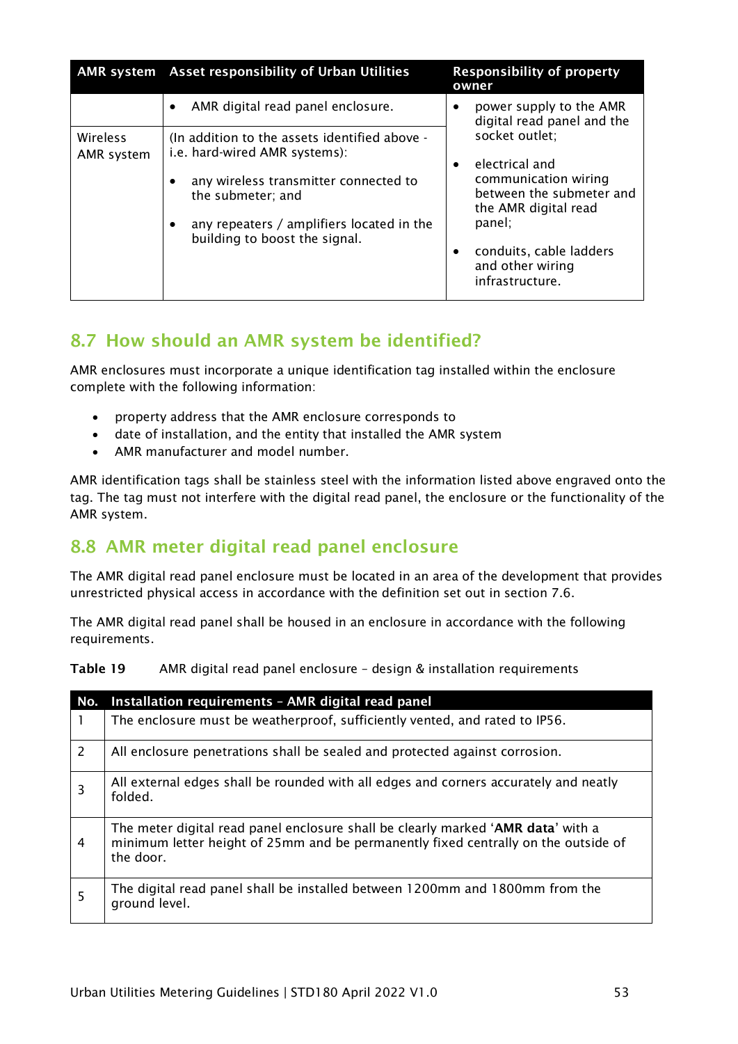| AMR system | Asset responsibility of Urban Utilities | Responsibility of property owner |
| --- | --- | --- |
| | • AMR digital read panel enclosure. | • power supply to the AMR digital read panel and the socket outlet;<br>• electrical and communication wiring between the submeter and the AMR digital read panel;<br>• conduits, cable ladders and other wiring infrastructure. |
| Wireless AMR system | (In addition to the assets identified above - i.e. hard-wired AMR systems):<br>• any wireless transmitter connected to the submeter; and<br>• any repeaters / amplifiers located in the building to boost the signal. | |

## 8.7 How should an AMR system be identified?

AMR enclosures must incorporate a unique identification tag installed within the enclosure complete with the following information:

- property address that the AMR enclosure corresponds to
- date of installation, and the entity that installed the AMR system
- AMR manufacturer and model number.

AMR identification tags shall be stainless steel with the information listed above engraved onto the tag. The tag must not interfere with the digital read panel, the enclosure or the functionality of the AMR system.

## 8.8 AMR meter digital read panel enclosure

The AMR digital read panel enclosure must be located in an area of the development that provides unrestricted physical access in accordance with the definition set out in section 7.6.

The AMR digital read panel shall be housed in an enclosure in accordance with the following requirements.

**Table 19** AMR digital read panel enclosure – design & installation requirements

| No. | Installation requirements – AMR digital read panel |
| --- | --- |
| 1 | The enclosure must be weatherproof, sufficiently vented, and rated to IP56. |
| 2 | All enclosure penetrations shall be sealed and protected against corrosion. |
| 3 | All external edges shall be rounded with all edges and corners accurately and neatly folded. |
| 4 | The meter digital read panel enclosure shall be clearly marked '**AMR data**' with a minimum letter height of 25mm and be permanently fixed centrally on the outside of the door. |
| 5 | The digital read panel shall be installed between 1200mm and 1800mm from the ground level. |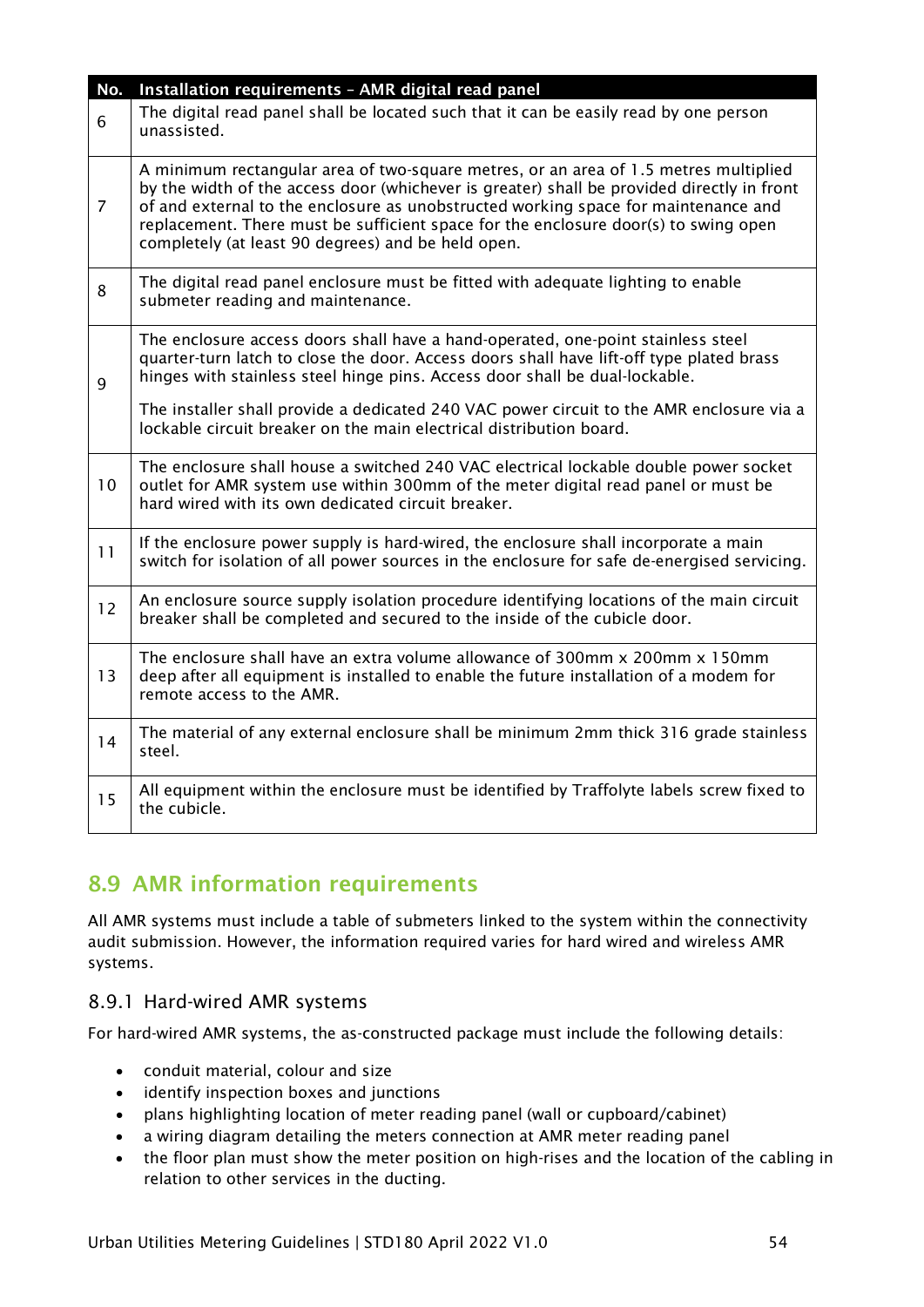| No. | Installation requirements – AMR digital read panel |
|---|---|
| 6 | The digital read panel shall be located such that it can be easily read by one person unassisted. |
| 7 | A minimum rectangular area of two-square metres, or an area of 1.5 metres multiplied by the width of the access door (whichever is greater) shall be provided directly in front of and external to the enclosure as unobstructed working space for maintenance and replacement. There must be sufficient space for the enclosure door(s) to swing open completely (at least 90 degrees) and be held open. |
| 8 | The digital read panel enclosure must be fitted with adequate lighting to enable submeter reading and maintenance. |
| 9 | The enclosure access doors shall have a hand-operated, one-point stainless steel quarter-turn latch to close the door. Access doors shall have lift-off type plated brass hinges with stainless steel hinge pins. Access door shall be dual-lockable.<br><br>The installer shall provide a dedicated 240 VAC power circuit to the AMR enclosure via a lockable circuit breaker on the main electrical distribution board. |
| 10 | The enclosure shall house a switched 240 VAC electrical lockable double power socket outlet for AMR system use within 300mm of the meter digital read panel or must be hard wired with its own dedicated circuit breaker. |
| 11 | If the enclosure power supply is hard-wired, the enclosure shall incorporate a main switch for isolation of all power sources in the enclosure for safe de-energised servicing. |
| 12 | An enclosure source supply isolation procedure identifying locations of the main circuit breaker shall be completed and secured to the inside of the cubicle door. |
| 13 | The enclosure shall have an extra volume allowance of 300mm x 200mm x 150mm deep after all equipment is installed to enable the future installation of a modem for remote access to the AMR. |
| 14 | The material of any external enclosure shall be minimum 2mm thick 316 grade stainless steel. |
| 15 | All equipment within the enclosure must be identified by Traffolyte labels screw fixed to the cubicle. |

## 8.9 AMR information requirements

All AMR systems must include a table of submeters linked to the system within the connectivity audit submission. However, the information required varies for hard wired and wireless AMR systems.

### 8.9.1 Hard-wired AMR systems

For hard-wired AMR systems, the as-constructed package must include the following details:

- conduit material, colour and size
- identify inspection boxes and junctions
- plans highlighting location of meter reading panel (wall or cupboard/cabinet)
- a wiring diagram detailing the meters connection at AMR meter reading panel
- the floor plan must show the meter position on high-rises and the location of the cabling in relation to other services in the ducting.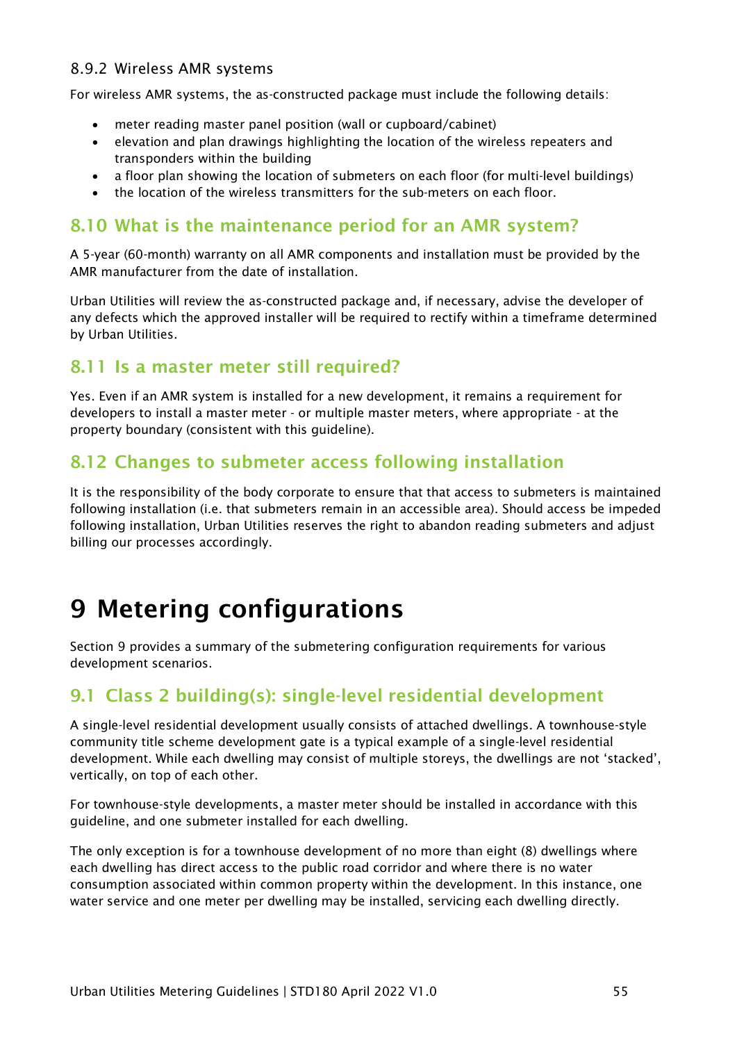### 8.9.2 Wireless AMR systems

For wireless AMR systems, the as-constructed package must include the following details:

- meter reading master panel position (wall or cupboard/cabinet)
- elevation and plan drawings highlighting the location of the wireless repeaters and transponders within the building
- a floor plan showing the location of submeters on each floor (for multi-level buildings)
- the location of the wireless transmitters for the sub-meters on each floor.

## 8.10 What is the maintenance period for an AMR system?

A 5-year (60-month) warranty on all AMR components and installation must be provided by the AMR manufacturer from the date of installation.

Urban Utilities will review the as-constructed package and, if necessary, advise the developer of any defects which the approved installer will be required to rectify within a timeframe determined by Urban Utilities.

## 8.11 Is a master meter still required?

Yes. Even if an AMR system is installed for a new development, it remains a requirement for developers to install a master meter - or multiple master meters, where appropriate - at the property boundary (consistent with this guideline).

## 8.12 Changes to submeter access following installation

It is the responsibility of the body corporate to ensure that that access to submeters is maintained following installation (i.e. that submeters remain in an accessible area). Should access be impeded following installation, Urban Utilities reserves the right to abandon reading submeters and adjust billing our processes accordingly.

# 9 Metering configurations

Section 9 provides a summary of the submetering configuration requirements for various development scenarios.

## 9.1 Class 2 building(s): single-level residential development

A single-level residential development usually consists of attached dwellings. A townhouse-style community title scheme development gate is a typical example of a single-level residential development. While each dwelling may consist of multiple storeys, the dwellings are not 'stacked', vertically, on top of each other.

For townhouse-style developments, a master meter should be installed in accordance with this guideline, and one submeter installed for each dwelling.

The only exception is for a townhouse development of no more than eight (8) dwellings where each dwelling has direct access to the public road corridor and where there is no water consumption associated within common property within the development. In this instance, one water service and one meter per dwelling may be installed, servicing each dwelling directly.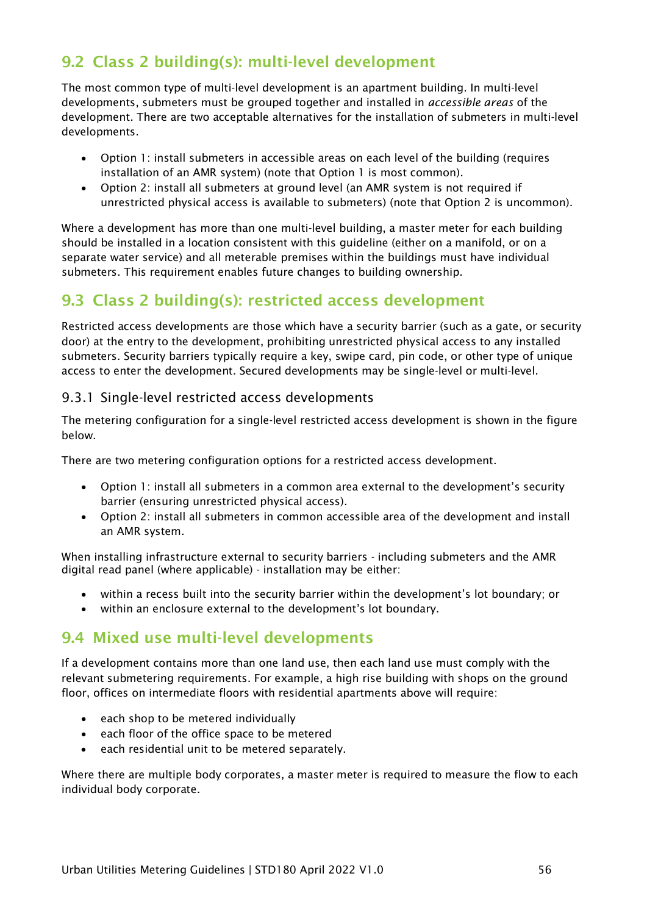## 9.2 Class 2 building(s): multi-level development

The most common type of multi-level development is an apartment building. In multi-level developments, submeters must be grouped together and installed in *accessible areas* of the development. There are two acceptable alternatives for the installation of submeters in multi-level developments.

- Option 1: install submeters in accessible areas on each level of the building (requires installation of an AMR system) (note that Option 1 is most common).
- Option 2: install all submeters at ground level (an AMR system is not required if unrestricted physical access is available to submeters) (note that Option 2 is uncommon).

Where a development has more than one multi-level building, a master meter for each building should be installed in a location consistent with this guideline (either on a manifold, or on a separate water service) and all meterable premises within the buildings must have individual submeters. This requirement enables future changes to building ownership.

## 9.3 Class 2 building(s): restricted access development

Restricted access developments are those which have a security barrier (such as a gate, or security door) at the entry to the development, prohibiting unrestricted physical access to any installed submeters. Security barriers typically require a key, swipe card, pin code, or other type of unique access to enter the development. Secured developments may be single-level or multi-level.

### 9.3.1 Single-level restricted access developments

The metering configuration for a single-level restricted access development is shown in the figure below.

There are two metering configuration options for a restricted access development.

- Option 1: install all submeters in a common area external to the development's security barrier (ensuring unrestricted physical access).
- Option 2: install all submeters in common accessible area of the development and install an AMR system.

When installing infrastructure external to security barriers - including submeters and the AMR digital read panel (where applicable) - installation may be either:

- within a recess built into the security barrier within the development's lot boundary; or
- within an enclosure external to the development's lot boundary.

## 9.4 Mixed use multi-level developments

If a development contains more than one land use, then each land use must comply with the relevant submetering requirements. For example, a high rise building with shops on the ground floor, offices on intermediate floors with residential apartments above will require:

- each shop to be metered individually
- each floor of the office space to be metered
- each residential unit to be metered separately.

Where there are multiple body corporates, a master meter is required to measure the flow to each individual body corporate.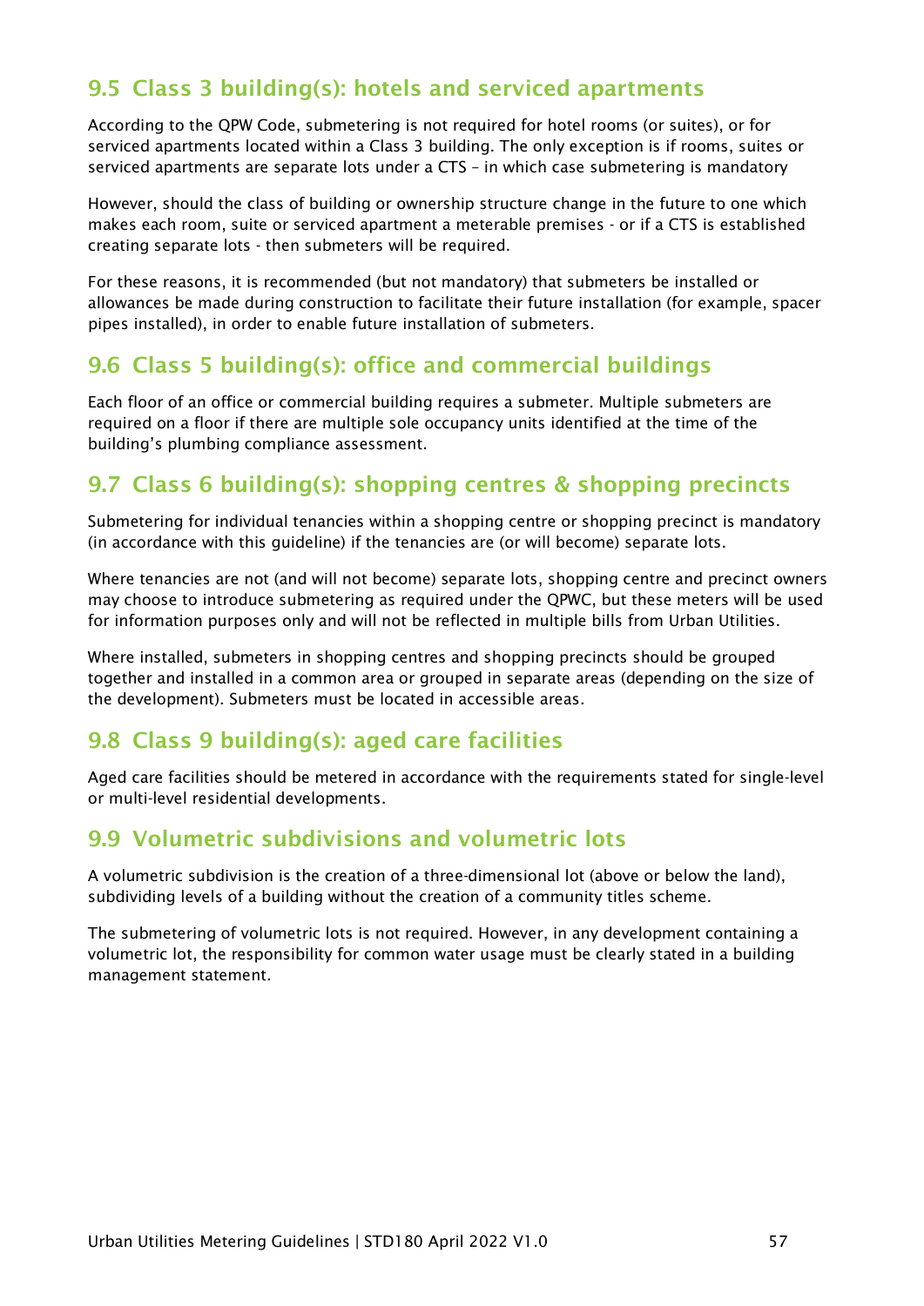## 9.5 Class 3 building(s): hotels and serviced apartments

According to the QPW Code, submetering is not required for hotel rooms (or suites), or for serviced apartments located within a Class 3 building. The only exception is if rooms, suites or serviced apartments are separate lots under a CTS – in which case submetering is mandatory

However, should the class of building or ownership structure change in the future to one which makes each room, suite or serviced apartment a meterable premises - or if a CTS is established creating separate lots - then submeters will be required.

For these reasons, it is recommended (but not mandatory) that submeters be installed or allowances be made during construction to facilitate their future installation (for example, spacer pipes installed), in order to enable future installation of submeters.

## 9.6 Class 5 building(s): office and commercial buildings

Each floor of an office or commercial building requires a submeter. Multiple submeters are required on a floor if there are multiple sole occupancy units identified at the time of the building's plumbing compliance assessment.

## 9.7 Class 6 building(s): shopping centres & shopping precincts

Submetering for individual tenancies within a shopping centre or shopping precinct is mandatory (in accordance with this guideline) if the tenancies are (or will become) separate lots.

Where tenancies are not (and will not become) separate lots, shopping centre and precinct owners may choose to introduce submetering as required under the QPWC, but these meters will be used for information purposes only and will not be reflected in multiple bills from Urban Utilities.

Where installed, submeters in shopping centres and shopping precincts should be grouped together and installed in a common area or grouped in separate areas (depending on the size of the development). Submeters must be located in accessible areas.

## 9.8 Class 9 building(s): aged care facilities

Aged care facilities should be metered in accordance with the requirements stated for single-level or multi-level residential developments.

## 9.9 Volumetric subdivisions and volumetric lots

A volumetric subdivision is the creation of a three-dimensional lot (above or below the land), subdividing levels of a building without the creation of a community titles scheme.

The submetering of volumetric lots is not required. However, in any development containing a volumetric lot, the responsibility for common water usage must be clearly stated in a building management statement.